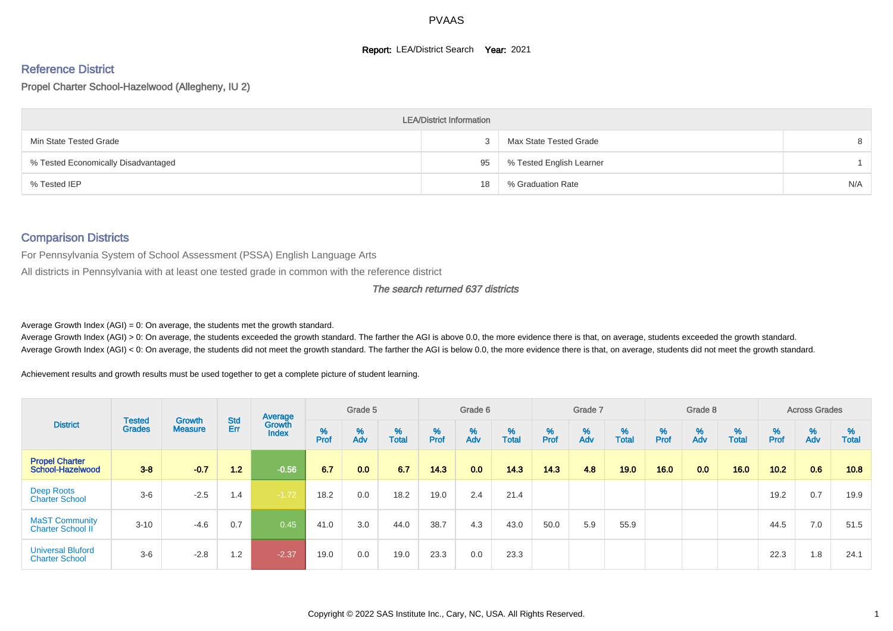PVAAS

**Report:** LEA/District Search **Year:** 2021

## Reference District

Propel Charter School-Hazelwood (Allegheny, IU 2)

| LEA/District Information | | | |
|---|---|---|---|
| Min State Tested Grade | 3 | Max State Tested Grade | 8 |
| % Tested Economically Disadvantaged | 95 | % Tested English Learner | 1 |
| % Tested IEP | 18 | % Graduation Rate | N/A |

## Comparison Districts

For Pennsylvania System of School Assessment (PSSA) English Language Arts

All districts in Pennsylvania with at least one tested grade in common with the reference district

*The search returned 637 districts*

Average Growth Index (AGI) = 0: On average, the students met the growth standard.

Average Growth Index (AGI) > 0: On average, the students exceeded the growth standard. The farther the AGI is above 0.0, the more evidence there is that, on average, students exceeded the growth standard.

Average Growth Index (AGI) < 0: On average, the students did not meet the growth standard. The farther the AGI is below 0.0, the more evidence there is that, on average, students did not meet the growth standard.

Achievement results and growth results must be used together to get a complete picture of student learning.

| District | Tested Grades | Growth Measure | Std Err | Average Growth Index | Grade 5 | | | Grade 6 | | | Grade 7 | | | Grade 8 | | | Across Grades | | |
|---|---|---|---|---|---|---|---|---|---|---|---|---|---|---|---|---|---|---|---|
| | | | | | % Prof | % Adv | % Total | % Prof | % Adv | % Total | % Prof | % Adv | % Total | % Prof | % Adv | % Total | % Prof | % Adv | % Total |
| **Propel Charter School-Hazelwood** | **3-8** | **-0.7** | **1.2** | **-0.56** | **6.7** | **0.0** | **6.7** | **14.3** | **0.0** | **14.3** | **14.3** | **4.8** | **19.0** | **16.0** | **0.0** | **16.0** | **10.2** | **0.6** | **10.8** |
| Deep Roots Charter School | 3-6 | -2.5 | 1.4 | -1.72 | 18.2 | 0.0 | 18.2 | 19.0 | 2.4 | 21.4 | | | | | | | 19.2 | 0.7 | 19.9 |
| MaST Community Charter School II | 3-10 | -4.6 | 0.7 | 0.45 | 41.0 | 3.0 | 44.0 | 38.7 | 4.3 | 43.0 | 50.0 | 5.9 | 55.9 | | | | 44.5 | 7.0 | 51.5 |
| Universal Bluford Charter School | 3-6 | -2.8 | 1.2 | -2.37 | 19.0 | 0.0 | 19.0 | 23.3 | 0.0 | 23.3 | | | | | | | 22.3 | 1.8 | 24.1 |

Copyright © 2022 SAS Institute Inc., Cary, NC, USA. All Rights Reserved.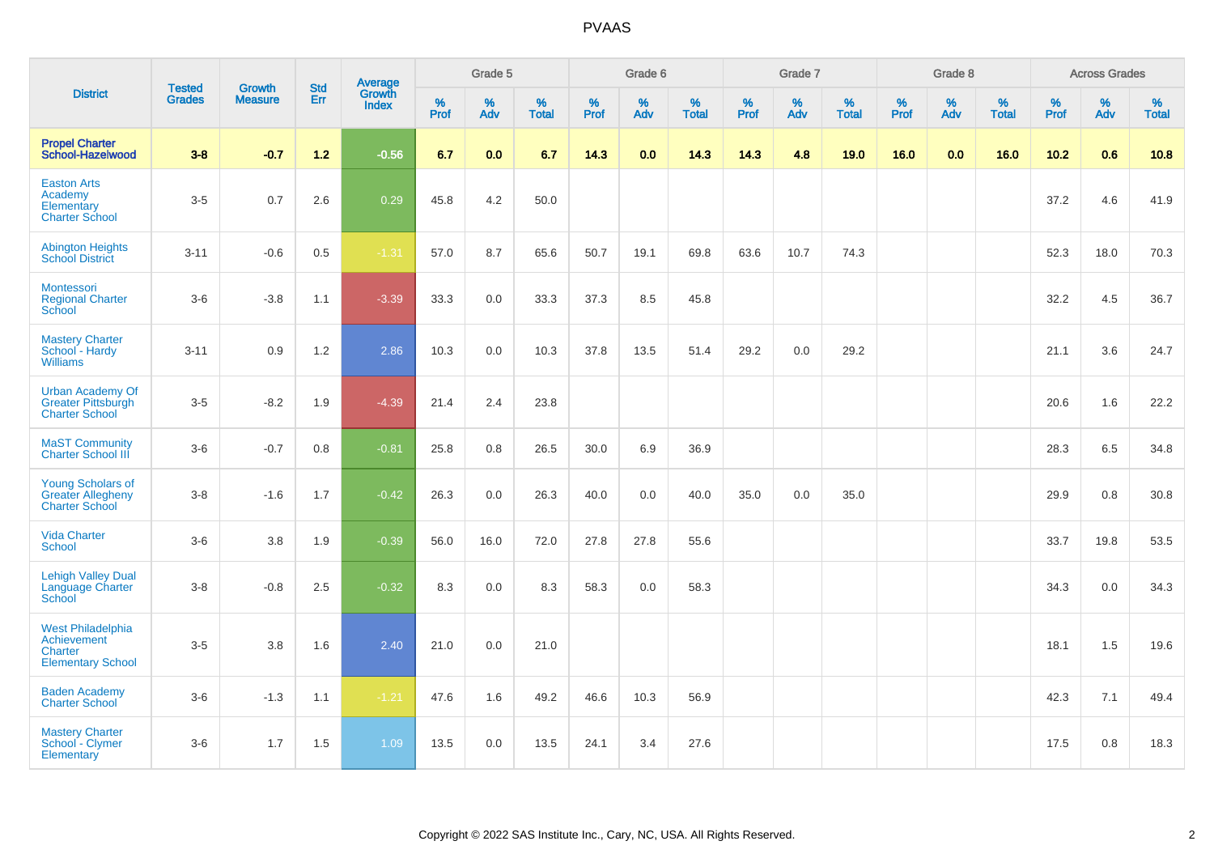# PVAAS

| District | Tested Grades | Growth Measure | Std Err | Average Growth Index | Grade 5 | | | Grade 6 | | | Grade 7 | | | Grade 8 | | | Across Grades | | |
|---|---|---|---|---|---|---|---|---|---|---|---|---|---|---|---|---|---|---|---|
| | | | | | % Prof | % Adv | % Total | % Prof | % Adv | % Total | % Prof | % Adv | % Total | % Prof | % Adv | % Total | % Prof | % Adv | % Total |
| **Propel Charter School-Hazelwood** | **3-8** | **-0.7** | **1.2** | **-0.56** | **6.7** | **0.0** | **6.7** | **14.3** | **0.0** | **14.3** | **14.3** | **4.8** | **19.0** | **16.0** | **0.0** | **16.0** | **10.2** | **0.6** | **10.8** |
| Easton Arts Academy Elementary Charter School | 3-5 | 0.7 | 2.6 | 0.29 | 45.8 | 4.2 | 50.0 | | | | | | | | | | 37.2 | 4.6 | 41.9 |
| Abington Heights School District | 3-11 | -0.6 | 0.5 | -1.31 | 57.0 | 8.7 | 65.6 | 50.7 | 19.1 | 69.8 | 63.6 | 10.7 | 74.3 | | | | 52.3 | 18.0 | 70.3 |
| Montessori Regional Charter School | 3-6 | -3.8 | 1.1 | -3.39 | 33.3 | 0.0 | 33.3 | 37.3 | 8.5 | 45.8 | | | | | | | 32.2 | 4.5 | 36.7 |
| Mastery Charter School - Hardy Williams | 3-11 | 0.9 | 1.2 | 2.86 | 10.3 | 0.0 | 10.3 | 37.8 | 13.5 | 51.4 | 29.2 | 0.0 | 29.2 | | | | 21.1 | 3.6 | 24.7 |
| Urban Academy Of Greater Pittsburgh Charter School | 3-5 | -8.2 | 1.9 | -4.39 | 21.4 | 2.4 | 23.8 | | | | | | | | | | 20.6 | 1.6 | 22.2 |
| MaST Community Charter School III | 3-6 | -0.7 | 0.8 | -0.81 | 25.8 | 0.8 | 26.5 | 30.0 | 6.9 | 36.9 | | | | | | | 28.3 | 6.5 | 34.8 |
| Young Scholars of Greater Allegheny Charter School | 3-8 | -1.6 | 1.7 | -0.42 | 26.3 | 0.0 | 26.3 | 40.0 | 0.0 | 40.0 | 35.0 | 0.0 | 35.0 | | | | 29.9 | 0.8 | 30.8 |
| Vida Charter School | 3-6 | 3.8 | 1.9 | -0.39 | 56.0 | 16.0 | 72.0 | 27.8 | 27.8 | 55.6 | | | | | | | 33.7 | 19.8 | 53.5 |
| Lehigh Valley Dual Language Charter School | 3-8 | -0.8 | 2.5 | -0.32 | 8.3 | 0.0 | 8.3 | 58.3 | 0.0 | 58.3 | | | | | | | 34.3 | 0.0 | 34.3 |
| West Philadelphia Achievement Charter Elementary School | 3-5 | 3.8 | 1.6 | 2.40 | 21.0 | 0.0 | 21.0 | | | | | | | | | | 18.1 | 1.5 | 19.6 |
| Baden Academy Charter School | 3-6 | -1.3 | 1.1 | -1.21 | 47.6 | 1.6 | 49.2 | 46.6 | 10.3 | 56.9 | | | | | | | 42.3 | 7.1 | 49.4 |
| Mastery Charter School - Clymer Elementary | 3-6 | 1.7 | 1.5 | 1.09 | 13.5 | 0.0 | 13.5 | 24.1 | 3.4 | 27.6 | | | | | | | 17.5 | 0.8 | 18.3 |

Copyright © 2022 SAS Institute Inc., Cary, NC, USA. All Rights Reserved.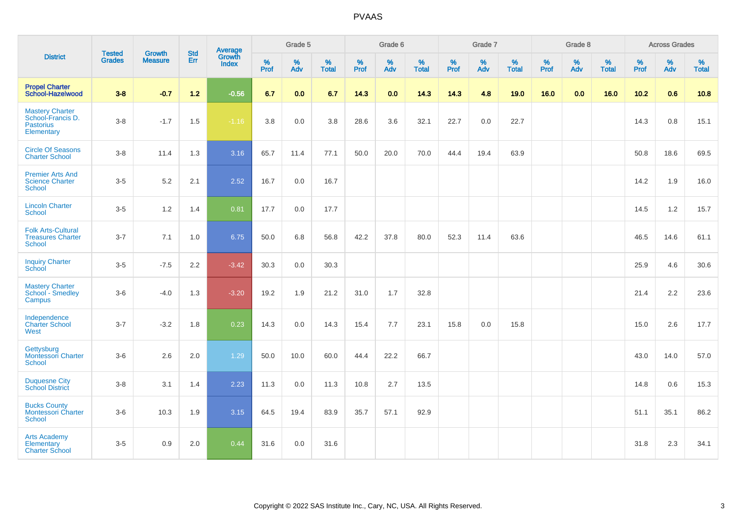# PVAAS

| District | Tested Grades | Growth Measure | Std Err | Average Growth Index | Grade 5 | | | Grade 6 | | | Grade 7 | | | Grade 8 | | | Across Grades | | |
|---|---|---|---|---|---|---|---|---|---|---|---|---|---|---|---|---|---|---|---|
| | | | | | % Prof | % Adv | % Total | % Prof | % Adv | % Total | % Prof | % Adv | % Total | % Prof | % Adv | % Total | % Prof | % Adv | % Total |
| **Propel Charter School-Hazelwood** | **3-8** | **-0.7** | **1.2** | **-0.56** | **6.7** | **0.0** | **6.7** | **14.3** | **0.0** | **14.3** | **14.3** | **4.8** | **19.0** | **16.0** | **0.0** | **16.0** | **10.2** | **0.6** | **10.8** |
| Mastery Charter School-Francis D. Pastorius Elementary | 3-8 | -1.7 | 1.5 | -1.16 | 3.8 | 0.0 | 3.8 | 28.6 | 3.6 | 32.1 | 22.7 | 0.0 | 22.7 | | | | 14.3 | 0.8 | 15.1 |
| Circle Of Seasons Charter School | 3-8 | 11.4 | 1.3 | 3.16 | 65.7 | 11.4 | 77.1 | 50.0 | 20.0 | 70.0 | 44.4 | 19.4 | 63.9 | | | | 50.8 | 18.6 | 69.5 |
| Premier Arts And Science Charter School | 3-5 | 5.2 | 2.1 | 2.52 | 16.7 | 0.0 | 16.7 | | | | | | | | | | 14.2 | 1.9 | 16.0 |
| Lincoln Charter School | 3-5 | 1.2 | 1.4 | 0.81 | 17.7 | 0.0 | 17.7 | | | | | | | | | | 14.5 | 1.2 | 15.7 |
| Folk Arts-Cultural Treasures Charter School | 3-7 | 7.1 | 1.0 | 6.75 | 50.0 | 6.8 | 56.8 | 42.2 | 37.8 | 80.0 | 52.3 | 11.4 | 63.6 | | | | 46.5 | 14.6 | 61.1 |
| Inquiry Charter School | 3-5 | -7.5 | 2.2 | -3.42 | 30.3 | 0.0 | 30.3 | | | | | | | | | | 25.9 | 4.6 | 30.6 |
| Mastery Charter School - Smedley Campus | 3-6 | -4.0 | 1.3 | -3.20 | 19.2 | 1.9 | 21.2 | 31.0 | 1.7 | 32.8 | | | | | | | 21.4 | 2.2 | 23.6 |
| Independence Charter School West | 3-7 | -3.2 | 1.8 | 0.23 | 14.3 | 0.0 | 14.3 | 15.4 | 7.7 | 23.1 | 15.8 | 0.0 | 15.8 | | | | 15.0 | 2.6 | 17.7 |
| Gettysburg Montessori Charter School | 3-6 | 2.6 | 2.0 | 1.29 | 50.0 | 10.0 | 60.0 | 44.4 | 22.2 | 66.7 | | | | | | | 43.0 | 14.0 | 57.0 |
| Duquesne City School District | 3-8 | 3.1 | 1.4 | 2.23 | 11.3 | 0.0 | 11.3 | 10.8 | 2.7 | 13.5 | | | | | | | 14.8 | 0.6 | 15.3 |
| Bucks County Montessori Charter School | 3-6 | 10.3 | 1.9 | 3.15 | 64.5 | 19.4 | 83.9 | 35.7 | 57.1 | 92.9 | | | | | | | 51.1 | 35.1 | 86.2 |
| Arts Academy Elementary Charter School | 3-5 | 0.9 | 2.0 | 0.44 | 31.6 | 0.0 | 31.6 | | | | | | | | | | 31.8 | 2.3 | 34.1 |

Copyright © 2022 SAS Institute Inc., Cary, NC, USA. All Rights Reserved.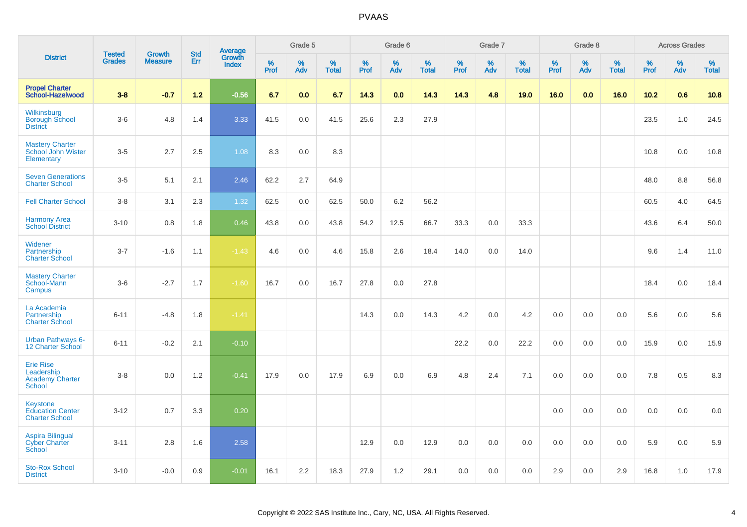# PVAAS

| District | Tested Grades | Growth Measure | Std Err | Average Growth Index | Grade 5 | | | Grade 6 | | | Grade 7 | | | Grade 8 | | | Across Grades | | |
|---|---|---|---|---|---|---|---|---|---|---|---|---|---|---|---|---|---|---|---|
| | | | | | % Prof | % Adv | % Total | % Prof | % Adv | % Total | % Prof | % Adv | % Total | % Prof | % Adv | % Total | % Prof | % Adv | % Total |
| **Propel Charter School-Hazelwood** | **3-8** | **-0.7** | **1.2** | **-0.56** | **6.7** | **0.0** | **6.7** | **14.3** | **0.0** | **14.3** | **14.3** | **4.8** | **19.0** | **16.0** | **0.0** | **16.0** | **10.2** | **0.6** | **10.8** |
| Wilkinsburg Borough School District | 3-6 | 4.8 | 1.4 | 3.33 | 41.5 | 0.0 | 41.5 | 25.6 | 2.3 | 27.9 | | | | | | | 23.5 | 1.0 | 24.5 |
| Mastery Charter School John Wister Elementary | 3-5 | 2.7 | 2.5 | 1.08 | 8.3 | 0.0 | 8.3 | | | | | | | | | | 10.8 | 0.0 | 10.8 |
| Seven Generations Charter School | 3-5 | 5.1 | 2.1 | 2.46 | 62.2 | 2.7 | 64.9 | | | | | | | | | | 48.0 | 8.8 | 56.8 |
| Fell Charter School | 3-8 | 3.1 | 2.3 | 1.32 | 62.5 | 0.0 | 62.5 | 50.0 | 6.2 | 56.2 | | | | | | | 60.5 | 4.0 | 64.5 |
| Harmony Area School District | 3-10 | 0.8 | 1.8 | 0.46 | 43.8 | 0.0 | 43.8 | 54.2 | 12.5 | 66.7 | 33.3 | 0.0 | 33.3 | | | | 43.6 | 6.4 | 50.0 |
| Widener Partnership Charter School | 3-7 | -1.6 | 1.1 | -1.43 | 4.6 | 0.0 | 4.6 | 15.8 | 2.6 | 18.4 | 14.0 | 0.0 | 14.0 | | | | 9.6 | 1.4 | 11.0 |
| Mastery Charter School-Mann Campus | 3-6 | -2.7 | 1.7 | -1.60 | 16.7 | 0.0 | 16.7 | 27.8 | 0.0 | 27.8 | | | | | | | 18.4 | 0.0 | 18.4 |
| La Academia Partnership Charter School | 6-11 | -4.8 | 1.8 | -1.41 | | | | 14.3 | 0.0 | 14.3 | 4.2 | 0.0 | 4.2 | 0.0 | 0.0 | 0.0 | 5.6 | 0.0 | 5.6 |
| Urban Pathways 6-12 Charter School | 6-11 | -0.2 | 2.1 | -0.10 | | | | | | | 22.2 | 0.0 | 22.2 | 0.0 | 0.0 | 0.0 | 15.9 | 0.0 | 15.9 |
| Erie Rise Leadership Academy Charter School | 3-8 | 0.0 | 1.2 | -0.41 | 17.9 | 0.0 | 17.9 | 6.9 | 0.0 | 6.9 | 4.8 | 2.4 | 7.1 | 0.0 | 0.0 | 0.0 | 7.8 | 0.5 | 8.3 |
| Keystone Education Center Charter School | 3-12 | 0.7 | 3.3 | 0.20 | | | | | | | | | | 0.0 | 0.0 | 0.0 | 0.0 | 0.0 | 0.0 |
| Aspira Bilingual Cyber Charter School | 3-11 | 2.8 | 1.6 | 2.58 | | | | 12.9 | 0.0 | 12.9 | 0.0 | 0.0 | 0.0 | 0.0 | 0.0 | 0.0 | 5.9 | 0.0 | 5.9 |
| Sto-Rox School District | 3-10 | -0.0 | 0.9 | -0.01 | 16.1 | 2.2 | 18.3 | 27.9 | 1.2 | 29.1 | 0.0 | 0.0 | 0.0 | 2.9 | 0.0 | 2.9 | 16.8 | 1.0 | 17.9 |

Copyright © 2022 SAS Institute Inc., Cary, NC, USA. All Rights Reserved.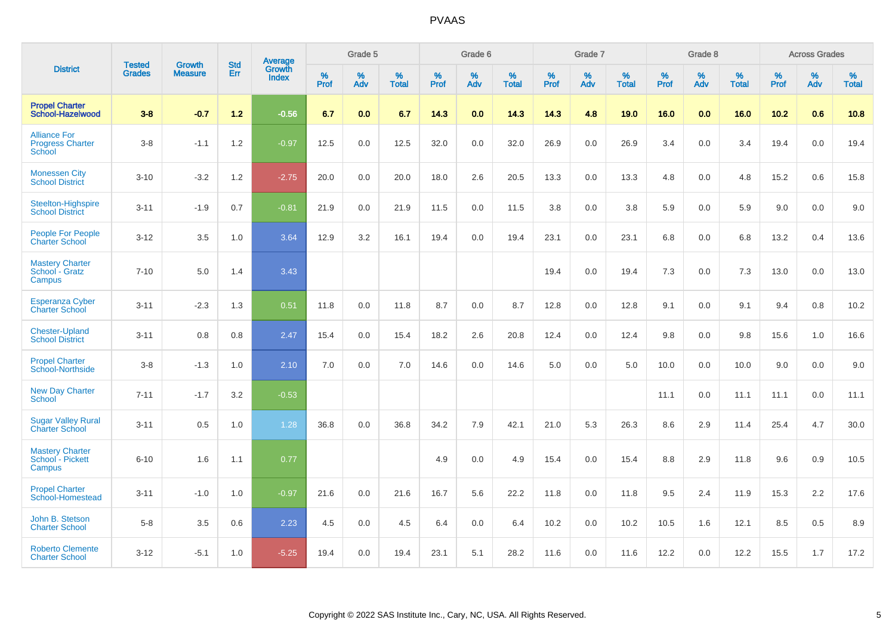# PVAAS

| District | Tested Grades | Growth Measure | Std Err | Average Growth Index | Grade 5 | | | Grade 6 | | | Grade 7 | | | Grade 8 | | | Across Grades | | |
|---|---|---|---|---|---|---|---|---|---|---|---|---|---|---|---|---|---|---|---|
| | | | | | % Prof | % Adv | % Total | % Prof | % Adv | % Total | % Prof | % Adv | % Total | % Prof | % Adv | % Total | % Prof | % Adv | % Total |
| **Propel Charter School-Hazelwood** | **3-8** | **-0.7** | **1.2** | **-0.56** | **6.7** | **0.0** | **6.7** | **14.3** | **0.0** | **14.3** | **14.3** | **4.8** | **19.0** | **16.0** | **0.0** | **16.0** | **10.2** | **0.6** | **10.8** |
| Alliance For Progress Charter School | 3-8 | -1.1 | 1.2 | -0.97 | 12.5 | 0.0 | 12.5 | 32.0 | 0.0 | 32.0 | 26.9 | 0.0 | 26.9 | 3.4 | 0.0 | 3.4 | 19.4 | 0.0 | 19.4 |
| Monessen City School District | 3-10 | -3.2 | 1.2 | -2.75 | 20.0 | 0.0 | 20.0 | 18.0 | 2.6 | 20.5 | 13.3 | 0.0 | 13.3 | 4.8 | 0.0 | 4.8 | 15.2 | 0.6 | 15.8 |
| Steelton-Highspire School District | 3-11 | -1.9 | 0.7 | -0.81 | 21.9 | 0.0 | 21.9 | 11.5 | 0.0 | 11.5 | 3.8 | 0.0 | 3.8 | 5.9 | 0.0 | 5.9 | 9.0 | 0.0 | 9.0 |
| People For People Charter School | 3-12 | 3.5 | 1.0 | 3.64 | 12.9 | 3.2 | 16.1 | 19.4 | 0.0 | 19.4 | 23.1 | 0.0 | 23.1 | 6.8 | 0.0 | 6.8 | 13.2 | 0.4 | 13.6 |
| Mastery Charter School - Gratz Campus | 7-10 | 5.0 | 1.4 | 3.43 | | | | | | | 19.4 | 0.0 | 19.4 | 7.3 | 0.0 | 7.3 | 13.0 | 0.0 | 13.0 |
| Esperanza Cyber Charter School | 3-11 | -2.3 | 1.3 | 0.51 | 11.8 | 0.0 | 11.8 | 8.7 | 0.0 | 8.7 | 12.8 | 0.0 | 12.8 | 9.1 | 0.0 | 9.1 | 9.4 | 0.8 | 10.2 |
| Chester-Upland School District | 3-11 | 0.8 | 0.8 | 2.47 | 15.4 | 0.0 | 15.4 | 18.2 | 2.6 | 20.8 | 12.4 | 0.0 | 12.4 | 9.8 | 0.0 | 9.8 | 15.6 | 1.0 | 16.6 |
| Propel Charter School-Northside | 3-8 | -1.3 | 1.0 | 2.10 | 7.0 | 0.0 | 7.0 | 14.6 | 0.0 | 14.6 | 5.0 | 0.0 | 5.0 | 10.0 | 0.0 | 10.0 | 9.0 | 0.0 | 9.0 |
| New Day Charter School | 7-11 | -1.7 | 3.2 | -0.53 | | | | | | | | | | 11.1 | 0.0 | 11.1 | 11.1 | 0.0 | 11.1 |
| Sugar Valley Rural Charter School | 3-11 | 0.5 | 1.0 | 1.28 | 36.8 | 0.0 | 36.8 | 34.2 | 7.9 | 42.1 | 21.0 | 5.3 | 26.3 | 8.6 | 2.9 | 11.4 | 25.4 | 4.7 | 30.0 |
| Mastery Charter School - Pickett Campus | 6-10 | 1.6 | 1.1 | 0.77 | | | | 4.9 | 0.0 | 4.9 | 15.4 | 0.0 | 15.4 | 8.8 | 2.9 | 11.8 | 9.6 | 0.9 | 10.5 |
| Propel Charter School-Homestead | 3-11 | -1.0 | 1.0 | -0.97 | 21.6 | 0.0 | 21.6 | 16.7 | 5.6 | 22.2 | 11.8 | 0.0 | 11.8 | 9.5 | 2.4 | 11.9 | 15.3 | 2.2 | 17.6 |
| John B. Stetson Charter School | 5-8 | 3.5 | 0.6 | 2.23 | 4.5 | 0.0 | 4.5 | 6.4 | 0.0 | 6.4 | 10.2 | 0.0 | 10.2 | 10.5 | 1.6 | 12.1 | 8.5 | 0.5 | 8.9 |
| Roberto Clemente Charter School | 3-12 | -5.1 | 1.0 | -5.25 | 19.4 | 0.0 | 19.4 | 23.1 | 5.1 | 28.2 | 11.6 | 0.0 | 11.6 | 12.2 | 0.0 | 12.2 | 15.5 | 1.7 | 17.2 |

Copyright © 2022 SAS Institute Inc., Cary, NC, USA. All Rights Reserved.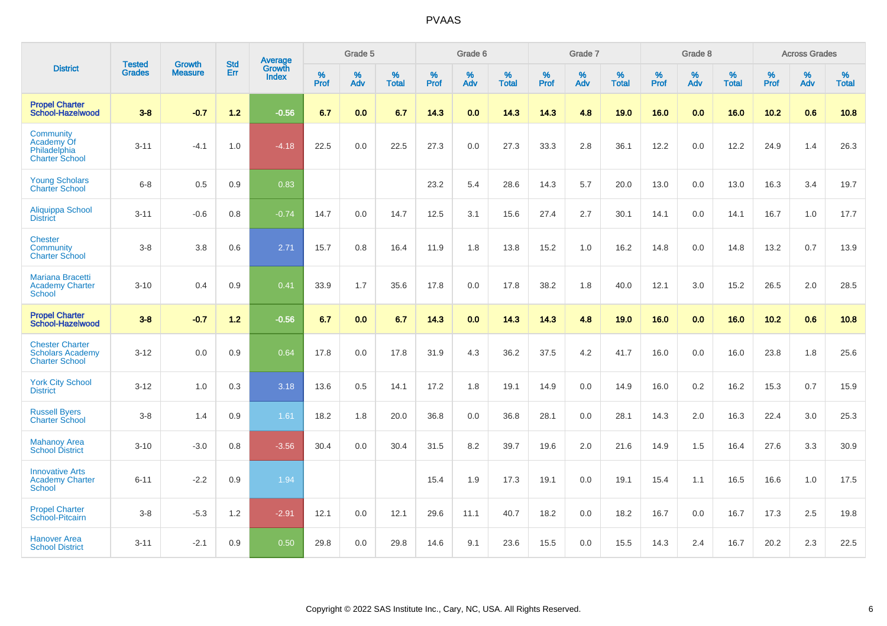# PVAAS

| District | Tested Grades | Growth Measure | Std Err | Average Growth Index | Grade 5 | | | Grade 6 | | | Grade 7 | | | Grade 8 | | | Across Grades | | |
|---|---|---|---|---|---|---|---|---|---|---|---|---|---|---|---|---|---|---|---|
| | | | | | % Prof | % Adv | % Total | % Prof | % Adv | % Total | % Prof | % Adv | % Total | % Prof | % Adv | % Total | % Prof | % Adv | % Total |
| **Propel Charter School-Hazelwood** | **3-8** | **-0.7** | **1.2** | **-0.56** | **6.7** | **0.0** | **6.7** | **14.3** | **0.0** | **14.3** | **14.3** | **4.8** | **19.0** | **16.0** | **0.0** | **16.0** | **10.2** | **0.6** | **10.8** |
| Community Academy Of Philadelphia Charter School | 3-11 | -4.1 | 1.0 | -4.18 | 22.5 | 0.0 | 22.5 | 27.3 | 0.0 | 27.3 | 33.3 | 2.8 | 36.1 | 12.2 | 0.0 | 12.2 | 24.9 | 1.4 | 26.3 |
| Young Scholars Charter School | 6-8 | 0.5 | 0.9 | 0.83 | | | | 23.2 | 5.4 | 28.6 | 14.3 | 5.7 | 20.0 | 13.0 | 0.0 | 13.0 | 16.3 | 3.4 | 19.7 |
| Aliquippa School District | 3-11 | -0.6 | 0.8 | -0.74 | 14.7 | 0.0 | 14.7 | 12.5 | 3.1 | 15.6 | 27.4 | 2.7 | 30.1 | 14.1 | 0.0 | 14.1 | 16.7 | 1.0 | 17.7 |
| Chester Community Charter School | 3-8 | 3.8 | 0.6 | 2.71 | 15.7 | 0.8 | 16.4 | 11.9 | 1.8 | 13.8 | 15.2 | 1.0 | 16.2 | 14.8 | 0.0 | 14.8 | 13.2 | 0.7 | 13.9 |
| Mariana Bracetti Academy Charter School | 3-10 | 0.4 | 0.9 | 0.41 | 33.9 | 1.7 | 35.6 | 17.8 | 0.0 | 17.8 | 38.2 | 1.8 | 40.0 | 12.1 | 3.0 | 15.2 | 26.5 | 2.0 | 28.5 |
| **Propel Charter School-Hazelwood** | **3-8** | **-0.7** | **1.2** | **-0.56** | **6.7** | **0.0** | **6.7** | **14.3** | **0.0** | **14.3** | **14.3** | **4.8** | **19.0** | **16.0** | **0.0** | **16.0** | **10.2** | **0.6** | **10.8** |
| Chester Charter Scholars Academy Charter School | 3-12 | 0.0 | 0.9 | 0.64 | 17.8 | 0.0 | 17.8 | 31.9 | 4.3 | 36.2 | 37.5 | 4.2 | 41.7 | 16.0 | 0.0 | 16.0 | 23.8 | 1.8 | 25.6 |
| York City School District | 3-12 | 1.0 | 0.3 | 3.18 | 13.6 | 0.5 | 14.1 | 17.2 | 1.8 | 19.1 | 14.9 | 0.0 | 14.9 | 16.0 | 0.2 | 16.2 | 15.3 | 0.7 | 15.9 |
| Russell Byers Charter School | 3-8 | 1.4 | 0.9 | 1.61 | 18.2 | 1.8 | 20.0 | 36.8 | 0.0 | 36.8 | 28.1 | 0.0 | 28.1 | 14.3 | 2.0 | 16.3 | 22.4 | 3.0 | 25.3 |
| Mahanoy Area School District | 3-10 | -3.0 | 0.8 | -3.56 | 30.4 | 0.0 | 30.4 | 31.5 | 8.2 | 39.7 | 19.6 | 2.0 | 21.6 | 14.9 | 1.5 | 16.4 | 27.6 | 3.3 | 30.9 |
| Innovative Arts Academy Charter School | 6-11 | -2.2 | 0.9 | 1.94 | | | | 15.4 | 1.9 | 17.3 | 19.1 | 0.0 | 19.1 | 15.4 | 1.1 | 16.5 | 16.6 | 1.0 | 17.5 |
| Propel Charter School-Pitcairn | 3-8 | -5.3 | 1.2 | -2.91 | 12.1 | 0.0 | 12.1 | 29.6 | 11.1 | 40.7 | 18.2 | 0.0 | 18.2 | 16.7 | 0.0 | 16.7 | 17.3 | 2.5 | 19.8 |
| Hanover Area School District | 3-11 | -2.1 | 0.9 | 0.50 | 29.8 | 0.0 | 29.8 | 14.6 | 9.1 | 23.6 | 15.5 | 0.0 | 15.5 | 14.3 | 2.4 | 16.7 | 20.2 | 2.3 | 22.5 |

Copyright © 2022 SAS Institute Inc., Cary, NC, USA. All Rights Reserved.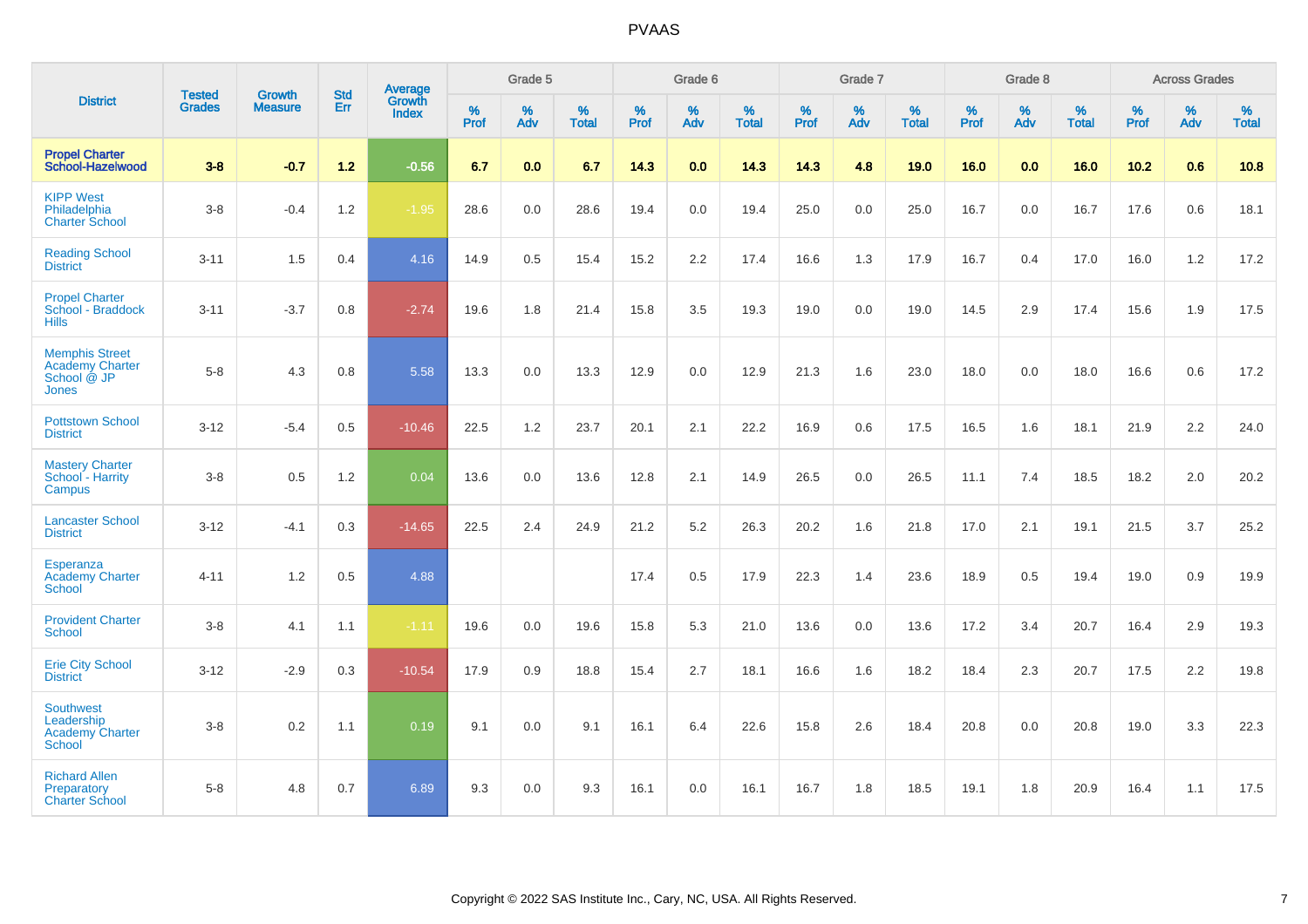# PVAAS

| District | Tested Grades | Growth Measure | Std Err | Average Growth Index | Grade 5 | | | Grade 6 | | | Grade 7 | | | Grade 8 | | | Across Grades | | |
|---|---|---|---|---|---|---|---|---|---|---|---|---|---|---|---|---|---|---|---|
| | | | | | % Prof | % Adv | % Total | % Prof | % Adv | % Total | % Prof | % Adv | % Total | % Prof | % Adv | % Total | % Prof | % Adv | % Total |
| **Propel Charter School-Hazelwood** | **3-8** | **-0.7** | **1.2** | **-0.56** | **6.7** | **0.0** | **6.7** | **14.3** | **0.0** | **14.3** | **14.3** | **4.8** | **19.0** | **16.0** | **0.0** | **16.0** | **10.2** | **0.6** | **10.8** |
| KIPP West Philadelphia Charter School | 3-8 | -0.4 | 1.2 | -1.95 | 28.6 | 0.0 | 28.6 | 19.4 | 0.0 | 19.4 | 25.0 | 0.0 | 25.0 | 16.7 | 0.0 | 16.7 | 17.6 | 0.6 | 18.1 |
| Reading School District | 3-11 | 1.5 | 0.4 | 4.16 | 14.9 | 0.5 | 15.4 | 15.2 | 2.2 | 17.4 | 16.6 | 1.3 | 17.9 | 16.7 | 0.4 | 17.0 | 16.0 | 1.2 | 17.2 |
| Propel Charter School - Braddock Hills | 3-11 | -3.7 | 0.8 | -2.74 | 19.6 | 1.8 | 21.4 | 15.8 | 3.5 | 19.3 | 19.0 | 0.0 | 19.0 | 14.5 | 2.9 | 17.4 | 15.6 | 1.9 | 17.5 |
| Memphis Street Academy Charter School @ JP Jones | 5-8 | 4.3 | 0.8 | 5.58 | 13.3 | 0.0 | 13.3 | 12.9 | 0.0 | 12.9 | 21.3 | 1.6 | 23.0 | 18.0 | 0.0 | 18.0 | 16.6 | 0.6 | 17.2 |
| Pottstown School District | 3-12 | -5.4 | 0.5 | -10.46 | 22.5 | 1.2 | 23.7 | 20.1 | 2.1 | 22.2 | 16.9 | 0.6 | 17.5 | 16.5 | 1.6 | 18.1 | 21.9 | 2.2 | 24.0 |
| Mastery Charter School - Harrity Campus | 3-8 | 0.5 | 1.2 | 0.04 | 13.6 | 0.0 | 13.6 | 12.8 | 2.1 | 14.9 | 26.5 | 0.0 | 26.5 | 11.1 | 7.4 | 18.5 | 18.2 | 2.0 | 20.2 |
| Lancaster School District | 3-12 | -4.1 | 0.3 | -14.65 | 22.5 | 2.4 | 24.9 | 21.2 | 5.2 | 26.3 | 20.2 | 1.6 | 21.8 | 17.0 | 2.1 | 19.1 | 21.5 | 3.7 | 25.2 |
| Esperanza Academy Charter School | 4-11 | 1.2 | 0.5 | 4.88 | | | | 17.4 | 0.5 | 17.9 | 22.3 | 1.4 | 23.6 | 18.9 | 0.5 | 19.4 | 19.0 | 0.9 | 19.9 |
| Provident Charter School | 3-8 | 4.1 | 1.1 | -1.11 | 19.6 | 0.0 | 19.6 | 15.8 | 5.3 | 21.0 | 13.6 | 0.0 | 13.6 | 17.2 | 3.4 | 20.7 | 16.4 | 2.9 | 19.3 |
| Erie City School District | 3-12 | -2.9 | 0.3 | -10.54 | 17.9 | 0.9 | 18.8 | 15.4 | 2.7 | 18.1 | 16.6 | 1.6 | 18.2 | 18.4 | 2.3 | 20.7 | 17.5 | 2.2 | 19.8 |
| Southwest Leadership Academy Charter School | 3-8 | 0.2 | 1.1 | 0.19 | 9.1 | 0.0 | 9.1 | 16.1 | 6.4 | 22.6 | 15.8 | 2.6 | 18.4 | 20.8 | 0.0 | 20.8 | 19.0 | 3.3 | 22.3 |
| Richard Allen Preparatory Charter School | 5-8 | 4.8 | 0.7 | 6.89 | 9.3 | 0.0 | 9.3 | 16.1 | 0.0 | 16.1 | 16.7 | 1.8 | 18.5 | 19.1 | 1.8 | 20.9 | 16.4 | 1.1 | 17.5 |

Copyright © 2022 SAS Institute Inc., Cary, NC, USA. All Rights Reserved.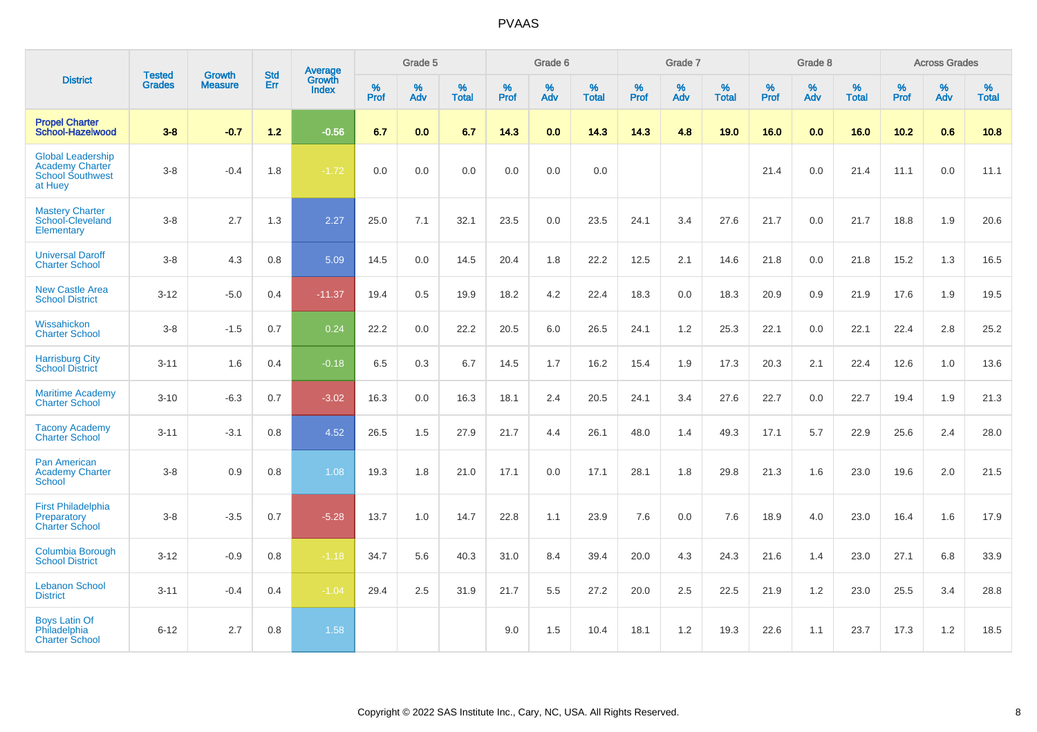# PVAAS

| District | Tested Grades | Growth Measure | Std Err | Average Growth Index | Grade 5 | | | Grade 6 | | | Grade 7 | | | Grade 8 | | | Across Grades | | |
|---|---|---|---|---|---|---|---|---|---|---|---|---|---|---|---|---|---|---|---|
| | | | | | % Prof | % Adv | % Total | % Prof | % Adv | % Total | % Prof | % Adv | % Total | % Prof | % Adv | % Total | % Prof | % Adv | % Total |
| **Propel Charter School-Hazelwood** | **3-8** | **-0.7** | **1.2** | **-0.56** | **6.7** | **0.0** | **6.7** | **14.3** | **0.0** | **14.3** | **14.3** | **4.8** | **19.0** | **16.0** | **0.0** | **16.0** | **10.2** | **0.6** | **10.8** |
| Global Leadership Academy Charter School Southwest at Huey | 3-8 | -0.4 | 1.8 | -1.72 | 0.0 | 0.0 | 0.0 | 0.0 | 0.0 | 0.0 | | | | 21.4 | 0.0 | 21.4 | 11.1 | 0.0 | 11.1 |
| Mastery Charter School-Cleveland Elementary | 3-8 | 2.7 | 1.3 | 2.27 | 25.0 | 7.1 | 32.1 | 23.5 | 0.0 | 23.5 | 24.1 | 3.4 | 27.6 | 21.7 | 0.0 | 21.7 | 18.8 | 1.9 | 20.6 |
| Universal Daroff Charter School | 3-8 | 4.3 | 0.8 | 5.09 | 14.5 | 0.0 | 14.5 | 20.4 | 1.8 | 22.2 | 12.5 | 2.1 | 14.6 | 21.8 | 0.0 | 21.8 | 15.2 | 1.3 | 16.5 |
| New Castle Area School District | 3-12 | -5.0 | 0.4 | -11.37 | 19.4 | 0.5 | 19.9 | 18.2 | 4.2 | 22.4 | 18.3 | 0.0 | 18.3 | 20.9 | 0.9 | 21.9 | 17.6 | 1.9 | 19.5 |
| Wissahickon Charter School | 3-8 | -1.5 | 0.7 | 0.24 | 22.2 | 0.0 | 22.2 | 20.5 | 6.0 | 26.5 | 24.1 | 1.2 | 25.3 | 22.1 | 0.0 | 22.1 | 22.4 | 2.8 | 25.2 |
| Harrisburg City School District | 3-11 | 1.6 | 0.4 | -0.18 | 6.5 | 0.3 | 6.7 | 14.5 | 1.7 | 16.2 | 15.4 | 1.9 | 17.3 | 20.3 | 2.1 | 22.4 | 12.6 | 1.0 | 13.6 |
| Maritime Academy Charter School | 3-10 | -6.3 | 0.7 | -3.02 | 16.3 | 0.0 | 16.3 | 18.1 | 2.4 | 20.5 | 24.1 | 3.4 | 27.6 | 22.7 | 0.0 | 22.7 | 19.4 | 1.9 | 21.3 |
| Tacony Academy Charter School | 3-11 | -3.1 | 0.8 | 4.52 | 26.5 | 1.5 | 27.9 | 21.7 | 4.4 | 26.1 | 48.0 | 1.4 | 49.3 | 17.1 | 5.7 | 22.9 | 25.6 | 2.4 | 28.0 |
| Pan American Academy Charter School | 3-8 | 0.9 | 0.8 | 1.08 | 19.3 | 1.8 | 21.0 | 17.1 | 0.0 | 17.1 | 28.1 | 1.8 | 29.8 | 21.3 | 1.6 | 23.0 | 19.6 | 2.0 | 21.5 |
| First Philadelphia Preparatory Charter School | 3-8 | -3.5 | 0.7 | -5.28 | 13.7 | 1.0 | 14.7 | 22.8 | 1.1 | 23.9 | 7.6 | 0.0 | 7.6 | 18.9 | 4.0 | 23.0 | 16.4 | 1.6 | 17.9 |
| Columbia Borough School District | 3-12 | -0.9 | 0.8 | -1.18 | 34.7 | 5.6 | 40.3 | 31.0 | 8.4 | 39.4 | 20.0 | 4.3 | 24.3 | 21.6 | 1.4 | 23.0 | 27.1 | 6.8 | 33.9 |
| Lebanon School District | 3-11 | -0.4 | 0.4 | -1.04 | 29.4 | 2.5 | 31.9 | 21.7 | 5.5 | 27.2 | 20.0 | 2.5 | 22.5 | 21.9 | 1.2 | 23.0 | 25.5 | 3.4 | 28.8 |
| Boys Latin Of Philadelphia Charter School | 6-12 | 2.7 | 0.8 | 1.58 | | | | 9.0 | 1.5 | 10.4 | 18.1 | 1.2 | 19.3 | 22.6 | 1.1 | 23.7 | 17.3 | 1.2 | 18.5 |

Copyright © 2022 SAS Institute Inc., Cary, NC, USA. All Rights Reserved.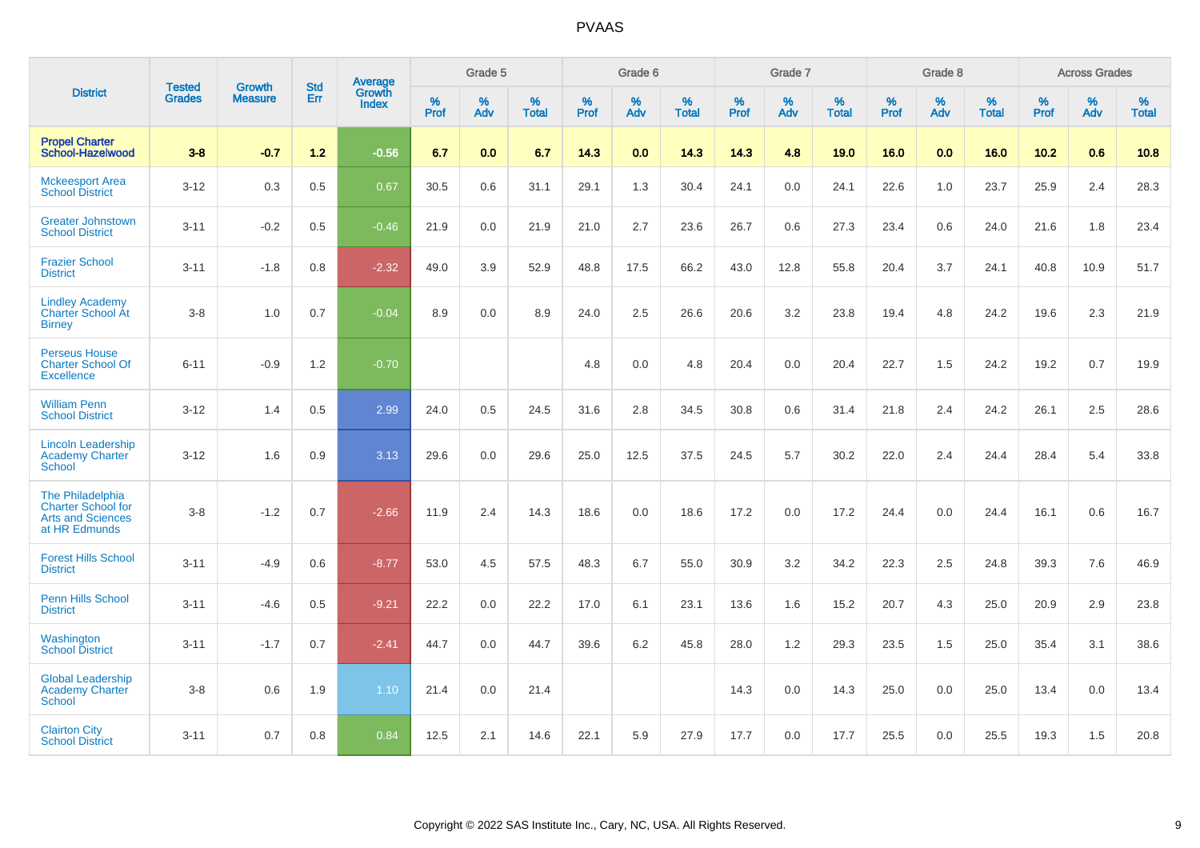# PVAAS

| District | Tested Grades | Growth Measure | Std Err | Average Growth Index | Grade 5 | | | Grade 6 | | | Grade 7 | | | Grade 8 | | | Across Grades | | |
|---|---|---|---|---|---|---|---|---|---|---|---|---|---|---|---|---|---|---|---|
| | | | | | % Prof | % Adv | % Total | % Prof | % Adv | % Total | % Prof | % Adv | % Total | % Prof | % Adv | % Total | % Prof | % Adv | % Total |
| **Propel Charter School-Hazelwood** | **3-8** | **-0.7** | **1.2** | **-0.56** | **6.7** | **0.0** | **6.7** | **14.3** | **0.0** | **14.3** | **14.3** | **4.8** | **19.0** | **16.0** | **0.0** | **16.0** | **10.2** | **0.6** | **10.8** |
| Mckeesport Area School District | 3-12 | 0.3 | 0.5 | 0.67 | 30.5 | 0.6 | 31.1 | 29.1 | 1.3 | 30.4 | 24.1 | 0.0 | 24.1 | 22.6 | 1.0 | 23.7 | 25.9 | 2.4 | 28.3 |
| Greater Johnstown School District | 3-11 | -0.2 | 0.5 | -0.46 | 21.9 | 0.0 | 21.9 | 21.0 | 2.7 | 23.6 | 26.7 | 0.6 | 27.3 | 23.4 | 0.6 | 24.0 | 21.6 | 1.8 | 23.4 |
| Frazier School District | 3-11 | -1.8 | 0.8 | -2.32 | 49.0 | 3.9 | 52.9 | 48.8 | 17.5 | 66.2 | 43.0 | 12.8 | 55.8 | 20.4 | 3.7 | 24.1 | 40.8 | 10.9 | 51.7 |
| Lindley Academy Charter School At Birney | 3-8 | 1.0 | 0.7 | -0.04 | 8.9 | 0.0 | 8.9 | 24.0 | 2.5 | 26.6 | 20.6 | 3.2 | 23.8 | 19.4 | 4.8 | 24.2 | 19.6 | 2.3 | 21.9 |
| Perseus House Charter School Of Excellence | 6-11 | -0.9 | 1.2 | -0.70 | | | | 4.8 | 0.0 | 4.8 | 20.4 | 0.0 | 20.4 | 22.7 | 1.5 | 24.2 | 19.2 | 0.7 | 19.9 |
| William Penn School District | 3-12 | 1.4 | 0.5 | 2.99 | 24.0 | 0.5 | 24.5 | 31.6 | 2.8 | 34.5 | 30.8 | 0.6 | 31.4 | 21.8 | 2.4 | 24.2 | 26.1 | 2.5 | 28.6 |
| Lincoln Leadership Academy Charter School | 3-12 | 1.6 | 0.9 | 3.13 | 29.6 | 0.0 | 29.6 | 25.0 | 12.5 | 37.5 | 24.5 | 5.7 | 30.2 | 22.0 | 2.4 | 24.4 | 28.4 | 5.4 | 33.8 |
| The Philadelphia Charter School for Arts and Sciences at HR Edmunds | 3-8 | -1.2 | 0.7 | -2.66 | 11.9 | 2.4 | 14.3 | 18.6 | 0.0 | 18.6 | 17.2 | 0.0 | 17.2 | 24.4 | 0.0 | 24.4 | 16.1 | 0.6 | 16.7 |
| Forest Hills School District | 3-11 | -4.9 | 0.6 | -8.77 | 53.0 | 4.5 | 57.5 | 48.3 | 6.7 | 55.0 | 30.9 | 3.2 | 34.2 | 22.3 | 2.5 | 24.8 | 39.3 | 7.6 | 46.9 |
| Penn Hills School District | 3-11 | -4.6 | 0.5 | -9.21 | 22.2 | 0.0 | 22.2 | 17.0 | 6.1 | 23.1 | 13.6 | 1.6 | 15.2 | 20.7 | 4.3 | 25.0 | 20.9 | 2.9 | 23.8 |
| Washington School District | 3-11 | -1.7 | 0.7 | -2.41 | 44.7 | 0.0 | 44.7 | 39.6 | 6.2 | 45.8 | 28.0 | 1.2 | 29.3 | 23.5 | 1.5 | 25.0 | 35.4 | 3.1 | 38.6 |
| Global Leadership Academy Charter School | 3-8 | 0.6 | 1.9 | 1.10 | 21.4 | 0.0 | 21.4 | | | | 14.3 | 0.0 | 14.3 | 25.0 | 0.0 | 25.0 | 13.4 | 0.0 | 13.4 |
| Clairton City School District | 3-11 | 0.7 | 0.8 | 0.84 | 12.5 | 2.1 | 14.6 | 22.1 | 5.9 | 27.9 | 17.7 | 0.0 | 17.7 | 25.5 | 0.0 | 25.5 | 19.3 | 1.5 | 20.8 |

Copyright © 2022 SAS Institute Inc., Cary, NC, USA. All Rights Reserved.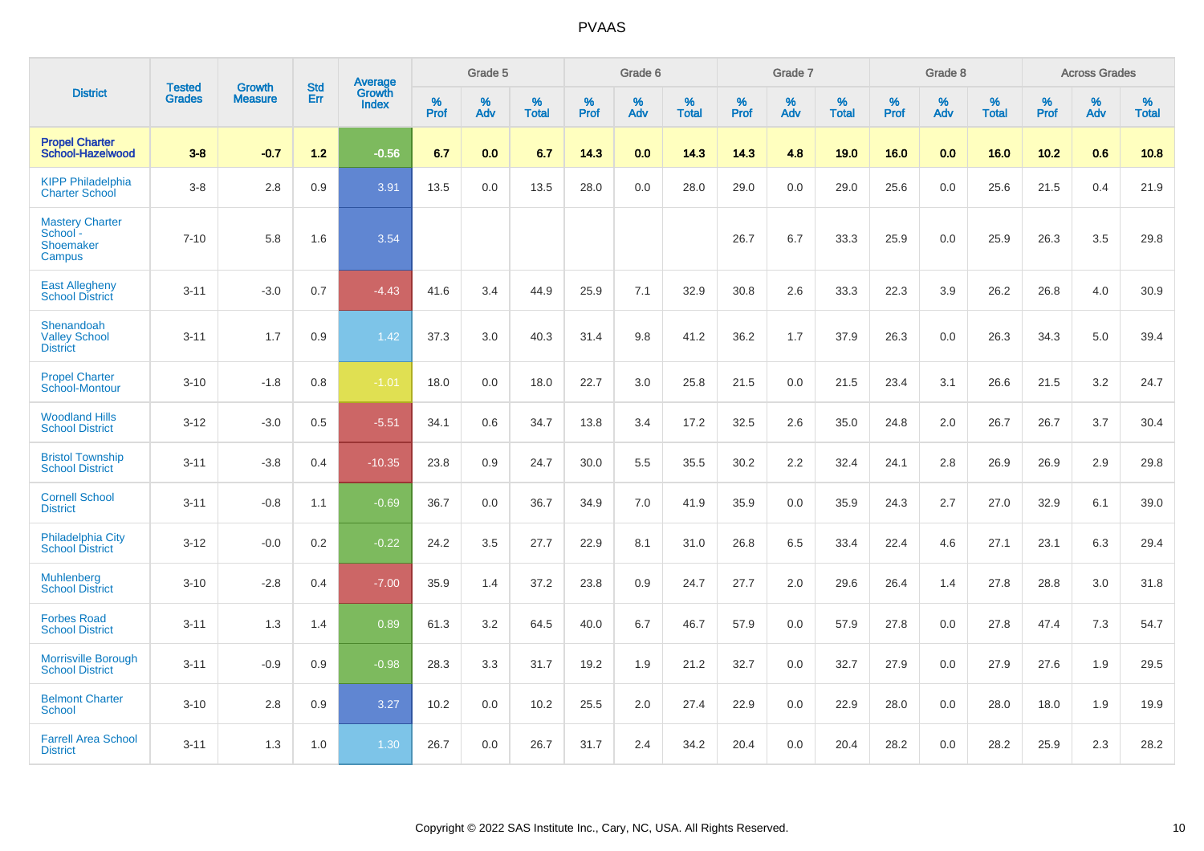# PVAAS

| District | Tested Grades | Growth Measure | Std Err | Average Growth Index | Grade 5 | | | Grade 6 | | | Grade 7 | | | Grade 8 | | | Across Grades | | |
|---|---|---|---|---|---|---|---|---|---|---|---|---|---|---|---|---|---|---|---|
| | | | | | % Prof | % Adv | % Total | % Prof | % Adv | % Total | % Prof | % Adv | % Total | % Prof | % Adv | % Total | % Prof | % Adv | % Total |
| **Propel Charter School-Hazelwood** | **3-8** | **-0.7** | **1.2** | **-0.56** | **6.7** | **0.0** | **6.7** | **14.3** | **0.0** | **14.3** | **14.3** | **4.8** | **19.0** | **16.0** | **0.0** | **16.0** | **10.2** | **0.6** | **10.8** |
| KIPP Philadelphia Charter School | 3-8 | 2.8 | 0.9 | 3.91 | 13.5 | 0.0 | 13.5 | 28.0 | 0.0 | 28.0 | 29.0 | 0.0 | 29.0 | 25.6 | 0.0 | 25.6 | 21.5 | 0.4 | 21.9 |
| Mastery Charter School - Shoemaker Campus | 7-10 | 5.8 | 1.6 | 3.54 | | | | | | | 26.7 | 6.7 | 33.3 | 25.9 | 0.0 | 25.9 | 26.3 | 3.5 | 29.8 |
| East Allegheny School District | 3-11 | -3.0 | 0.7 | -4.43 | 41.6 | 3.4 | 44.9 | 25.9 | 7.1 | 32.9 | 30.8 | 2.6 | 33.3 | 22.3 | 3.9 | 26.2 | 26.8 | 4.0 | 30.9 |
| Shenandoah Valley School District | 3-11 | 1.7 | 0.9 | 1.42 | 37.3 | 3.0 | 40.3 | 31.4 | 9.8 | 41.2 | 36.2 | 1.7 | 37.9 | 26.3 | 0.0 | 26.3 | 34.3 | 5.0 | 39.4 |
| Propel Charter School-Montour | 3-10 | -1.8 | 0.8 | -1.01 | 18.0 | 0.0 | 18.0 | 22.7 | 3.0 | 25.8 | 21.5 | 0.0 | 21.5 | 23.4 | 3.1 | 26.6 | 21.5 | 3.2 | 24.7 |
| Woodland Hills School District | 3-12 | -3.0 | 0.5 | -5.51 | 34.1 | 0.6 | 34.7 | 13.8 | 3.4 | 17.2 | 32.5 | 2.6 | 35.0 | 24.8 | 2.0 | 26.7 | 26.7 | 3.7 | 30.4 |
| Bristol Township School District | 3-11 | -3.8 | 0.4 | -10.35 | 23.8 | 0.9 | 24.7 | 30.0 | 5.5 | 35.5 | 30.2 | 2.2 | 32.4 | 24.1 | 2.8 | 26.9 | 26.9 | 2.9 | 29.8 |
| Cornell School District | 3-11 | -0.8 | 1.1 | -0.69 | 36.7 | 0.0 | 36.7 | 34.9 | 7.0 | 41.9 | 35.9 | 0.0 | 35.9 | 24.3 | 2.7 | 27.0 | 32.9 | 6.1 | 39.0 |
| Philadelphia City School District | 3-12 | -0.0 | 0.2 | -0.22 | 24.2 | 3.5 | 27.7 | 22.9 | 8.1 | 31.0 | 26.8 | 6.5 | 33.4 | 22.4 | 4.6 | 27.1 | 23.1 | 6.3 | 29.4 |
| Muhlenberg School District | 3-10 | -2.8 | 0.4 | -7.00 | 35.9 | 1.4 | 37.2 | 23.8 | 0.9 | 24.7 | 27.7 | 2.0 | 29.6 | 26.4 | 1.4 | 27.8 | 28.8 | 3.0 | 31.8 |
| Forbes Road School District | 3-11 | 1.3 | 1.4 | 0.89 | 61.3 | 3.2 | 64.5 | 40.0 | 6.7 | 46.7 | 57.9 | 0.0 | 57.9 | 27.8 | 0.0 | 27.8 | 47.4 | 7.3 | 54.7 |
| Morrisville Borough School District | 3-11 | -0.9 | 0.9 | -0.98 | 28.3 | 3.3 | 31.7 | 19.2 | 1.9 | 21.2 | 32.7 | 0.0 | 32.7 | 27.9 | 0.0 | 27.9 | 27.6 | 1.9 | 29.5 |
| Belmont Charter School | 3-10 | 2.8 | 0.9 | 3.27 | 10.2 | 0.0 | 10.2 | 25.5 | 2.0 | 27.4 | 22.9 | 0.0 | 22.9 | 28.0 | 0.0 | 28.0 | 18.0 | 1.9 | 19.9 |
| Farrell Area School District | 3-11 | 1.3 | 1.0 | 1.30 | 26.7 | 0.0 | 26.7 | 31.7 | 2.4 | 34.2 | 20.4 | 0.0 | 20.4 | 28.2 | 0.0 | 28.2 | 25.9 | 2.3 | 28.2 |

Copyright © 2022 SAS Institute Inc., Cary, NC, USA. All Rights Reserved.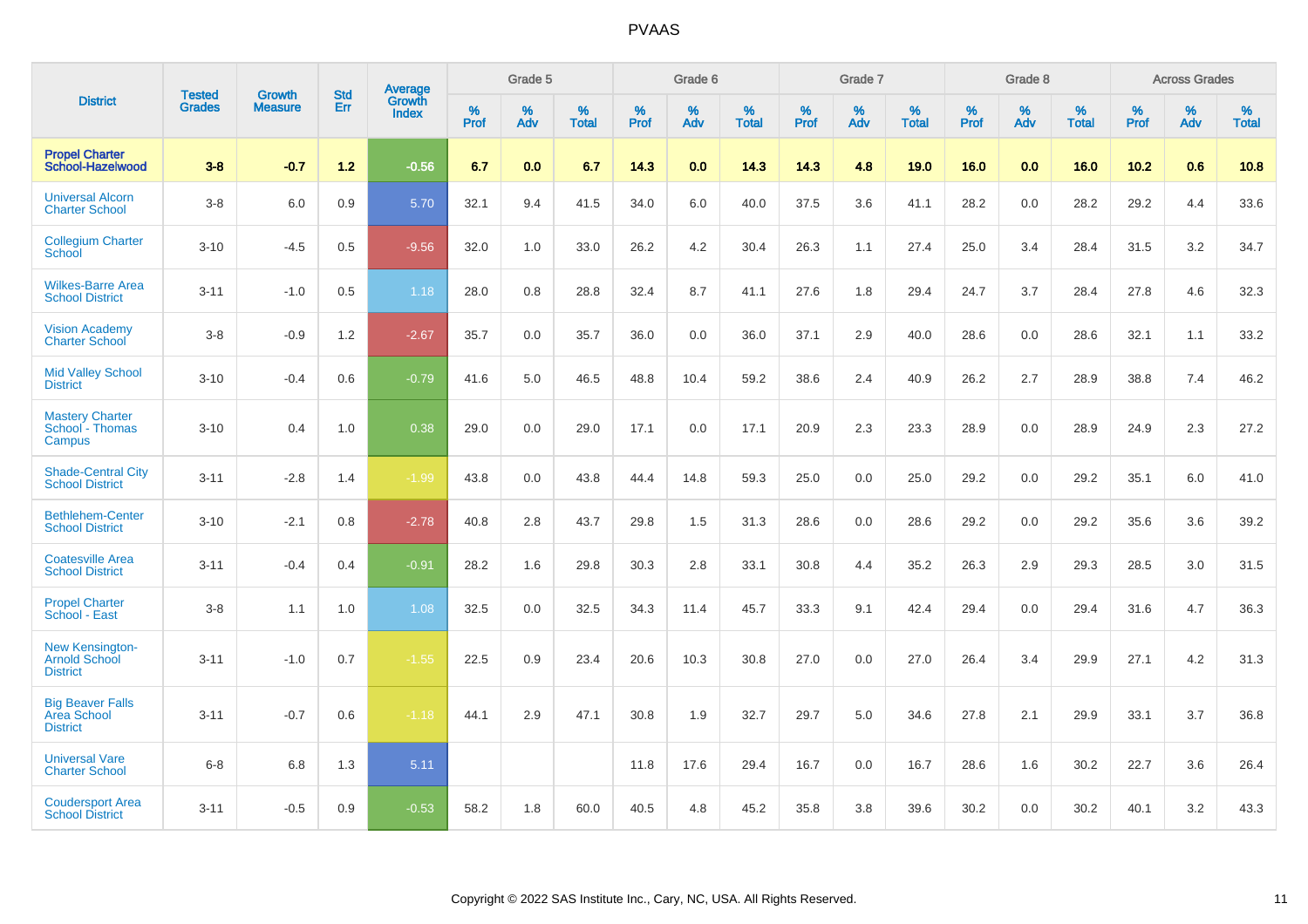| District | Tested Grades | Growth Measure | Std Err | Average Growth Index | Grade 5 | | | Grade 6 | | | Grade 7 | | | Grade 8 | | | Across Grades | | |
|---|---|---|---|---|---|---|---|---|---|---|---|---|---|---|---|---|---|---|---|
| | | | | | % Prof | % Adv | % Total | % Prof | % Adv | % Total | % Prof | % Adv | % Total | % Prof | % Adv | % Total | % Prof | % Adv | % Total |
| **Propel Charter School-Hazelwood** | **3-8** | **-0.7** | **1.2** | **-0.56** | **6.7** | **0.0** | **6.7** | **14.3** | **0.0** | **14.3** | **14.3** | **4.8** | **19.0** | **16.0** | **0.0** | **16.0** | **10.2** | **0.6** | **10.8** |
| Universal Alcorn Charter School | 3-8 | 6.0 | 0.9 | 5.70 | 32.1 | 9.4 | 41.5 | 34.0 | 6.0 | 40.0 | 37.5 | 3.6 | 41.1 | 28.2 | 0.0 | 28.2 | 29.2 | 4.4 | 33.6 |
| Collegium Charter School | 3-10 | -4.5 | 0.5 | -9.56 | 32.0 | 1.0 | 33.0 | 26.2 | 4.2 | 30.4 | 26.3 | 1.1 | 27.4 | 25.0 | 3.4 | 28.4 | 31.5 | 3.2 | 34.7 |
| Wilkes-Barre Area School District | 3-11 | -1.0 | 0.5 | 1.18 | 28.0 | 0.8 | 28.8 | 32.4 | 8.7 | 41.1 | 27.6 | 1.8 | 29.4 | 24.7 | 3.7 | 28.4 | 27.8 | 4.6 | 32.3 |
| Vision Academy Charter School | 3-8 | -0.9 | 1.2 | -2.67 | 35.7 | 0.0 | 35.7 | 36.0 | 0.0 | 36.0 | 37.1 | 2.9 | 40.0 | 28.6 | 0.0 | 28.6 | 32.1 | 1.1 | 33.2 |
| Mid Valley School District | 3-10 | -0.4 | 0.6 | -0.79 | 41.6 | 5.0 | 46.5 | 48.8 | 10.4 | 59.2 | 38.6 | 2.4 | 40.9 | 26.2 | 2.7 | 28.9 | 38.8 | 7.4 | 46.2 |
| Mastery Charter School - Thomas Campus | 3-10 | 0.4 | 1.0 | 0.38 | 29.0 | 0.0 | 29.0 | 17.1 | 0.0 | 17.1 | 20.9 | 2.3 | 23.3 | 28.9 | 0.0 | 28.9 | 24.9 | 2.3 | 27.2 |
| Shade-Central City School District | 3-11 | -2.8 | 1.4 | -1.99 | 43.8 | 0.0 | 43.8 | 44.4 | 14.8 | 59.3 | 25.0 | 0.0 | 25.0 | 29.2 | 0.0 | 29.2 | 35.1 | 6.0 | 41.0 |
| Bethlehem-Center School District | 3-10 | -2.1 | 0.8 | -2.78 | 40.8 | 2.8 | 43.7 | 29.8 | 1.5 | 31.3 | 28.6 | 0.0 | 28.6 | 29.2 | 0.0 | 29.2 | 35.6 | 3.6 | 39.2 |
| Coatesville Area School District | 3-11 | -0.4 | 0.4 | -0.91 | 28.2 | 1.6 | 29.8 | 30.3 | 2.8 | 33.1 | 30.8 | 4.4 | 35.2 | 26.3 | 2.9 | 29.3 | 28.5 | 3.0 | 31.5 |
| Propel Charter School - East | 3-8 | 1.1 | 1.0 | 1.08 | 32.5 | 0.0 | 32.5 | 34.3 | 11.4 | 45.7 | 33.3 | 9.1 | 42.4 | 29.4 | 0.0 | 29.4 | 31.6 | 4.7 | 36.3 |
| New Kensington-Arnold School District | 3-11 | -1.0 | 0.7 | -1.55 | 22.5 | 0.9 | 23.4 | 20.6 | 10.3 | 30.8 | 27.0 | 0.0 | 27.0 | 26.4 | 3.4 | 29.9 | 27.1 | 4.2 | 31.3 |
| Big Beaver Falls Area School District | 3-11 | -0.7 | 0.6 | -1.18 | 44.1 | 2.9 | 47.1 | 30.8 | 1.9 | 32.7 | 29.7 | 5.0 | 34.6 | 27.8 | 2.1 | 29.9 | 33.1 | 3.7 | 36.8 |
| Universal Vare Charter School | 6-8 | 6.8 | 1.3 | 5.11 | | | | 11.8 | 17.6 | 29.4 | 16.7 | 0.0 | 16.7 | 28.6 | 1.6 | 30.2 | 22.7 | 3.6 | 26.4 |
| Coudersport Area School District | 3-11 | -0.5 | 0.9 | -0.53 | 58.2 | 1.8 | 60.0 | 40.5 | 4.8 | 45.2 | 35.8 | 3.8 | 39.6 | 30.2 | 0.0 | 30.2 | 40.1 | 3.2 | 43.3 |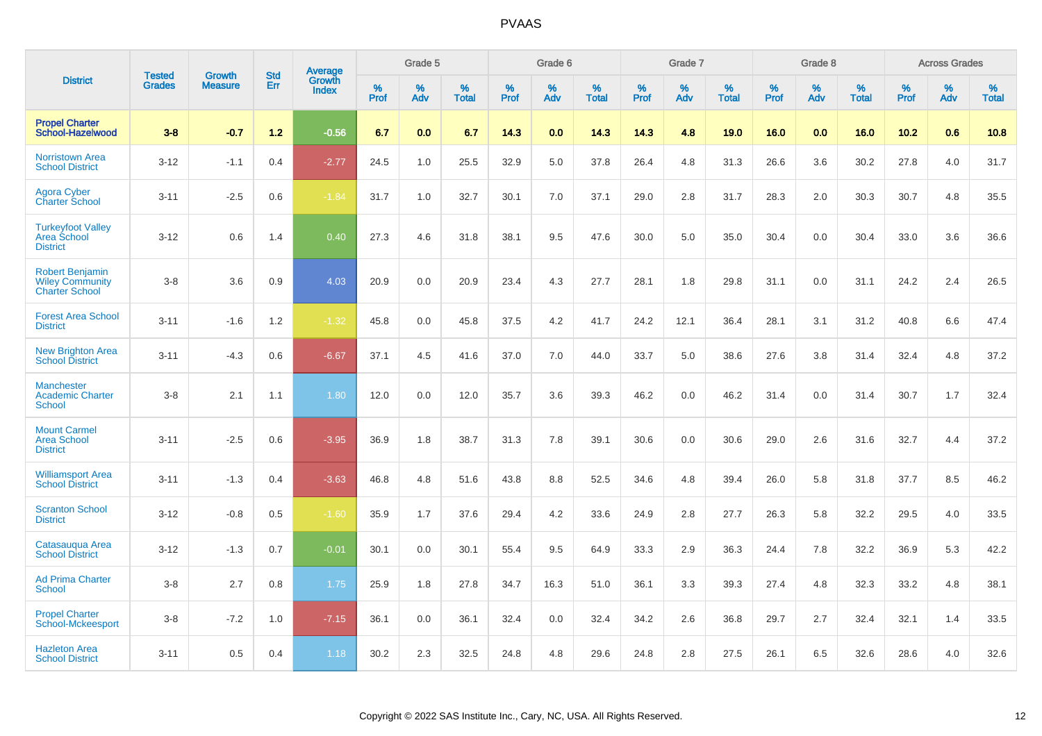# PVAAS

| District | Tested Grades | Growth Measure | Std Err | Average Growth Index | Grade 5 | | | Grade 6 | | | Grade 7 | | | Grade 8 | | | Across Grades | | |
|---|---|---|---|---|---|---|---|---|---|---|---|---|---|---|---|---|---|---|---|
| | | | | | % Prof | % Adv | % Total | % Prof | % Adv | % Total | % Prof | % Adv | % Total | % Prof | % Adv | % Total | % Prof | % Adv | % Total |
| **Propel Charter School-Hazelwood** | **3-8** | **-0.7** | **1.2** | **-0.56** | **6.7** | **0.0** | **6.7** | **14.3** | **0.0** | **14.3** | **14.3** | **4.8** | **19.0** | **16.0** | **0.0** | **16.0** | **10.2** | **0.6** | **10.8** |
| Norristown Area School District | 3-12 | -1.1 | 0.4 | -2.77 | 24.5 | 1.0 | 25.5 | 32.9 | 5.0 | 37.8 | 26.4 | 4.8 | 31.3 | 26.6 | 3.6 | 30.2 | 27.8 | 4.0 | 31.7 |
| Agora Cyber Charter School | 3-11 | -2.5 | 0.6 | -1.84 | 31.7 | 1.0 | 32.7 | 30.1 | 7.0 | 37.1 | 29.0 | 2.8 | 31.7 | 28.3 | 2.0 | 30.3 | 30.7 | 4.8 | 35.5 |
| Turkeyfoot Valley Area School District | 3-12 | 0.6 | 1.4 | 0.40 | 27.3 | 4.6 | 31.8 | 38.1 | 9.5 | 47.6 | 30.0 | 5.0 | 35.0 | 30.4 | 0.0 | 30.4 | 33.0 | 3.6 | 36.6 |
| Robert Benjamin Wiley Community Charter School | 3-8 | 3.6 | 0.9 | 4.03 | 20.9 | 0.0 | 20.9 | 23.4 | 4.3 | 27.7 | 28.1 | 1.8 | 29.8 | 31.1 | 0.0 | 31.1 | 24.2 | 2.4 | 26.5 |
| Forest Area School District | 3-11 | -1.6 | 1.2 | -1.32 | 45.8 | 0.0 | 45.8 | 37.5 | 4.2 | 41.7 | 24.2 | 12.1 | 36.4 | 28.1 | 3.1 | 31.2 | 40.8 | 6.6 | 47.4 |
| New Brighton Area School District | 3-11 | -4.3 | 0.6 | -6.67 | 37.1 | 4.5 | 41.6 | 37.0 | 7.0 | 44.0 | 33.7 | 5.0 | 38.6 | 27.6 | 3.8 | 31.4 | 32.4 | 4.8 | 37.2 |
| Manchester Academic Charter School | 3-8 | 2.1 | 1.1 | 1.80 | 12.0 | 0.0 | 12.0 | 35.7 | 3.6 | 39.3 | 46.2 | 0.0 | 46.2 | 31.4 | 0.0 | 31.4 | 30.7 | 1.7 | 32.4 |
| Mount Carmel Area School District | 3-11 | -2.5 | 0.6 | -3.95 | 36.9 | 1.8 | 38.7 | 31.3 | 7.8 | 39.1 | 30.6 | 0.0 | 30.6 | 29.0 | 2.6 | 31.6 | 32.7 | 4.4 | 37.2 |
| Williamsport Area School District | 3-11 | -1.3 | 0.4 | -3.63 | 46.8 | 4.8 | 51.6 | 43.8 | 8.8 | 52.5 | 34.6 | 4.8 | 39.4 | 26.0 | 5.8 | 31.8 | 37.7 | 8.5 | 46.2 |
| Scranton School District | 3-12 | -0.8 | 0.5 | -1.60 | 35.9 | 1.7 | 37.6 | 29.4 | 4.2 | 33.6 | 24.9 | 2.8 | 27.7 | 26.3 | 5.8 | 32.2 | 29.5 | 4.0 | 33.5 |
| Catasauqua Area School District | 3-12 | -1.3 | 0.7 | -0.01 | 30.1 | 0.0 | 30.1 | 55.4 | 9.5 | 64.9 | 33.3 | 2.9 | 36.3 | 24.4 | 7.8 | 32.2 | 36.9 | 5.3 | 42.2 |
| Ad Prima Charter School | 3-8 | 2.7 | 0.8 | 1.75 | 25.9 | 1.8 | 27.8 | 34.7 | 16.3 | 51.0 | 36.1 | 3.3 | 39.3 | 27.4 | 4.8 | 32.3 | 33.2 | 4.8 | 38.1 |
| Propel Charter School-Mckeesport | 3-8 | -7.2 | 1.0 | -7.15 | 36.1 | 0.0 | 36.1 | 32.4 | 0.0 | 32.4 | 34.2 | 2.6 | 36.8 | 29.7 | 2.7 | 32.4 | 32.1 | 1.4 | 33.5 |
| Hazleton Area School District | 3-11 | 0.5 | 0.4 | 1.18 | 30.2 | 2.3 | 32.5 | 24.8 | 4.8 | 29.6 | 24.8 | 2.8 | 27.5 | 26.1 | 6.5 | 32.6 | 28.6 | 4.0 | 32.6 |

Copyright © 2022 SAS Institute Inc., Cary, NC, USA. All Rights Reserved.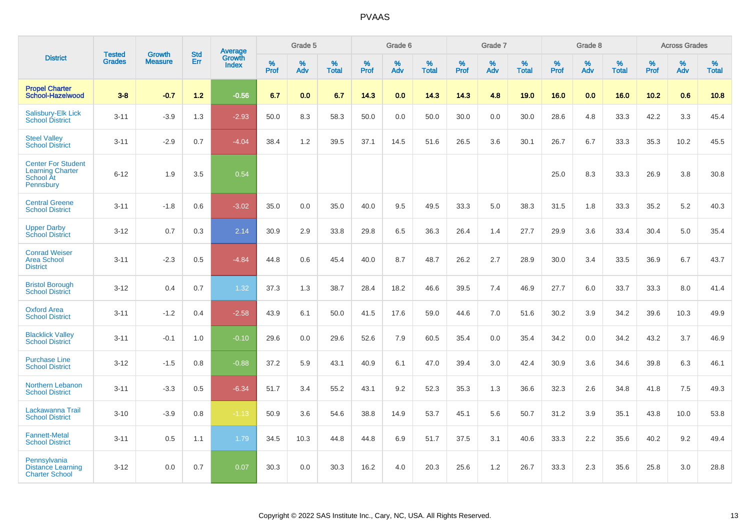# PVAAS

| District | Tested Grades | Growth Measure | Std Err | Average Growth Index | Grade 5 | | | Grade 6 | | | Grade 7 | | | Grade 8 | | | Across Grades | | |
|---|---|---|---|---|---|---|---|---|---|---|---|---|---|---|---|---|---|---|---|
| | | | | | % Prof | % Adv | % Total | % Prof | % Adv | % Total | % Prof | % Adv | % Total | % Prof | % Adv | % Total | % Prof | % Adv | % Total |
| **Propel Charter School-Hazelwood** | **3-8** | **-0.7** | **1.2** | **-0.56** | **6.7** | **0.0** | **6.7** | **14.3** | **0.0** | **14.3** | **14.3** | **4.8** | **19.0** | **16.0** | **0.0** | **16.0** | **10.2** | **0.6** | **10.8** |
| Salisbury-Elk Lick School District | 3-11 | -3.9 | 1.3 | -2.93 | 50.0 | 8.3 | 58.3 | 50.0 | 0.0 | 50.0 | 30.0 | 0.0 | 30.0 | 28.6 | 4.8 | 33.3 | 42.2 | 3.3 | 45.4 |
| Steel Valley School District | 3-11 | -2.9 | 0.7 | -4.04 | 38.4 | 1.2 | 39.5 | 37.1 | 14.5 | 51.6 | 26.5 | 3.6 | 30.1 | 26.7 | 6.7 | 33.3 | 35.3 | 10.2 | 45.5 |
| Center For Student Learning Charter School At Pennsbury | 6-12 | 1.9 | 3.5 | 0.54 | | | | | | | | | | 25.0 | 8.3 | 33.3 | 26.9 | 3.8 | 30.8 |
| Central Greene School District | 3-11 | -1.8 | 0.6 | -3.02 | 35.0 | 0.0 | 35.0 | 40.0 | 9.5 | 49.5 | 33.3 | 5.0 | 38.3 | 31.5 | 1.8 | 33.3 | 35.2 | 5.2 | 40.3 |
| Upper Darby School District | 3-12 | 0.7 | 0.3 | 2.14 | 30.9 | 2.9 | 33.8 | 29.8 | 6.5 | 36.3 | 26.4 | 1.4 | 27.7 | 29.9 | 3.6 | 33.4 | 30.4 | 5.0 | 35.4 |
| Conrad Weiser Area School District | 3-11 | -2.3 | 0.5 | -4.84 | 44.8 | 0.6 | 45.4 | 40.0 | 8.7 | 48.7 | 26.2 | 2.7 | 28.9 | 30.0 | 3.4 | 33.5 | 36.9 | 6.7 | 43.7 |
| Bristol Borough School District | 3-12 | 0.4 | 0.7 | 1.32 | 37.3 | 1.3 | 38.7 | 28.4 | 18.2 | 46.6 | 39.5 | 7.4 | 46.9 | 27.7 | 6.0 | 33.7 | 33.3 | 8.0 | 41.4 |
| Oxford Area School District | 3-11 | -1.2 | 0.4 | -2.58 | 43.9 | 6.1 | 50.0 | 41.5 | 17.6 | 59.0 | 44.6 | 7.0 | 51.6 | 30.2 | 3.9 | 34.2 | 39.6 | 10.3 | 49.9 |
| Blacklick Valley School District | 3-11 | -0.1 | 1.0 | -0.10 | 29.6 | 0.0 | 29.6 | 52.6 | 7.9 | 60.5 | 35.4 | 0.0 | 35.4 | 34.2 | 0.0 | 34.2 | 43.2 | 3.7 | 46.9 |
| Purchase Line School District | 3-12 | -1.5 | 0.8 | -0.88 | 37.2 | 5.9 | 43.1 | 40.9 | 6.1 | 47.0 | 39.4 | 3.0 | 42.4 | 30.9 | 3.6 | 34.6 | 39.8 | 6.3 | 46.1 |
| Northern Lebanon School District | 3-11 | -3.3 | 0.5 | -6.34 | 51.7 | 3.4 | 55.2 | 43.1 | 9.2 | 52.3 | 35.3 | 1.3 | 36.6 | 32.3 | 2.6 | 34.8 | 41.8 | 7.5 | 49.3 |
| Lackawanna Trail School District | 3-10 | -3.9 | 0.8 | -1.13 | 50.9 | 3.6 | 54.6 | 38.8 | 14.9 | 53.7 | 45.1 | 5.6 | 50.7 | 31.2 | 3.9 | 35.1 | 43.8 | 10.0 | 53.8 |
| Fannett-Metal School District | 3-11 | 0.5 | 1.1 | 1.79 | 34.5 | 10.3 | 44.8 | 44.8 | 6.9 | 51.7 | 37.5 | 3.1 | 40.6 | 33.3 | 2.2 | 35.6 | 40.2 | 9.2 | 49.4 |
| Pennsylvania Distance Learning Charter School | 3-12 | 0.0 | 0.7 | 0.07 | 30.3 | 0.0 | 30.3 | 16.2 | 4.0 | 20.3 | 25.6 | 1.2 | 26.7 | 33.3 | 2.3 | 35.6 | 25.8 | 3.0 | 28.8 |

Copyright © 2022 SAS Institute Inc., Cary, NC, USA. All Rights Reserved.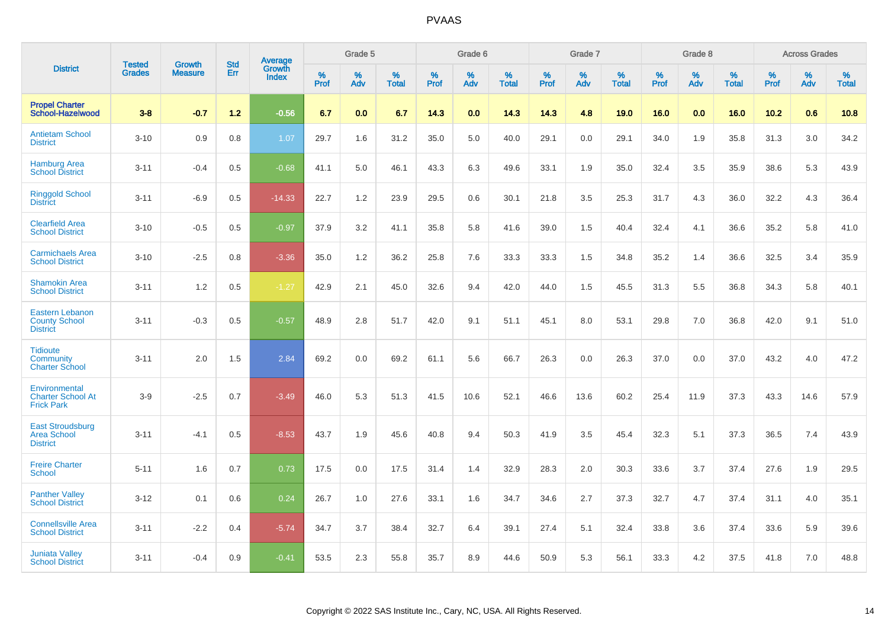| District | Tested Grades | Growth Measure | Std Err | Average Growth Index | Grade 5 | | | Grade 6 | | | Grade 7 | | | Grade 8 | | | Across Grades | | |
|---|---|---|---|---|---|---|---|---|---|---|---|---|---|---|---|---|---|---|---|
| | | | | | % Prof | % Adv | % Total | % Prof | % Adv | % Total | % Prof | % Adv | % Total | % Prof | % Adv | % Total | % Prof | % Adv | % Total |
| **Propel Charter School-Hazelwood** | **3-8** | **-0.7** | **1.2** | **-0.56** | **6.7** | **0.0** | **6.7** | **14.3** | **0.0** | **14.3** | **14.3** | **4.8** | **19.0** | **16.0** | **0.0** | **16.0** | **10.2** | **0.6** | **10.8** |
| Antietam School District | 3-10 | 0.9 | 0.8 | 1.07 | 29.7 | 1.6 | 31.2 | 35.0 | 5.0 | 40.0 | 29.1 | 0.0 | 29.1 | 34.0 | 1.9 | 35.8 | 31.3 | 3.0 | 34.2 |
| Hamburg Area School District | 3-11 | -0.4 | 0.5 | -0.68 | 41.1 | 5.0 | 46.1 | 43.3 | 6.3 | 49.6 | 33.1 | 1.9 | 35.0 | 32.4 | 3.5 | 35.9 | 38.6 | 5.3 | 43.9 |
| Ringgold School District | 3-11 | -6.9 | 0.5 | -14.33 | 22.7 | 1.2 | 23.9 | 29.5 | 0.6 | 30.1 | 21.8 | 3.5 | 25.3 | 31.7 | 4.3 | 36.0 | 32.2 | 4.3 | 36.4 |
| Clearfield Area School District | 3-10 | -0.5 | 0.5 | -0.97 | 37.9 | 3.2 | 41.1 | 35.8 | 5.8 | 41.6 | 39.0 | 1.5 | 40.4 | 32.4 | 4.1 | 36.6 | 35.2 | 5.8 | 41.0 |
| Carmichaels Area School District | 3-10 | -2.5 | 0.8 | -3.36 | 35.0 | 1.2 | 36.2 | 25.8 | 7.6 | 33.3 | 33.3 | 1.5 | 34.8 | 35.2 | 1.4 | 36.6 | 32.5 | 3.4 | 35.9 |
| Shamokin Area School District | 3-11 | 1.2 | 0.5 | -1.27 | 42.9 | 2.1 | 45.0 | 32.6 | 9.4 | 42.0 | 44.0 | 1.5 | 45.5 | 31.3 | 5.5 | 36.8 | 34.3 | 5.8 | 40.1 |
| Eastern Lebanon County School District | 3-11 | -0.3 | 0.5 | -0.57 | 48.9 | 2.8 | 51.7 | 42.0 | 9.1 | 51.1 | 45.1 | 8.0 | 53.1 | 29.8 | 7.0 | 36.8 | 42.0 | 9.1 | 51.0 |
| Tidioute Community Charter School | 3-11 | 2.0 | 1.5 | 2.84 | 69.2 | 0.0 | 69.2 | 61.1 | 5.6 | 66.7 | 26.3 | 0.0 | 26.3 | 37.0 | 0.0 | 37.0 | 43.2 | 4.0 | 47.2 |
| Environmental Charter School At Frick Park | 3-9 | -2.5 | 0.7 | -3.49 | 46.0 | 5.3 | 51.3 | 41.5 | 10.6 | 52.1 | 46.6 | 13.6 | 60.2 | 25.4 | 11.9 | 37.3 | 43.3 | 14.6 | 57.9 |
| East Stroudsburg Area School District | 3-11 | -4.1 | 0.5 | -8.53 | 43.7 | 1.9 | 45.6 | 40.8 | 9.4 | 50.3 | 41.9 | 3.5 | 45.4 | 32.3 | 5.1 | 37.3 | 36.5 | 7.4 | 43.9 |
| Freire Charter School | 5-11 | 1.6 | 0.7 | 0.73 | 17.5 | 0.0 | 17.5 | 31.4 | 1.4 | 32.9 | 28.3 | 2.0 | 30.3 | 33.6 | 3.7 | 37.4 | 27.6 | 1.9 | 29.5 |
| Panther Valley School District | 3-12 | 0.1 | 0.6 | 0.24 | 26.7 | 1.0 | 27.6 | 33.1 | 1.6 | 34.7 | 34.6 | 2.7 | 37.3 | 32.7 | 4.7 | 37.4 | 31.1 | 4.0 | 35.1 |
| Connellsville Area School District | 3-11 | -2.2 | 0.4 | -5.74 | 34.7 | 3.7 | 38.4 | 32.7 | 6.4 | 39.1 | 27.4 | 5.1 | 32.4 | 33.8 | 3.6 | 37.4 | 33.6 | 5.9 | 39.6 |
| Juniata Valley School District | 3-11 | -0.4 | 0.9 | -0.41 | 53.5 | 2.3 | 55.8 | 35.7 | 8.9 | 44.6 | 50.9 | 5.3 | 56.1 | 33.3 | 4.2 | 37.5 | 41.8 | 7.0 | 48.8 |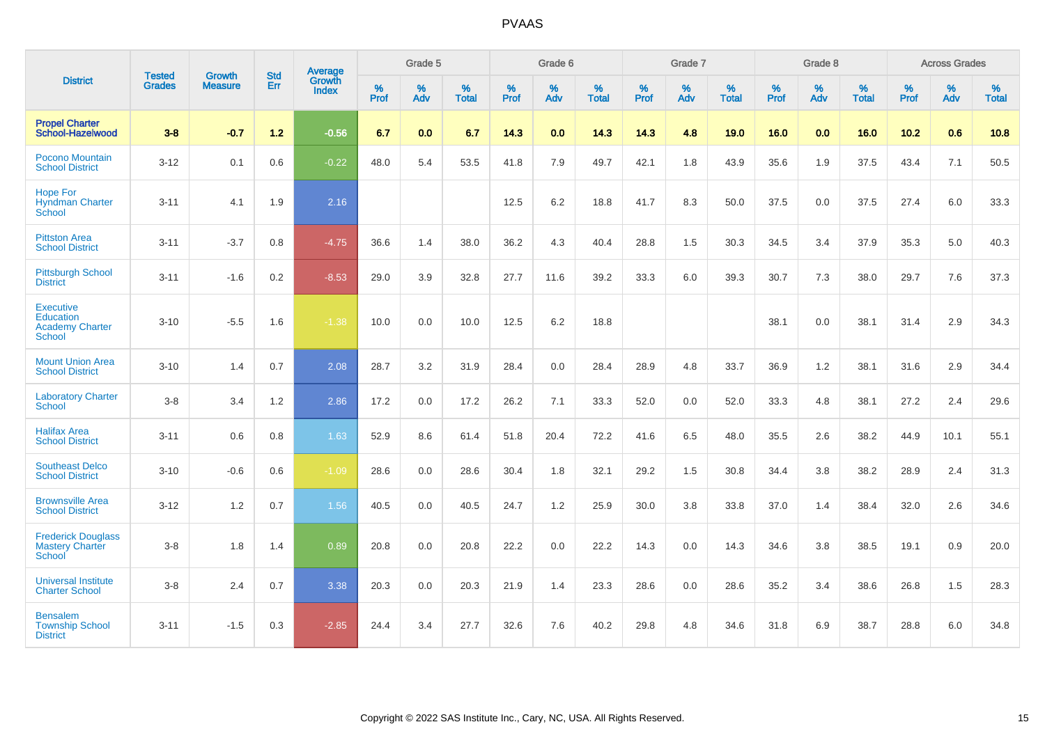# PVAAS

| District | Tested Grades | Growth Measure | Std Err | Average Growth Index | Grade 5 | | | Grade 6 | | | Grade 7 | | | Grade 8 | | | Across Grades | | |
|---|---|---|---|---|---|---|---|---|---|---|---|---|---|---|---|---|---|---|---|
| | | | | | % Prof | % Adv | % Total | % Prof | % Adv | % Total | % Prof | % Adv | % Total | % Prof | % Adv | % Total | % Prof | % Adv | % Total |
| **Propel Charter School-Hazelwood** | **3-8** | **-0.7** | **1.2** | **-0.56** | **6.7** | **0.0** | **6.7** | **14.3** | **0.0** | **14.3** | **14.3** | **4.8** | **19.0** | **16.0** | **0.0** | **16.0** | **10.2** | **0.6** | **10.8** |
| Pocono Mountain School District | 3-12 | 0.1 | 0.6 | -0.22 | 48.0 | 5.4 | 53.5 | 41.8 | 7.9 | 49.7 | 42.1 | 1.8 | 43.9 | 35.6 | 1.9 | 37.5 | 43.4 | 7.1 | 50.5 |
| Hope For Hyndman Charter School | 3-11 | 4.1 | 1.9 | 2.16 | | | | 12.5 | 6.2 | 18.8 | 41.7 | 8.3 | 50.0 | 37.5 | 0.0 | 37.5 | 27.4 | 6.0 | 33.3 |
| Pittston Area School District | 3-11 | -3.7 | 0.8 | -4.75 | 36.6 | 1.4 | 38.0 | 36.2 | 4.3 | 40.4 | 28.8 | 1.5 | 30.3 | 34.5 | 3.4 | 37.9 | 35.3 | 5.0 | 40.3 |
| Pittsburgh School District | 3-11 | -1.6 | 0.2 | -8.53 | 29.0 | 3.9 | 32.8 | 27.7 | 11.6 | 39.2 | 33.3 | 6.0 | 39.3 | 30.7 | 7.3 | 38.0 | 29.7 | 7.6 | 37.3 |
| Executive Education Academy Charter School | 3-10 | -5.5 | 1.6 | -1.38 | 10.0 | 0.0 | 10.0 | 12.5 | 6.2 | 18.8 | | | | 38.1 | 0.0 | 38.1 | 31.4 | 2.9 | 34.3 |
| Mount Union Area School District | 3-10 | 1.4 | 0.7 | 2.08 | 28.7 | 3.2 | 31.9 | 28.4 | 0.0 | 28.4 | 28.9 | 4.8 | 33.7 | 36.9 | 1.2 | 38.1 | 31.6 | 2.9 | 34.4 |
| Laboratory Charter School | 3-8 | 3.4 | 1.2 | 2.86 | 17.2 | 0.0 | 17.2 | 26.2 | 7.1 | 33.3 | 52.0 | 0.0 | 52.0 | 33.3 | 4.8 | 38.1 | 27.2 | 2.4 | 29.6 |
| Halifax Area School District | 3-11 | 0.6 | 0.8 | 1.63 | 52.9 | 8.6 | 61.4 | 51.8 | 20.4 | 72.2 | 41.6 | 6.5 | 48.0 | 35.5 | 2.6 | 38.2 | 44.9 | 10.1 | 55.1 |
| Southeast Delco School District | 3-10 | -0.6 | 0.6 | -1.09 | 28.6 | 0.0 | 28.6 | 30.4 | 1.8 | 32.1 | 29.2 | 1.5 | 30.8 | 34.4 | 3.8 | 38.2 | 28.9 | 2.4 | 31.3 |
| Brownsville Area School District | 3-12 | 1.2 | 0.7 | 1.56 | 40.5 | 0.0 | 40.5 | 24.7 | 1.2 | 25.9 | 30.0 | 3.8 | 33.8 | 37.0 | 1.4 | 38.4 | 32.0 | 2.6 | 34.6 |
| Frederick Douglass Mastery Charter School | 3-8 | 1.8 | 1.4 | 0.89 | 20.8 | 0.0 | 20.8 | 22.2 | 0.0 | 22.2 | 14.3 | 0.0 | 14.3 | 34.6 | 3.8 | 38.5 | 19.1 | 0.9 | 20.0 |
| Universal Institute Charter School | 3-8 | 2.4 | 0.7 | 3.38 | 20.3 | 0.0 | 20.3 | 21.9 | 1.4 | 23.3 | 28.6 | 0.0 | 28.6 | 35.2 | 3.4 | 38.6 | 26.8 | 1.5 | 28.3 |
| Bensalem Township School District | 3-11 | -1.5 | 0.3 | -2.85 | 24.4 | 3.4 | 27.7 | 32.6 | 7.6 | 40.2 | 29.8 | 4.8 | 34.6 | 31.8 | 6.9 | 38.7 | 28.8 | 6.0 | 34.8 |

Copyright © 2022 SAS Institute Inc., Cary, NC, USA. All Rights Reserved.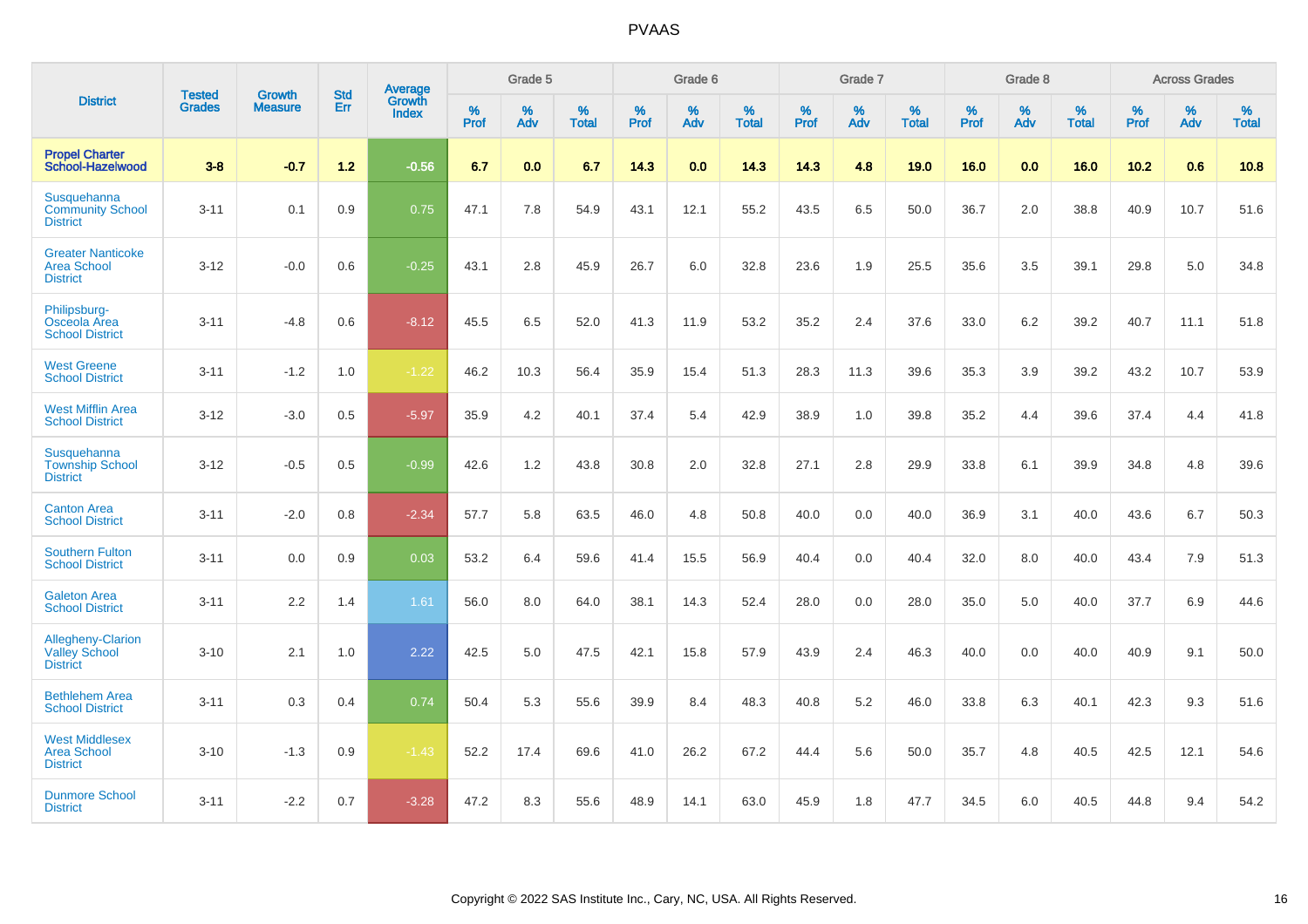# PVAAS

| District | Tested Grades | Growth Measure | Std Err | Average Growth Index | Grade 5 | | | Grade 6 | | | Grade 7 | | | Grade 8 | | | Across Grades | | |
|---|---|---|---|---|---|---|---|---|---|---|---|---|---|---|---|---|---|---|---|
| | | | | | % Prof | % Adv | % Total | % Prof | % Adv | % Total | % Prof | % Adv | % Total | % Prof | % Adv | % Total | % Prof | % Adv | % Total |
| **Propel Charter School-Hazelwood** | **3-8** | **-0.7** | **1.2** | **-0.56** | **6.7** | **0.0** | **6.7** | **14.3** | **0.0** | **14.3** | **14.3** | **4.8** | **19.0** | **16.0** | **0.0** | **16.0** | **10.2** | **0.6** | **10.8** |
| Susquehanna Community School District | 3-11 | 0.1 | 0.9 | 0.75 | 47.1 | 7.8 | 54.9 | 43.1 | 12.1 | 55.2 | 43.5 | 6.5 | 50.0 | 36.7 | 2.0 | 38.8 | 40.9 | 10.7 | 51.6 |
| Greater Nanticoke Area School District | 3-12 | -0.0 | 0.6 | -0.25 | 43.1 | 2.8 | 45.9 | 26.7 | 6.0 | 32.8 | 23.6 | 1.9 | 25.5 | 35.6 | 3.5 | 39.1 | 29.8 | 5.0 | 34.8 |
| Philipsburg-Osceola Area School District | 3-11 | -4.8 | 0.6 | -8.12 | 45.5 | 6.5 | 52.0 | 41.3 | 11.9 | 53.2 | 35.2 | 2.4 | 37.6 | 33.0 | 6.2 | 39.2 | 40.7 | 11.1 | 51.8 |
| West Greene School District | 3-11 | -1.2 | 1.0 | -1.22 | 46.2 | 10.3 | 56.4 | 35.9 | 15.4 | 51.3 | 28.3 | 11.3 | 39.6 | 35.3 | 3.9 | 39.2 | 43.2 | 10.7 | 53.9 |
| West Mifflin Area School District | 3-12 | -3.0 | 0.5 | -5.97 | 35.9 | 4.2 | 40.1 | 37.4 | 5.4 | 42.9 | 38.9 | 1.0 | 39.8 | 35.2 | 4.4 | 39.6 | 37.4 | 4.4 | 41.8 |
| Susquehanna Township School District | 3-12 | -0.5 | 0.5 | -0.99 | 42.6 | 1.2 | 43.8 | 30.8 | 2.0 | 32.8 | 27.1 | 2.8 | 29.9 | 33.8 | 6.1 | 39.9 | 34.8 | 4.8 | 39.6 |
| Canton Area School District | 3-11 | -2.0 | 0.8 | -2.34 | 57.7 | 5.8 | 63.5 | 46.0 | 4.8 | 50.8 | 40.0 | 0.0 | 40.0 | 36.9 | 3.1 | 40.0 | 43.6 | 6.7 | 50.3 |
| Southern Fulton School District | 3-11 | 0.0 | 0.9 | 0.03 | 53.2 | 6.4 | 59.6 | 41.4 | 15.5 | 56.9 | 40.4 | 0.0 | 40.4 | 32.0 | 8.0 | 40.0 | 43.4 | 7.9 | 51.3 |
| Galeton Area School District | 3-11 | 2.2 | 1.4 | 1.61 | 56.0 | 8.0 | 64.0 | 38.1 | 14.3 | 52.4 | 28.0 | 0.0 | 28.0 | 35.0 | 5.0 | 40.0 | 37.7 | 6.9 | 44.6 |
| Allegheny-Clarion Valley School District | 3-10 | 2.1 | 1.0 | 2.22 | 42.5 | 5.0 | 47.5 | 42.1 | 15.8 | 57.9 | 43.9 | 2.4 | 46.3 | 40.0 | 0.0 | 40.0 | 40.9 | 9.1 | 50.0 |
| Bethlehem Area School District | 3-11 | 0.3 | 0.4 | 0.74 | 50.4 | 5.3 | 55.6 | 39.9 | 8.4 | 48.3 | 40.8 | 5.2 | 46.0 | 33.8 | 6.3 | 40.1 | 42.3 | 9.3 | 51.6 |
| West Middlesex Area School District | 3-10 | -1.3 | 0.9 | -1.43 | 52.2 | 17.4 | 69.6 | 41.0 | 26.2 | 67.2 | 44.4 | 5.6 | 50.0 | 35.7 | 4.8 | 40.5 | 42.5 | 12.1 | 54.6 |
| Dunmore School District | 3-11 | -2.2 | 0.7 | -3.28 | 47.2 | 8.3 | 55.6 | 48.9 | 14.1 | 63.0 | 45.9 | 1.8 | 47.7 | 34.5 | 6.0 | 40.5 | 44.8 | 9.4 | 54.2 |

Copyright © 2022 SAS Institute Inc., Cary, NC, USA. All Rights Reserved.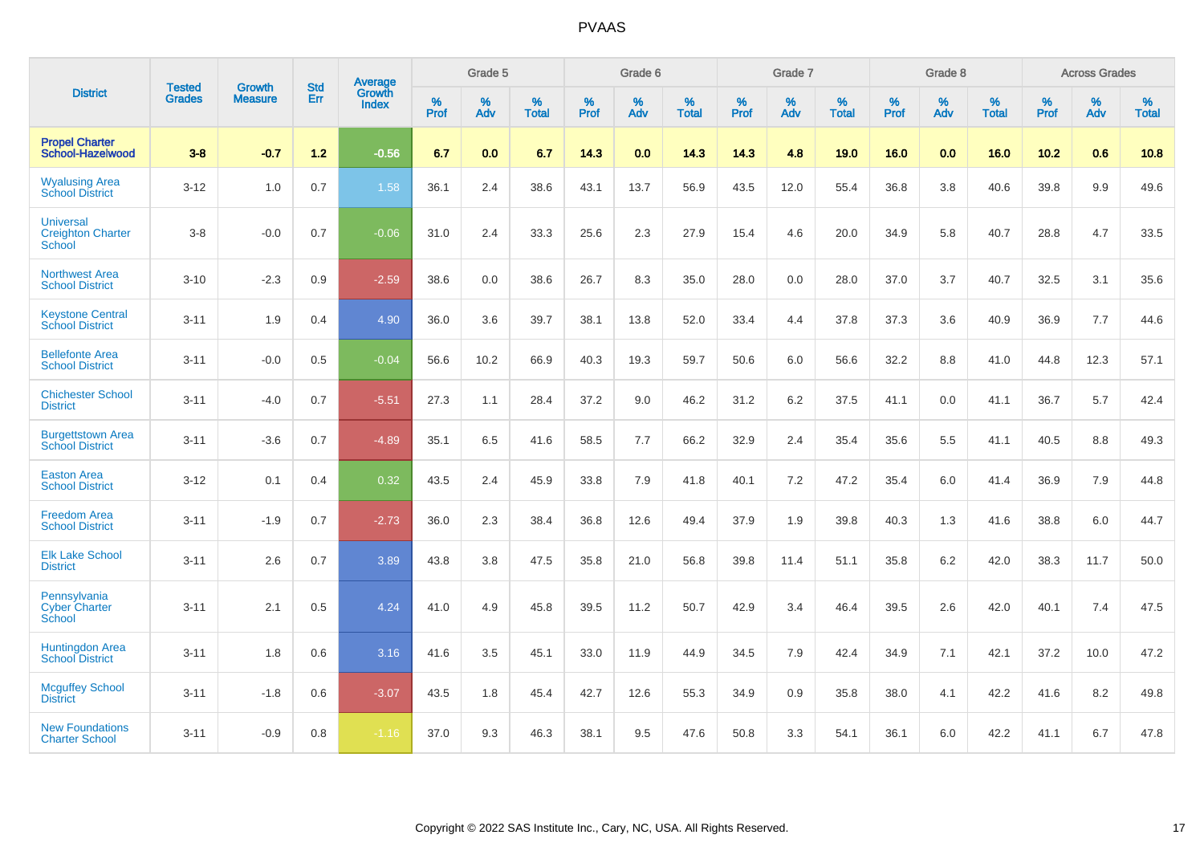| District | Tested Grades | Growth Measure | Std Err | Average Growth Index | Grade 5 | | | Grade 6 | | | Grade 7 | | | Grade 8 | | | Across Grades | | |
|---|---|---|---|---|---|---|---|---|---|---|---|---|---|---|---|---|---|---|---|
| | | | | | % Prof | % Adv | % Total | % Prof | % Adv | % Total | % Prof | % Adv | % Total | % Prof | % Adv | % Total | % Prof | % Adv | % Total |
| **Propel Charter School-Hazelwood** | **3-8** | **-0.7** | **1.2** | **-0.56** | **6.7** | **0.0** | **6.7** | **14.3** | **0.0** | **14.3** | **14.3** | **4.8** | **19.0** | **16.0** | **0.0** | **16.0** | **10.2** | **0.6** | **10.8** |
| Wyalusing Area School District | 3-12 | 1.0 | 0.7 | 1.58 | 36.1 | 2.4 | 38.6 | 43.1 | 13.7 | 56.9 | 43.5 | 12.0 | 55.4 | 36.8 | 3.8 | 40.6 | 39.8 | 9.9 | 49.6 |
| Universal Creighton Charter School | 3-8 | -0.0 | 0.7 | -0.06 | 31.0 | 2.4 | 33.3 | 25.6 | 2.3 | 27.9 | 15.4 | 4.6 | 20.0 | 34.9 | 5.8 | 40.7 | 28.8 | 4.7 | 33.5 |
| Northwest Area School District | 3-10 | -2.3 | 0.9 | -2.59 | 38.6 | 0.0 | 38.6 | 26.7 | 8.3 | 35.0 | 28.0 | 0.0 | 28.0 | 37.0 | 3.7 | 40.7 | 32.5 | 3.1 | 35.6 |
| Keystone Central School District | 3-11 | 1.9 | 0.4 | 4.90 | 36.0 | 3.6 | 39.7 | 38.1 | 13.8 | 52.0 | 33.4 | 4.4 | 37.8 | 37.3 | 3.6 | 40.9 | 36.9 | 7.7 | 44.6 |
| Bellefonte Area School District | 3-11 | -0.0 | 0.5 | -0.04 | 56.6 | 10.2 | 66.9 | 40.3 | 19.3 | 59.7 | 50.6 | 6.0 | 56.6 | 32.2 | 8.8 | 41.0 | 44.8 | 12.3 | 57.1 |
| Chichester School District | 3-11 | -4.0 | 0.7 | -5.51 | 27.3 | 1.1 | 28.4 | 37.2 | 9.0 | 46.2 | 31.2 | 6.2 | 37.5 | 41.1 | 0.0 | 41.1 | 36.7 | 5.7 | 42.4 |
| Burgettstown Area School District | 3-11 | -3.6 | 0.7 | -4.89 | 35.1 | 6.5 | 41.6 | 58.5 | 7.7 | 66.2 | 32.9 | 2.4 | 35.4 | 35.6 | 5.5 | 41.1 | 40.5 | 8.8 | 49.3 |
| Easton Area School District | 3-12 | 0.1 | 0.4 | 0.32 | 43.5 | 2.4 | 45.9 | 33.8 | 7.9 | 41.8 | 40.1 | 7.2 | 47.2 | 35.4 | 6.0 | 41.4 | 36.9 | 7.9 | 44.8 |
| Freedom Area School District | 3-11 | -1.9 | 0.7 | -2.73 | 36.0 | 2.3 | 38.4 | 36.8 | 12.6 | 49.4 | 37.9 | 1.9 | 39.8 | 40.3 | 1.3 | 41.6 | 38.8 | 6.0 | 44.7 |
| Elk Lake School District | 3-11 | 2.6 | 0.7 | 3.89 | 43.8 | 3.8 | 47.5 | 35.8 | 21.0 | 56.8 | 39.8 | 11.4 | 51.1 | 35.8 | 6.2 | 42.0 | 38.3 | 11.7 | 50.0 |
| Pennsylvania Cyber Charter School | 3-11 | 2.1 | 0.5 | 4.24 | 41.0 | 4.9 | 45.8 | 39.5 | 11.2 | 50.7 | 42.9 | 3.4 | 46.4 | 39.5 | 2.6 | 42.0 | 40.1 | 7.4 | 47.5 |
| Huntingdon Area School District | 3-11 | 1.8 | 0.6 | 3.16 | 41.6 | 3.5 | 45.1 | 33.0 | 11.9 | 44.9 | 34.5 | 7.9 | 42.4 | 34.9 | 7.1 | 42.1 | 37.2 | 10.0 | 47.2 |
| Mcguffey School District | 3-11 | -1.8 | 0.6 | -3.07 | 43.5 | 1.8 | 45.4 | 42.7 | 12.6 | 55.3 | 34.9 | 0.9 | 35.8 | 38.0 | 4.1 | 42.2 | 41.6 | 8.2 | 49.8 |
| New Foundations Charter School | 3-11 | -0.9 | 0.8 | -1.16 | 37.0 | 9.3 | 46.3 | 38.1 | 9.5 | 47.6 | 50.8 | 3.3 | 54.1 | 36.1 | 6.0 | 42.2 | 41.1 | 6.7 | 47.8 |

Copyright © 2022 SAS Institute Inc., Cary, NC, USA. All Rights Reserved.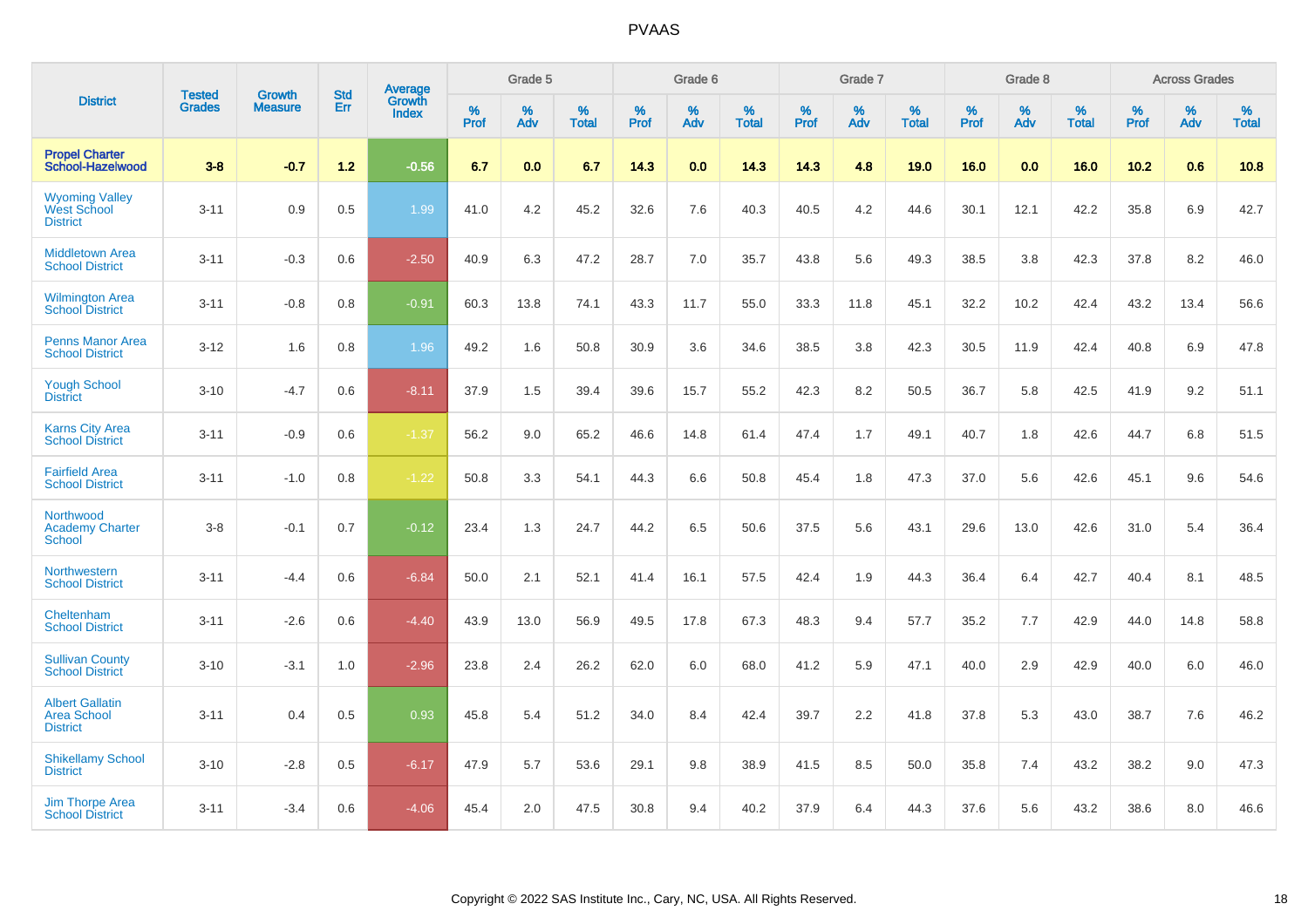# PVAAS

| District | Tested Grades | Growth Measure | Std Err | Average Growth Index | Grade 5 | | | Grade 6 | | | Grade 7 | | | Grade 8 | | | Across Grades | | |
|---|---|---|---|---|---|---|---|---|---|---|---|---|---|---|---|---|---|---|---|
| | | | | | % Prof | % Adv | % Total | % Prof | % Adv | % Total | % Prof | % Adv | % Total | % Prof | % Adv | % Total | % Prof | % Adv | % Total |
| **Propel Charter School-Hazelwood** | **3-8** | **-0.7** | **1.2** | **-0.56** | **6.7** | **0.0** | **6.7** | **14.3** | **0.0** | **14.3** | **14.3** | **4.8** | **19.0** | **16.0** | **0.0** | **16.0** | **10.2** | **0.6** | **10.8** |
| Wyoming Valley West School District | 3-11 | 0.9 | 0.5 | 1.99 | 41.0 | 4.2 | 45.2 | 32.6 | 7.6 | 40.3 | 40.5 | 4.2 | 44.6 | 30.1 | 12.1 | 42.2 | 35.8 | 6.9 | 42.7 |
| Middletown Area School District | 3-11 | -0.3 | 0.6 | -2.50 | 40.9 | 6.3 | 47.2 | 28.7 | 7.0 | 35.7 | 43.8 | 5.6 | 49.3 | 38.5 | 3.8 | 42.3 | 37.8 | 8.2 | 46.0 |
| Wilmington Area School District | 3-11 | -0.8 | 0.8 | -0.91 | 60.3 | 13.8 | 74.1 | 43.3 | 11.7 | 55.0 | 33.3 | 11.8 | 45.1 | 32.2 | 10.2 | 42.4 | 43.2 | 13.4 | 56.6 |
| Penns Manor Area School District | 3-12 | 1.6 | 0.8 | 1.96 | 49.2 | 1.6 | 50.8 | 30.9 | 3.6 | 34.6 | 38.5 | 3.8 | 42.3 | 30.5 | 11.9 | 42.4 | 40.8 | 6.9 | 47.8 |
| Yough School District | 3-10 | -4.7 | 0.6 | -8.11 | 37.9 | 1.5 | 39.4 | 39.6 | 15.7 | 55.2 | 42.3 | 8.2 | 50.5 | 36.7 | 5.8 | 42.5 | 41.9 | 9.2 | 51.1 |
| Karns City Area School District | 3-11 | -0.9 | 0.6 | -1.37 | 56.2 | 9.0 | 65.2 | 46.6 | 14.8 | 61.4 | 47.4 | 1.7 | 49.1 | 40.7 | 1.8 | 42.6 | 44.7 | 6.8 | 51.5 |
| Fairfield Area School District | 3-11 | -1.0 | 0.8 | -1.22 | 50.8 | 3.3 | 54.1 | 44.3 | 6.6 | 50.8 | 45.4 | 1.8 | 47.3 | 37.0 | 5.6 | 42.6 | 45.1 | 9.6 | 54.6 |
| Northwood Academy Charter School | 3-8 | -0.1 | 0.7 | -0.12 | 23.4 | 1.3 | 24.7 | 44.2 | 6.5 | 50.6 | 37.5 | 5.6 | 43.1 | 29.6 | 13.0 | 42.6 | 31.0 | 5.4 | 36.4 |
| Northwestern School District | 3-11 | -4.4 | 0.6 | -6.84 | 50.0 | 2.1 | 52.1 | 41.4 | 16.1 | 57.5 | 42.4 | 1.9 | 44.3 | 36.4 | 6.4 | 42.7 | 40.4 | 8.1 | 48.5 |
| Cheltenham School District | 3-11 | -2.6 | 0.6 | -4.40 | 43.9 | 13.0 | 56.9 | 49.5 | 17.8 | 67.3 | 48.3 | 9.4 | 57.7 | 35.2 | 7.7 | 42.9 | 44.0 | 14.8 | 58.8 |
| Sullivan County School District | 3-10 | -3.1 | 1.0 | -2.96 | 23.8 | 2.4 | 26.2 | 62.0 | 6.0 | 68.0 | 41.2 | 5.9 | 47.1 | 40.0 | 2.9 | 42.9 | 40.0 | 6.0 | 46.0 |
| Albert Gallatin Area School District | 3-11 | 0.4 | 0.5 | 0.93 | 45.8 | 5.4 | 51.2 | 34.0 | 8.4 | 42.4 | 39.7 | 2.2 | 41.8 | 37.8 | 5.3 | 43.0 | 38.7 | 7.6 | 46.2 |
| Shikellamy School District | 3-10 | -2.8 | 0.5 | -6.17 | 47.9 | 5.7 | 53.6 | 29.1 | 9.8 | 38.9 | 41.5 | 8.5 | 50.0 | 35.8 | 7.4 | 43.2 | 38.2 | 9.0 | 47.3 |
| Jim Thorpe Area School District | 3-11 | -3.4 | 0.6 | -4.06 | 45.4 | 2.0 | 47.5 | 30.8 | 9.4 | 40.2 | 37.9 | 6.4 | 44.3 | 37.6 | 5.6 | 43.2 | 38.6 | 8.0 | 46.6 |

Copyright © 2022 SAS Institute Inc., Cary, NC, USA. All Rights Reserved.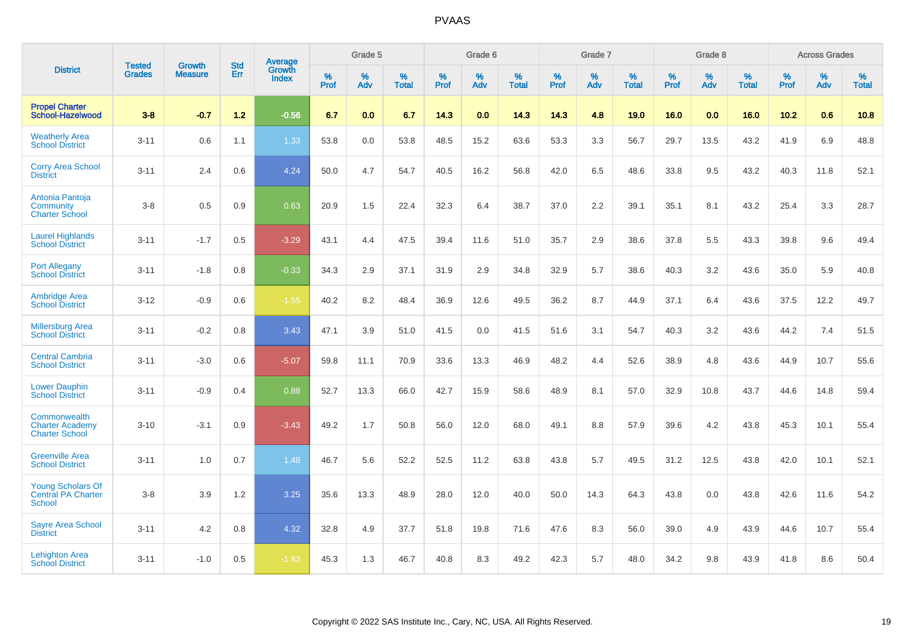| District | Tested Grades | Growth Measure | Std Err | Average Growth Index | Grade 5 | | | Grade 6 | | | Grade 7 | | | Grade 8 | | | Across Grades | | |
|---|---|---|---|---|---|---|---|---|---|---|---|---|---|---|---|---|---|---|---|
| | | | | | % Prof | % Adv | % Total | % Prof | % Adv | % Total | % Prof | % Adv | % Total | % Prof | % Adv | % Total | % Prof | % Adv | % Total |
| **Propel Charter School-Hazelwood** | **3-8** | **-0.7** | **1.2** | **-0.56** | **6.7** | **0.0** | **6.7** | **14.3** | **0.0** | **14.3** | **14.3** | **4.8** | **19.0** | **16.0** | **0.0** | **16.0** | **10.2** | **0.6** | **10.8** |
| Weatherly Area School District | 3-11 | 0.6 | 1.1 | 1.33 | 53.8 | 0.0 | 53.8 | 48.5 | 15.2 | 63.6 | 53.3 | 3.3 | 56.7 | 29.7 | 13.5 | 43.2 | 41.9 | 6.9 | 48.8 |
| Corry Area School District | 3-11 | 2.4 | 0.6 | 4.24 | 50.0 | 4.7 | 54.7 | 40.5 | 16.2 | 56.8 | 42.0 | 6.5 | 48.6 | 33.8 | 9.5 | 43.2 | 40.3 | 11.8 | 52.1 |
| Antonia Pantoja Community Charter School | 3-8 | 0.5 | 0.9 | 0.63 | 20.9 | 1.5 | 22.4 | 32.3 | 6.4 | 38.7 | 37.0 | 2.2 | 39.1 | 35.1 | 8.1 | 43.2 | 25.4 | 3.3 | 28.7 |
| Laurel Highlands School District | 3-11 | -1.7 | 0.5 | -3.29 | 43.1 | 4.4 | 47.5 | 39.4 | 11.6 | 51.0 | 35.7 | 2.9 | 38.6 | 37.8 | 5.5 | 43.3 | 39.8 | 9.6 | 49.4 |
| Port Allegany School District | 3-11 | -1.8 | 0.8 | -0.33 | 34.3 | 2.9 | 37.1 | 31.9 | 2.9 | 34.8 | 32.9 | 5.7 | 38.6 | 40.3 | 3.2 | 43.6 | 35.0 | 5.9 | 40.8 |
| Ambridge Area School District | 3-12 | -0.9 | 0.6 | -1.55 | 40.2 | 8.2 | 48.4 | 36.9 | 12.6 | 49.5 | 36.2 | 8.7 | 44.9 | 37.1 | 6.4 | 43.6 | 37.5 | 12.2 | 49.7 |
| Millersburg Area School District | 3-11 | -0.2 | 0.8 | 3.43 | 47.1 | 3.9 | 51.0 | 41.5 | 0.0 | 41.5 | 51.6 | 3.1 | 54.7 | 40.3 | 3.2 | 43.6 | 44.2 | 7.4 | 51.5 |
| Central Cambria School District | 3-11 | -3.0 | 0.6 | -5.07 | 59.8 | 11.1 | 70.9 | 33.6 | 13.3 | 46.9 | 48.2 | 4.4 | 52.6 | 38.9 | 4.8 | 43.6 | 44.9 | 10.7 | 55.6 |
| Lower Dauphin School District | 3-11 | -0.9 | 0.4 | 0.88 | 52.7 | 13.3 | 66.0 | 42.7 | 15.9 | 58.6 | 48.9 | 8.1 | 57.0 | 32.9 | 10.8 | 43.7 | 44.6 | 14.8 | 59.4 |
| Commonwealth Charter Academy Charter School | 3-10 | -3.1 | 0.9 | -3.43 | 49.2 | 1.7 | 50.8 | 56.0 | 12.0 | 68.0 | 49.1 | 8.8 | 57.9 | 39.6 | 4.2 | 43.8 | 45.3 | 10.1 | 55.4 |
| Greenville Area School District | 3-11 | 1.0 | 0.7 | 1.48 | 46.7 | 5.6 | 52.2 | 52.5 | 11.2 | 63.8 | 43.8 | 5.7 | 49.5 | 31.2 | 12.5 | 43.8 | 42.0 | 10.1 | 52.1 |
| Young Scholars Of Central PA Charter School | 3-8 | 3.9 | 1.2 | 3.25 | 35.6 | 13.3 | 48.9 | 28.0 | 12.0 | 40.0 | 50.0 | 14.3 | 64.3 | 43.8 | 0.0 | 43.8 | 42.6 | 11.6 | 54.2 |
| Sayre Area School District | 3-11 | 4.2 | 0.8 | 4.32 | 32.8 | 4.9 | 37.7 | 51.8 | 19.8 | 71.6 | 47.6 | 8.3 | 56.0 | 39.0 | 4.9 | 43.9 | 44.6 | 10.7 | 55.4 |
| Lehighton Area School District | 3-11 | -1.0 | 0.5 | -1.83 | 45.3 | 1.3 | 46.7 | 40.8 | 8.3 | 49.2 | 42.3 | 5.7 | 48.0 | 34.2 | 9.8 | 43.9 | 41.8 | 8.6 | 50.4 |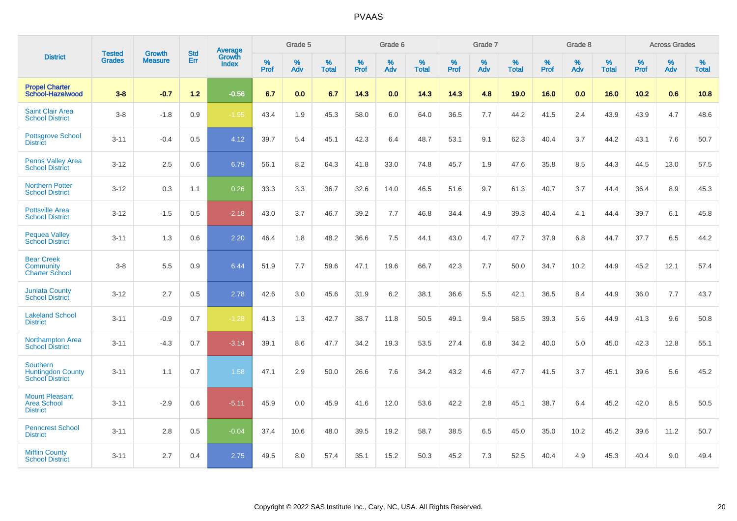| District | Tested Grades | Growth Measure | Std Err | Average Growth Index | Grade 5 | | | Grade 6 | | | Grade 7 | | | Grade 8 | | | Across Grades | | |
|---|---|---|---|---|---|---|---|---|---|---|---|---|---|---|---|---|---|---|---|
| | | | | | % Prof | % Adv | % Total | % Prof | % Adv | % Total | % Prof | % Adv | % Total | % Prof | % Adv | % Total | % Prof | % Adv | % Total |
| **Propel Charter School-Hazelwood** | **3-8** | **-0.7** | **1.2** | **-0.56** | **6.7** | **0.0** | **6.7** | **14.3** | **0.0** | **14.3** | **14.3** | **4.8** | **19.0** | **16.0** | **0.0** | **16.0** | **10.2** | **0.6** | **10.8** |
| Saint Clair Area School District | 3-8 | -1.8 | 0.9 | -1.95 | 43.4 | 1.9 | 45.3 | 58.0 | 6.0 | 64.0 | 36.5 | 7.7 | 44.2 | 41.5 | 2.4 | 43.9 | 43.9 | 4.7 | 48.6 |
| Pottsgrove School District | 3-11 | -0.4 | 0.5 | 4.12 | 39.7 | 5.4 | 45.1 | 42.3 | 6.4 | 48.7 | 53.1 | 9.1 | 62.3 | 40.4 | 3.7 | 44.2 | 43.1 | 7.6 | 50.7 |
| Penns Valley Area School District | 3-12 | 2.5 | 0.6 | 6.79 | 56.1 | 8.2 | 64.3 | 41.8 | 33.0 | 74.8 | 45.7 | 1.9 | 47.6 | 35.8 | 8.5 | 44.3 | 44.5 | 13.0 | 57.5 |
| Northern Potter School District | 3-12 | 0.3 | 1.1 | 0.26 | 33.3 | 3.3 | 36.7 | 32.6 | 14.0 | 46.5 | 51.6 | 9.7 | 61.3 | 40.7 | 3.7 | 44.4 | 36.4 | 8.9 | 45.3 |
| Pottsville Area School District | 3-12 | -1.5 | 0.5 | -2.18 | 43.0 | 3.7 | 46.7 | 39.2 | 7.7 | 46.8 | 34.4 | 4.9 | 39.3 | 40.4 | 4.1 | 44.4 | 39.7 | 6.1 | 45.8 |
| Pequea Valley School District | 3-11 | 1.3 | 0.6 | 2.20 | 46.4 | 1.8 | 48.2 | 36.6 | 7.5 | 44.1 | 43.0 | 4.7 | 47.7 | 37.9 | 6.8 | 44.7 | 37.7 | 6.5 | 44.2 |
| Bear Creek Community Charter School | 3-8 | 5.5 | 0.9 | 6.44 | 51.9 | 7.7 | 59.6 | 47.1 | 19.6 | 66.7 | 42.3 | 7.7 | 50.0 | 34.7 | 10.2 | 44.9 | 45.2 | 12.1 | 57.4 |
| Juniata County School District | 3-12 | 2.7 | 0.5 | 2.78 | 42.6 | 3.0 | 45.6 | 31.9 | 6.2 | 38.1 | 36.6 | 5.5 | 42.1 | 36.5 | 8.4 | 44.9 | 36.0 | 7.7 | 43.7 |
| Lakeland School District | 3-11 | -0.9 | 0.7 | -1.28 | 41.3 | 1.3 | 42.7 | 38.7 | 11.8 | 50.5 | 49.1 | 9.4 | 58.5 | 39.3 | 5.6 | 44.9 | 41.3 | 9.6 | 50.8 |
| Northampton Area School District | 3-11 | -4.3 | 0.7 | -3.14 | 39.1 | 8.6 | 47.7 | 34.2 | 19.3 | 53.5 | 27.4 | 6.8 | 34.2 | 40.0 | 5.0 | 45.0 | 42.3 | 12.8 | 55.1 |
| Southern Huntingdon County School District | 3-11 | 1.1 | 0.7 | 1.58 | 47.1 | 2.9 | 50.0 | 26.6 | 7.6 | 34.2 | 43.2 | 4.6 | 47.7 | 41.5 | 3.7 | 45.1 | 39.6 | 5.6 | 45.2 |
| Mount Pleasant Area School District | 3-11 | -2.9 | 0.6 | -5.11 | 45.9 | 0.0 | 45.9 | 41.6 | 12.0 | 53.6 | 42.2 | 2.8 | 45.1 | 38.7 | 6.4 | 45.2 | 42.0 | 8.5 | 50.5 |
| Penncrest School District | 3-11 | 2.8 | 0.5 | -0.04 | 37.4 | 10.6 | 48.0 | 39.5 | 19.2 | 58.7 | 38.5 | 6.5 | 45.0 | 35.0 | 10.2 | 45.2 | 39.6 | 11.2 | 50.7 |
| Mifflin County School District | 3-11 | 2.7 | 0.4 | 2.75 | 49.5 | 8.0 | 57.4 | 35.1 | 15.2 | 50.3 | 45.2 | 7.3 | 52.5 | 40.4 | 4.9 | 45.3 | 40.4 | 9.0 | 49.4 |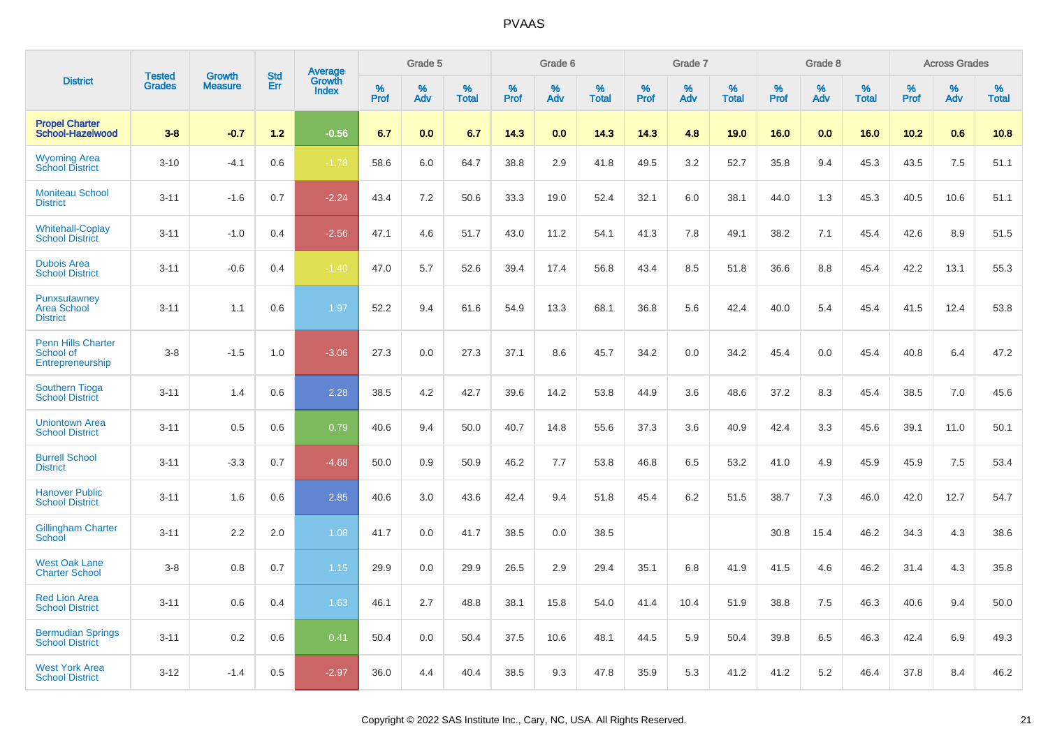# PVAAS

| District | Tested Grades | Growth Measure | Std Err | Average Growth Index | Grade 5 | | | Grade 6 | | | Grade 7 | | | Grade 8 | | | Across Grades | | |
|---|---|---|---|---|---|---|---|---|---|---|---|---|---|---|---|---|---|---|---|
| | | | | | % Prof | % Adv | % Total | % Prof | % Adv | % Total | % Prof | % Adv | % Total | % Prof | % Adv | % Total | % Prof | % Adv | % Total |
| **Propel Charter School-Hazelwood** | **3-8** | **-0.7** | **1.2** | **-0.56** | **6.7** | **0.0** | **6.7** | **14.3** | **0.0** | **14.3** | **14.3** | **4.8** | **19.0** | **16.0** | **0.0** | **16.0** | **10.2** | **0.6** | **10.8** |
| Wyoming Area School District | 3-10 | -4.1 | 0.6 | -1.78 | 58.6 | 6.0 | 64.7 | 38.8 | 2.9 | 41.8 | 49.5 | 3.2 | 52.7 | 35.8 | 9.4 | 45.3 | 43.5 | 7.5 | 51.1 |
| Moniteau School District | 3-11 | -1.6 | 0.7 | -2.24 | 43.4 | 7.2 | 50.6 | 33.3 | 19.0 | 52.4 | 32.1 | 6.0 | 38.1 | 44.0 | 1.3 | 45.3 | 40.5 | 10.6 | 51.1 |
| Whitehall-Coplay School District | 3-11 | -1.0 | 0.4 | -2.56 | 47.1 | 4.6 | 51.7 | 43.0 | 11.2 | 54.1 | 41.3 | 7.8 | 49.1 | 38.2 | 7.1 | 45.4 | 42.6 | 8.9 | 51.5 |
| Dubois Area School District | 3-11 | -0.6 | 0.4 | -1.40 | 47.0 | 5.7 | 52.6 | 39.4 | 17.4 | 56.8 | 43.4 | 8.5 | 51.8 | 36.6 | 8.8 | 45.4 | 42.2 | 13.1 | 55.3 |
| Punxsutawney Area School District | 3-11 | 1.1 | 0.6 | 1.97 | 52.2 | 9.4 | 61.6 | 54.9 | 13.3 | 68.1 | 36.8 | 5.6 | 42.4 | 40.0 | 5.4 | 45.4 | 41.5 | 12.4 | 53.8 |
| Penn Hills Charter School of Entrepreneurship | 3-8 | -1.5 | 1.0 | -3.06 | 27.3 | 0.0 | 27.3 | 37.1 | 8.6 | 45.7 | 34.2 | 0.0 | 34.2 | 45.4 | 0.0 | 45.4 | 40.8 | 6.4 | 47.2 |
| Southern Tioga School District | 3-11 | 1.4 | 0.6 | 2.28 | 38.5 | 4.2 | 42.7 | 39.6 | 14.2 | 53.8 | 44.9 | 3.6 | 48.6 | 37.2 | 8.3 | 45.4 | 38.5 | 7.0 | 45.6 |
| Uniontown Area School District | 3-11 | 0.5 | 0.6 | 0.79 | 40.6 | 9.4 | 50.0 | 40.7 | 14.8 | 55.6 | 37.3 | 3.6 | 40.9 | 42.4 | 3.3 | 45.6 | 39.1 | 11.0 | 50.1 |
| Burrell School District | 3-11 | -3.3 | 0.7 | -4.68 | 50.0 | 0.9 | 50.9 | 46.2 | 7.7 | 53.8 | 46.8 | 6.5 | 53.2 | 41.0 | 4.9 | 45.9 | 45.9 | 7.5 | 53.4 |
| Hanover Public School District | 3-11 | 1.6 | 0.6 | 2.85 | 40.6 | 3.0 | 43.6 | 42.4 | 9.4 | 51.8 | 45.4 | 6.2 | 51.5 | 38.7 | 7.3 | 46.0 | 42.0 | 12.7 | 54.7 |
| Gillingham Charter School | 3-11 | 2.2 | 2.0 | 1.08 | 41.7 | 0.0 | 41.7 | 38.5 | 0.0 | 38.5 | | | | 30.8 | 15.4 | 46.2 | 34.3 | 4.3 | 38.6 |
| West Oak Lane Charter School | 3-8 | 0.8 | 0.7 | 1.15 | 29.9 | 0.0 | 29.9 | 26.5 | 2.9 | 29.4 | 35.1 | 6.8 | 41.9 | 41.5 | 4.6 | 46.2 | 31.4 | 4.3 | 35.8 |
| Red Lion Area School District | 3-11 | 0.6 | 0.4 | 1.63 | 46.1 | 2.7 | 48.8 | 38.1 | 15.8 | 54.0 | 41.4 | 10.4 | 51.9 | 38.8 | 7.5 | 46.3 | 40.6 | 9.4 | 50.0 |
| Bermudian Springs School District | 3-11 | 0.2 | 0.6 | 0.41 | 50.4 | 0.0 | 50.4 | 37.5 | 10.6 | 48.1 | 44.5 | 5.9 | 50.4 | 39.8 | 6.5 | 46.3 | 42.4 | 6.9 | 49.3 |
| West York Area School District | 3-12 | -1.4 | 0.5 | -2.97 | 36.0 | 4.4 | 40.4 | 38.5 | 9.3 | 47.8 | 35.9 | 5.3 | 41.2 | 41.2 | 5.2 | 46.4 | 37.8 | 8.4 | 46.2 |

Copyright © 2022 SAS Institute Inc., Cary, NC, USA. All Rights Reserved.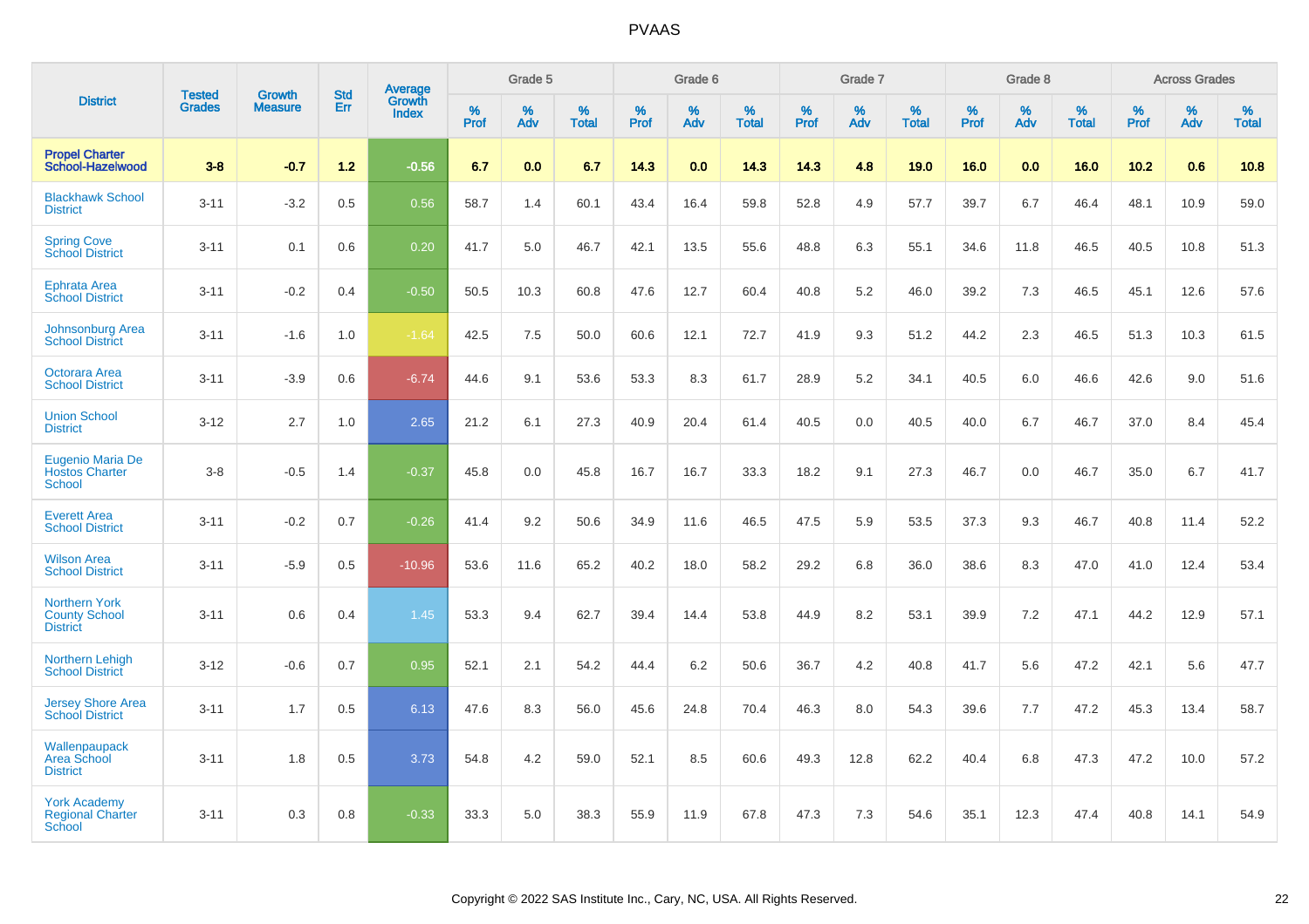PVAAS

| District | Tested Grades | Growth Measure | Std Err | Average Growth Index | Grade 5 | | | Grade 6 | | | Grade 7 | | | Grade 8 | | | Across Grades | | |
|---|---|---|---|---|---|---|---|---|---|---|---|---|---|---|---|---|---|---|---|
| | | | | | % Prof | % Adv | % Total | % Prof | % Adv | % Total | % Prof | % Adv | % Total | % Prof | % Adv | % Total | % Prof | % Adv | % Total |
| **Propel Charter School-Hazelwood** | **3-8** | **-0.7** | **1.2** | **-0.56** | **6.7** | **0.0** | **6.7** | **14.3** | **0.0** | **14.3** | **14.3** | **4.8** | **19.0** | **16.0** | **0.0** | **16.0** | **10.2** | **0.6** | **10.8** |
| Blackhawk School District | 3-11 | -3.2 | 0.5 | 0.56 | 58.7 | 1.4 | 60.1 | 43.4 | 16.4 | 59.8 | 52.8 | 4.9 | 57.7 | 39.7 | 6.7 | 46.4 | 48.1 | 10.9 | 59.0 |
| Spring Cove School District | 3-11 | 0.1 | 0.6 | 0.20 | 41.7 | 5.0 | 46.7 | 42.1 | 13.5 | 55.6 | 48.8 | 6.3 | 55.1 | 34.6 | 11.8 | 46.5 | 40.5 | 10.8 | 51.3 |
| Ephrata Area School District | 3-11 | -0.2 | 0.4 | -0.50 | 50.5 | 10.3 | 60.8 | 47.6 | 12.7 | 60.4 | 40.8 | 5.2 | 46.0 | 39.2 | 7.3 | 46.5 | 45.1 | 12.6 | 57.6 |
| Johnsonburg Area School District | 3-11 | -1.6 | 1.0 | -1.64 | 42.5 | 7.5 | 50.0 | 60.6 | 12.1 | 72.7 | 41.9 | 9.3 | 51.2 | 44.2 | 2.3 | 46.5 | 51.3 | 10.3 | 61.5 |
| Octorara Area School District | 3-11 | -3.9 | 0.6 | -6.74 | 44.6 | 9.1 | 53.6 | 53.3 | 8.3 | 61.7 | 28.9 | 5.2 | 34.1 | 40.5 | 6.0 | 46.6 | 42.6 | 9.0 | 51.6 |
| Union School District | 3-12 | 2.7 | 1.0 | 2.65 | 21.2 | 6.1 | 27.3 | 40.9 | 20.4 | 61.4 | 40.5 | 0.0 | 40.5 | 40.0 | 6.7 | 46.7 | 37.0 | 8.4 | 45.4 |
| Eugenio Maria De Hostos Charter School | 3-8 | -0.5 | 1.4 | -0.37 | 45.8 | 0.0 | 45.8 | 16.7 | 16.7 | 33.3 | 18.2 | 9.1 | 27.3 | 46.7 | 0.0 | 46.7 | 35.0 | 6.7 | 41.7 |
| Everett Area School District | 3-11 | -0.2 | 0.7 | -0.26 | 41.4 | 9.2 | 50.6 | 34.9 | 11.6 | 46.5 | 47.5 | 5.9 | 53.5 | 37.3 | 9.3 | 46.7 | 40.8 | 11.4 | 52.2 |
| Wilson Area School District | 3-11 | -5.9 | 0.5 | -10.96 | 53.6 | 11.6 | 65.2 | 40.2 | 18.0 | 58.2 | 29.2 | 6.8 | 36.0 | 38.6 | 8.3 | 47.0 | 41.0 | 12.4 | 53.4 |
| Northern York County School District | 3-11 | 0.6 | 0.4 | 1.45 | 53.3 | 9.4 | 62.7 | 39.4 | 14.4 | 53.8 | 44.9 | 8.2 | 53.1 | 39.9 | 7.2 | 47.1 | 44.2 | 12.9 | 57.1 |
| Northern Lehigh School District | 3-12 | -0.6 | 0.7 | 0.95 | 52.1 | 2.1 | 54.2 | 44.4 | 6.2 | 50.6 | 36.7 | 4.2 | 40.8 | 41.7 | 5.6 | 47.2 | 42.1 | 5.6 | 47.7 |
| Jersey Shore Area School District | 3-11 | 1.7 | 0.5 | 6.13 | 47.6 | 8.3 | 56.0 | 45.6 | 24.8 | 70.4 | 46.3 | 8.0 | 54.3 | 39.6 | 7.7 | 47.2 | 45.3 | 13.4 | 58.7 |
| Wallenpaupack Area School District | 3-11 | 1.8 | 0.5 | 3.73 | 54.8 | 4.2 | 59.0 | 52.1 | 8.5 | 60.6 | 49.3 | 12.8 | 62.2 | 40.4 | 6.8 | 47.3 | 47.2 | 10.0 | 57.2 |
| York Academy Regional Charter School | 3-11 | 0.3 | 0.8 | -0.33 | 33.3 | 5.0 | 38.3 | 55.9 | 11.9 | 67.8 | 47.3 | 7.3 | 54.6 | 35.1 | 12.3 | 47.4 | 40.8 | 14.1 | 54.9 |

Copyright © 2022 SAS Institute Inc., Cary, NC, USA. All Rights Reserved.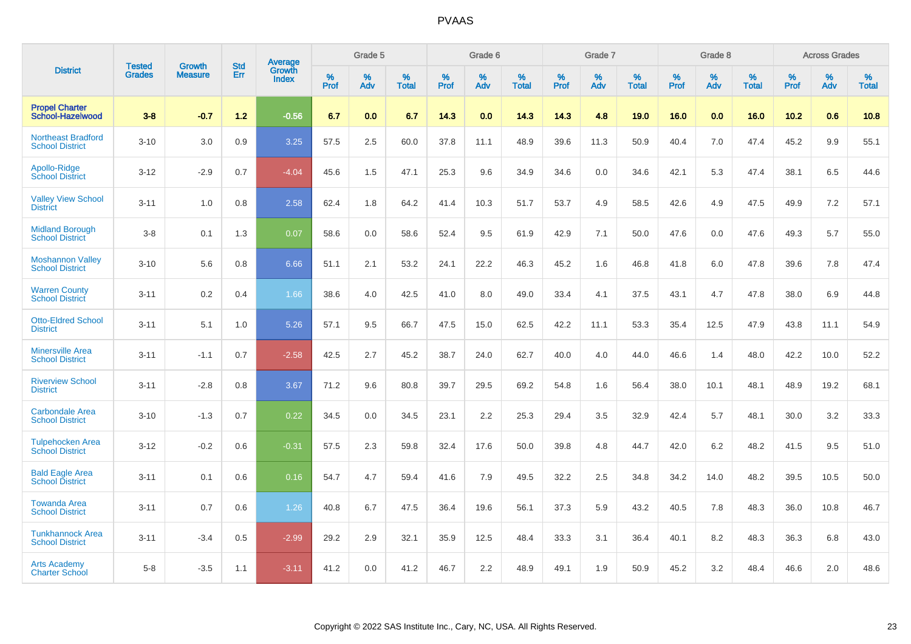# PVAAS

| District | Tested Grades | Growth Measure | Std Err | Average Growth Index | Grade 5 | | | Grade 6 | | | Grade 7 | | | Grade 8 | | | Across Grades | | |
|---|---|---|---|---|---|---|---|---|---|---|---|---|---|---|---|---|---|---|---|
| | | | | | % Prof | % Adv | % Total | % Prof | % Adv | % Total | % Prof | % Adv | % Total | % Prof | % Adv | % Total | % Prof | % Adv | % Total |
| **Propel Charter School-Hazelwood** | **3-8** | **-0.7** | **1.2** | **-0.56** | **6.7** | **0.0** | **6.7** | **14.3** | **0.0** | **14.3** | **14.3** | **4.8** | **19.0** | **16.0** | **0.0** | **16.0** | **10.2** | **0.6** | **10.8** |
| Northeast Bradford School District | 3-10 | 3.0 | 0.9 | 3.25 | 57.5 | 2.5 | 60.0 | 37.8 | 11.1 | 48.9 | 39.6 | 11.3 | 50.9 | 40.4 | 7.0 | 47.4 | 45.2 | 9.9 | 55.1 |
| Apollo-Ridge School District | 3-12 | -2.9 | 0.7 | -4.04 | 45.6 | 1.5 | 47.1 | 25.3 | 9.6 | 34.9 | 34.6 | 0.0 | 34.6 | 42.1 | 5.3 | 47.4 | 38.1 | 6.5 | 44.6 |
| Valley View School District | 3-11 | 1.0 | 0.8 | 2.58 | 62.4 | 1.8 | 64.2 | 41.4 | 10.3 | 51.7 | 53.7 | 4.9 | 58.5 | 42.6 | 4.9 | 47.5 | 49.9 | 7.2 | 57.1 |
| Midland Borough School District | 3-8 | 0.1 | 1.3 | 0.07 | 58.6 | 0.0 | 58.6 | 52.4 | 9.5 | 61.9 | 42.9 | 7.1 | 50.0 | 47.6 | 0.0 | 47.6 | 49.3 | 5.7 | 55.0 |
| Moshannon Valley School District | 3-10 | 5.6 | 0.8 | 6.66 | 51.1 | 2.1 | 53.2 | 24.1 | 22.2 | 46.3 | 45.2 | 1.6 | 46.8 | 41.8 | 6.0 | 47.8 | 39.6 | 7.8 | 47.4 |
| Warren County School District | 3-11 | 0.2 | 0.4 | 1.66 | 38.6 | 4.0 | 42.5 | 41.0 | 8.0 | 49.0 | 33.4 | 4.1 | 37.5 | 43.1 | 4.7 | 47.8 | 38.0 | 6.9 | 44.8 |
| Otto-Eldred School District | 3-11 | 5.1 | 1.0 | 5.26 | 57.1 | 9.5 | 66.7 | 47.5 | 15.0 | 62.5 | 42.2 | 11.1 | 53.3 | 35.4 | 12.5 | 47.9 | 43.8 | 11.1 | 54.9 |
| Minersville Area School District | 3-11 | -1.1 | 0.7 | -2.58 | 42.5 | 2.7 | 45.2 | 38.7 | 24.0 | 62.7 | 40.0 | 4.0 | 44.0 | 46.6 | 1.4 | 48.0 | 42.2 | 10.0 | 52.2 |
| Riverview School District | 3-11 | -2.8 | 0.8 | 3.67 | 71.2 | 9.6 | 80.8 | 39.7 | 29.5 | 69.2 | 54.8 | 1.6 | 56.4 | 38.0 | 10.1 | 48.1 | 48.9 | 19.2 | 68.1 |
| Carbondale Area School District | 3-10 | -1.3 | 0.7 | 0.22 | 34.5 | 0.0 | 34.5 | 23.1 | 2.2 | 25.3 | 29.4 | 3.5 | 32.9 | 42.4 | 5.7 | 48.1 | 30.0 | 3.2 | 33.3 |
| Tulpehocken Area School District | 3-12 | -0.2 | 0.6 | -0.31 | 57.5 | 2.3 | 59.8 | 32.4 | 17.6 | 50.0 | 39.8 | 4.8 | 44.7 | 42.0 | 6.2 | 48.2 | 41.5 | 9.5 | 51.0 |
| Bald Eagle Area School District | 3-11 | 0.1 | 0.6 | 0.16 | 54.7 | 4.7 | 59.4 | 41.6 | 7.9 | 49.5 | 32.2 | 2.5 | 34.8 | 34.2 | 14.0 | 48.2 | 39.5 | 10.5 | 50.0 |
| Towanda Area School District | 3-11 | 0.7 | 0.6 | 1.26 | 40.8 | 6.7 | 47.5 | 36.4 | 19.6 | 56.1 | 37.3 | 5.9 | 43.2 | 40.5 | 7.8 | 48.3 | 36.0 | 10.8 | 46.7 |
| Tunkhannock Area School District | 3-11 | -3.4 | 0.5 | -2.99 | 29.2 | 2.9 | 32.1 | 35.9 | 12.5 | 48.4 | 33.3 | 3.1 | 36.4 | 40.1 | 8.2 | 48.3 | 36.3 | 6.8 | 43.0 |
| Arts Academy Charter School | 5-8 | -3.5 | 1.1 | -3.11 | 41.2 | 0.0 | 41.2 | 46.7 | 2.2 | 48.9 | 49.1 | 1.9 | 50.9 | 45.2 | 3.2 | 48.4 | 46.6 | 2.0 | 48.6 |

Copyright © 2022 SAS Institute Inc., Cary, NC, USA. All Rights Reserved.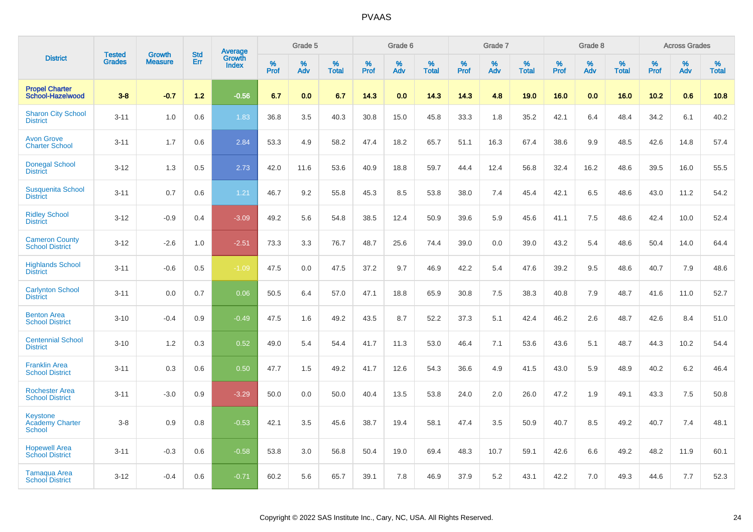# PVAAS

| District | Tested Grades | Growth Measure | Std Err | Average Growth Index | Grade 5 | | | Grade 6 | | | Grade 7 | | | Grade 8 | | | Across Grades | | |
|---|---|---|---|---|---|---|---|---|---|---|---|---|---|---|---|---|---|---|---|
| | | | | | % Prof | % Adv | % Total | % Prof | % Adv | % Total | % Prof | % Adv | % Total | % Prof | % Adv | % Total | % Prof | % Adv | % Total |
| **Propel Charter School-Hazelwood** | **3-8** | **-0.7** | **1.2** | **-0.56** | **6.7** | **0.0** | **6.7** | **14.3** | **0.0** | **14.3** | **14.3** | **4.8** | **19.0** | **16.0** | **0.0** | **16.0** | **10.2** | **0.6** | **10.8** |
| Sharon City School District | 3-11 | 1.0 | 0.6 | 1.83 | 36.8 | 3.5 | 40.3 | 30.8 | 15.0 | 45.8 | 33.3 | 1.8 | 35.2 | 42.1 | 6.4 | 48.4 | 34.2 | 6.1 | 40.2 |
| Avon Grove Charter School | 3-11 | 1.7 | 0.6 | 2.84 | 53.3 | 4.9 | 58.2 | 47.4 | 18.2 | 65.7 | 51.1 | 16.3 | 67.4 | 38.6 | 9.9 | 48.5 | 42.6 | 14.8 | 57.4 |
| Donegal School District | 3-12 | 1.3 | 0.5 | 2.73 | 42.0 | 11.6 | 53.6 | 40.9 | 18.8 | 59.7 | 44.4 | 12.4 | 56.8 | 32.4 | 16.2 | 48.6 | 39.5 | 16.0 | 55.5 |
| Susquenita School District | 3-11 | 0.7 | 0.6 | 1.21 | 46.7 | 9.2 | 55.8 | 45.3 | 8.5 | 53.8 | 38.0 | 7.4 | 45.4 | 42.1 | 6.5 | 48.6 | 43.0 | 11.2 | 54.2 |
| Ridley School District | 3-12 | -0.9 | 0.4 | -3.09 | 49.2 | 5.6 | 54.8 | 38.5 | 12.4 | 50.9 | 39.6 | 5.9 | 45.6 | 41.1 | 7.5 | 48.6 | 42.4 | 10.0 | 52.4 |
| Cameron County School District | 3-12 | -2.6 | 1.0 | -2.51 | 73.3 | 3.3 | 76.7 | 48.7 | 25.6 | 74.4 | 39.0 | 0.0 | 39.0 | 43.2 | 5.4 | 48.6 | 50.4 | 14.0 | 64.4 |
| Highlands School District | 3-11 | -0.6 | 0.5 | -1.09 | 47.5 | 0.0 | 47.5 | 37.2 | 9.7 | 46.9 | 42.2 | 5.4 | 47.6 | 39.2 | 9.5 | 48.6 | 40.7 | 7.9 | 48.6 |
| Carlynton School District | 3-11 | 0.0 | 0.7 | 0.06 | 50.5 | 6.4 | 57.0 | 47.1 | 18.8 | 65.9 | 30.8 | 7.5 | 38.3 | 40.8 | 7.9 | 48.7 | 41.6 | 11.0 | 52.7 |
| Benton Area School District | 3-10 | -0.4 | 0.9 | -0.49 | 47.5 | 1.6 | 49.2 | 43.5 | 8.7 | 52.2 | 37.3 | 5.1 | 42.4 | 46.2 | 2.6 | 48.7 | 42.6 | 8.4 | 51.0 |
| Centennial School District | 3-10 | 1.2 | 0.3 | 0.52 | 49.0 | 5.4 | 54.4 | 41.7 | 11.3 | 53.0 | 46.4 | 7.1 | 53.6 | 43.6 | 5.1 | 48.7 | 44.3 | 10.2 | 54.4 |
| Franklin Area School District | 3-11 | 0.3 | 0.6 | 0.50 | 47.7 | 1.5 | 49.2 | 41.7 | 12.6 | 54.3 | 36.6 | 4.9 | 41.5 | 43.0 | 5.9 | 48.9 | 40.2 | 6.2 | 46.4 |
| Rochester Area School District | 3-11 | -3.0 | 0.9 | -3.29 | 50.0 | 0.0 | 50.0 | 40.4 | 13.5 | 53.8 | 24.0 | 2.0 | 26.0 | 47.2 | 1.9 | 49.1 | 43.3 | 7.5 | 50.8 |
| Keystone Academy Charter School | 3-8 | 0.9 | 0.8 | -0.53 | 42.1 | 3.5 | 45.6 | 38.7 | 19.4 | 58.1 | 47.4 | 3.5 | 50.9 | 40.7 | 8.5 | 49.2 | 40.7 | 7.4 | 48.1 |
| Hopewell Area School District | 3-11 | -0.3 | 0.6 | -0.58 | 53.8 | 3.0 | 56.8 | 50.4 | 19.0 | 69.4 | 48.3 | 10.7 | 59.1 | 42.6 | 6.6 | 49.2 | 48.2 | 11.9 | 60.1 |
| Tamaqua Area School District | 3-12 | -0.4 | 0.6 | -0.71 | 60.2 | 5.6 | 65.7 | 39.1 | 7.8 | 46.9 | 37.9 | 5.2 | 43.1 | 42.2 | 7.0 | 49.3 | 44.6 | 7.7 | 52.3 |

Copyright © 2022 SAS Institute Inc., Cary, NC, USA. All Rights Reserved.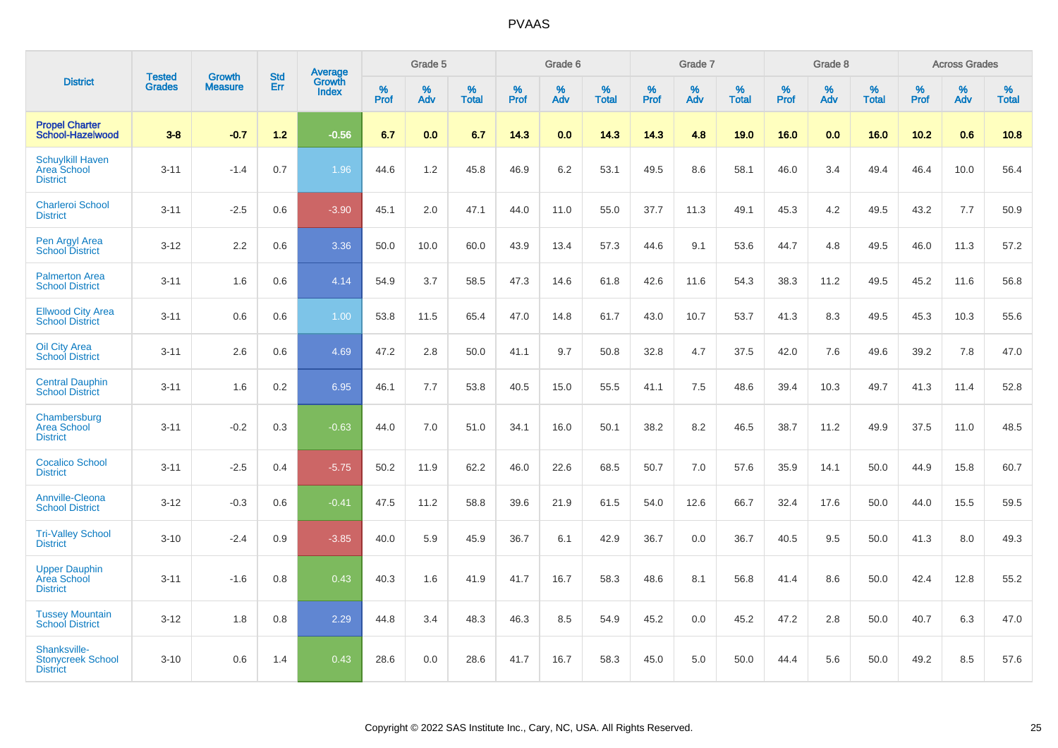| District | Tested Grades | Growth Measure | Std Err | Average Growth Index | Grade 5 | | | Grade 6 | | | Grade 7 | | | Grade 8 | | | Across Grades | | |
|---|---|---|---|---|---|---|---|---|---|---|---|---|---|---|---|---|---|---|---|
| | | | | | % Prof | % Adv | % Total | % Prof | % Adv | % Total | % Prof | % Adv | % Total | % Prof | % Adv | % Total | % Prof | % Adv | % Total |
| **Propel Charter School-Hazelwood** | **3-8** | **-0.7** | **1.2** | **-0.56** | **6.7** | **0.0** | **6.7** | **14.3** | **0.0** | **14.3** | **14.3** | **4.8** | **19.0** | **16.0** | **0.0** | **16.0** | **10.2** | **0.6** | **10.8** |
| Schuylkill Haven Area School District | 3-11 | -1.4 | 0.7 | 1.96 | 44.6 | 1.2 | 45.8 | 46.9 | 6.2 | 53.1 | 49.5 | 8.6 | 58.1 | 46.0 | 3.4 | 49.4 | 46.4 | 10.0 | 56.4 |
| Charleroi School District | 3-11 | -2.5 | 0.6 | -3.90 | 45.1 | 2.0 | 47.1 | 44.0 | 11.0 | 55.0 | 37.7 | 11.3 | 49.1 | 45.3 | 4.2 | 49.5 | 43.2 | 7.7 | 50.9 |
| Pen Argyl Area School District | 3-12 | 2.2 | 0.6 | 3.36 | 50.0 | 10.0 | 60.0 | 43.9 | 13.4 | 57.3 | 44.6 | 9.1 | 53.6 | 44.7 | 4.8 | 49.5 | 46.0 | 11.3 | 57.2 |
| Palmerton Area School District | 3-11 | 1.6 | 0.6 | 4.14 | 54.9 | 3.7 | 58.5 | 47.3 | 14.6 | 61.8 | 42.6 | 11.6 | 54.3 | 38.3 | 11.2 | 49.5 | 45.2 | 11.6 | 56.8 |
| Ellwood City Area School District | 3-11 | 0.6 | 0.6 | 1.00 | 53.8 | 11.5 | 65.4 | 47.0 | 14.8 | 61.7 | 43.0 | 10.7 | 53.7 | 41.3 | 8.3 | 49.5 | 45.3 | 10.3 | 55.6 |
| Oil City Area School District | 3-11 | 2.6 | 0.6 | 4.69 | 47.2 | 2.8 | 50.0 | 41.1 | 9.7 | 50.8 | 32.8 | 4.7 | 37.5 | 42.0 | 7.6 | 49.6 | 39.2 | 7.8 | 47.0 |
| Central Dauphin School District | 3-11 | 1.6 | 0.2 | 6.95 | 46.1 | 7.7 | 53.8 | 40.5 | 15.0 | 55.5 | 41.1 | 7.5 | 48.6 | 39.4 | 10.3 | 49.7 | 41.3 | 11.4 | 52.8 |
| Chambersburg Area School District | 3-11 | -0.2 | 0.3 | -0.63 | 44.0 | 7.0 | 51.0 | 34.1 | 16.0 | 50.1 | 38.2 | 8.2 | 46.5 | 38.7 | 11.2 | 49.9 | 37.5 | 11.0 | 48.5 |
| Cocalico School District | 3-11 | -2.5 | 0.4 | -5.75 | 50.2 | 11.9 | 62.2 | 46.0 | 22.6 | 68.5 | 50.7 | 7.0 | 57.6 | 35.9 | 14.1 | 50.0 | 44.9 | 15.8 | 60.7 |
| Annville-Cleona School District | 3-12 | -0.3 | 0.6 | -0.41 | 47.5 | 11.2 | 58.8 | 39.6 | 21.9 | 61.5 | 54.0 | 12.6 | 66.7 | 32.4 | 17.6 | 50.0 | 44.0 | 15.5 | 59.5 |
| Tri-Valley School District | 3-10 | -2.4 | 0.9 | -3.85 | 40.0 | 5.9 | 45.9 | 36.7 | 6.1 | 42.9 | 36.7 | 0.0 | 36.7 | 40.5 | 9.5 | 50.0 | 41.3 | 8.0 | 49.3 |
| Upper Dauphin Area School District | 3-11 | -1.6 | 0.8 | 0.43 | 40.3 | 1.6 | 41.9 | 41.7 | 16.7 | 58.3 | 48.6 | 8.1 | 56.8 | 41.4 | 8.6 | 50.0 | 42.4 | 12.8 | 55.2 |
| Tussey Mountain School District | 3-12 | 1.8 | 0.8 | 2.29 | 44.8 | 3.4 | 48.3 | 46.3 | 8.5 | 54.9 | 45.2 | 0.0 | 45.2 | 47.2 | 2.8 | 50.0 | 40.7 | 6.3 | 47.0 |
| Shanksville-Stonycreek School District | 3-10 | 0.6 | 1.4 | 0.43 | 28.6 | 0.0 | 28.6 | 41.7 | 16.7 | 58.3 | 45.0 | 5.0 | 50.0 | 44.4 | 5.6 | 50.0 | 49.2 | 8.5 | 57.6 |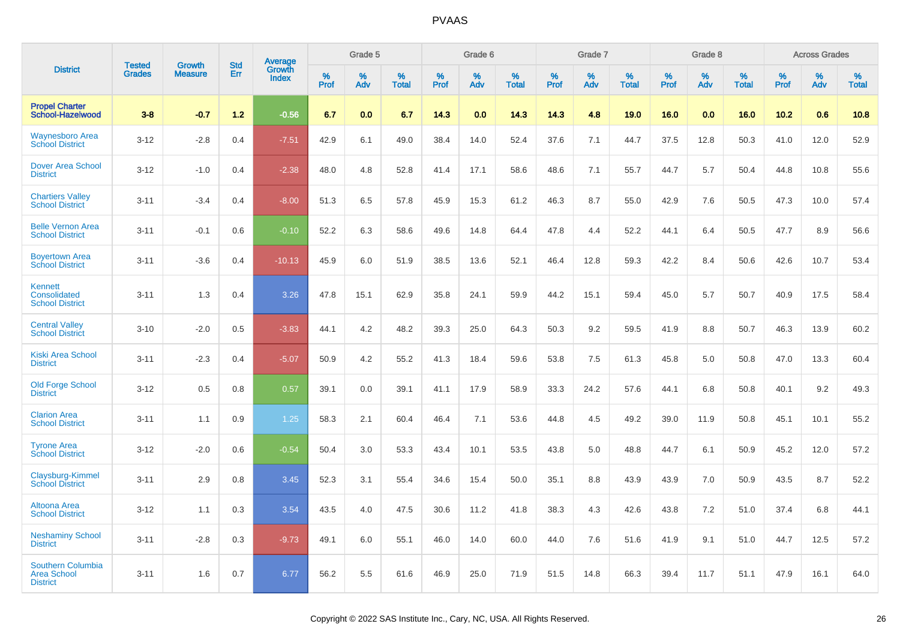# PVAAS

| District | Tested Grades | Growth Measure | Std Err | Average Growth Index | Grade 5 | | | Grade 6 | | | Grade 7 | | | Grade 8 | | | Across Grades | | |
|---|---|---|---|---|---|---|---|---|---|---|---|---|---|---|---|---|---|---|---|
| | | | | | % Prof | % Adv | % Total | % Prof | % Adv | % Total | % Prof | % Adv | % Total | % Prof | % Adv | % Total | % Prof | % Adv | % Total |
| **Propel Charter School-Hazelwood** | **3-8** | **-0.7** | **1.2** | **-0.56** | **6.7** | **0.0** | **6.7** | **14.3** | **0.0** | **14.3** | **14.3** | **4.8** | **19.0** | **16.0** | **0.0** | **16.0** | **10.2** | **0.6** | **10.8** |
| Waynesboro Area School District | 3-12 | -2.8 | 0.4 | -7.51 | 42.9 | 6.1 | 49.0 | 38.4 | 14.0 | 52.4 | 37.6 | 7.1 | 44.7 | 37.5 | 12.8 | 50.3 | 41.0 | 12.0 | 52.9 |
| Dover Area School District | 3-12 | -1.0 | 0.4 | -2.38 | 48.0 | 4.8 | 52.8 | 41.4 | 17.1 | 58.6 | 48.6 | 7.1 | 55.7 | 44.7 | 5.7 | 50.4 | 44.8 | 10.8 | 55.6 |
| Chartiers Valley School District | 3-11 | -3.4 | 0.4 | -8.00 | 51.3 | 6.5 | 57.8 | 45.9 | 15.3 | 61.2 | 46.3 | 8.7 | 55.0 | 42.9 | 7.6 | 50.5 | 47.3 | 10.0 | 57.4 |
| Belle Vernon Area School District | 3-11 | -0.1 | 0.6 | -0.10 | 52.2 | 6.3 | 58.6 | 49.6 | 14.8 | 64.4 | 47.8 | 4.4 | 52.2 | 44.1 | 6.4 | 50.5 | 47.7 | 8.9 | 56.6 |
| Boyertown Area School District | 3-11 | -3.6 | 0.4 | -10.13 | 45.9 | 6.0 | 51.9 | 38.5 | 13.6 | 52.1 | 46.4 | 12.8 | 59.3 | 42.2 | 8.4 | 50.6 | 42.6 | 10.7 | 53.4 |
| Kennett Consolidated School District | 3-11 | 1.3 | 0.4 | 3.26 | 47.8 | 15.1 | 62.9 | 35.8 | 24.1 | 59.9 | 44.2 | 15.1 | 59.4 | 45.0 | 5.7 | 50.7 | 40.9 | 17.5 | 58.4 |
| Central Valley School District | 3-10 | -2.0 | 0.5 | -3.83 | 44.1 | 4.2 | 48.2 | 39.3 | 25.0 | 64.3 | 50.3 | 9.2 | 59.5 | 41.9 | 8.8 | 50.7 | 46.3 | 13.9 | 60.2 |
| Kiski Area School District | 3-11 | -2.3 | 0.4 | -5.07 | 50.9 | 4.2 | 55.2 | 41.3 | 18.4 | 59.6 | 53.8 | 7.5 | 61.3 | 45.8 | 5.0 | 50.8 | 47.0 | 13.3 | 60.4 |
| Old Forge School District | 3-12 | 0.5 | 0.8 | 0.57 | 39.1 | 0.0 | 39.1 | 41.1 | 17.9 | 58.9 | 33.3 | 24.2 | 57.6 | 44.1 | 6.8 | 50.8 | 40.1 | 9.2 | 49.3 |
| Clarion Area School District | 3-11 | 1.1 | 0.9 | 1.25 | 58.3 | 2.1 | 60.4 | 46.4 | 7.1 | 53.6 | 44.8 | 4.5 | 49.2 | 39.0 | 11.9 | 50.8 | 45.1 | 10.1 | 55.2 |
| Tyrone Area School District | 3-12 | -2.0 | 0.6 | -0.54 | 50.4 | 3.0 | 53.3 | 43.4 | 10.1 | 53.5 | 43.8 | 5.0 | 48.8 | 44.7 | 6.1 | 50.9 | 45.2 | 12.0 | 57.2 |
| Claysburg-Kimmel School District | 3-11 | 2.9 | 0.8 | 3.45 | 52.3 | 3.1 | 55.4 | 34.6 | 15.4 | 50.0 | 35.1 | 8.8 | 43.9 | 43.9 | 7.0 | 50.9 | 43.5 | 8.7 | 52.2 |
| Altoona Area School District | 3-12 | 1.1 | 0.3 | 3.54 | 43.5 | 4.0 | 47.5 | 30.6 | 11.2 | 41.8 | 38.3 | 4.3 | 42.6 | 43.8 | 7.2 | 51.0 | 37.4 | 6.8 | 44.1 |
| Neshaminy School District | 3-11 | -2.8 | 0.3 | -9.73 | 49.1 | 6.0 | 55.1 | 46.0 | 14.0 | 60.0 | 44.0 | 7.6 | 51.6 | 41.9 | 9.1 | 51.0 | 44.7 | 12.5 | 57.2 |
| Southern Columbia Area School District | 3-11 | 1.6 | 0.7 | 6.77 | 56.2 | 5.5 | 61.6 | 46.9 | 25.0 | 71.9 | 51.5 | 14.8 | 66.3 | 39.4 | 11.7 | 51.1 | 47.9 | 16.1 | 64.0 |

Copyright © 2022 SAS Institute Inc., Cary, NC, USA. All Rights Reserved.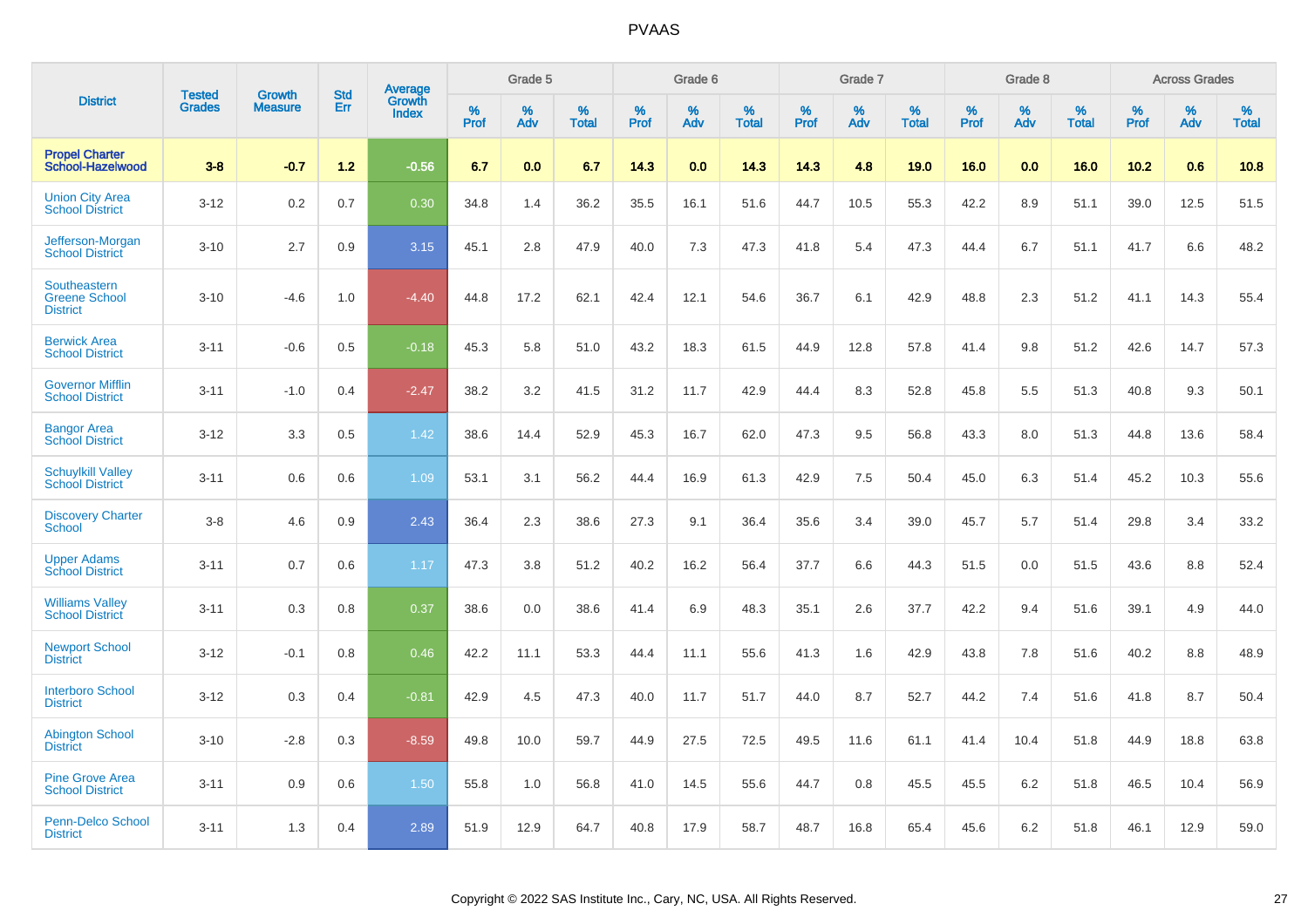# PVAAS

| District | Tested Grades | Growth Measure | Std Err | Average Growth Index | Grade 5 | | | Grade 6 | | | Grade 7 | | | Grade 8 | | | Across Grades | | |
|---|---|---|---|---|---|---|---|---|---|---|---|---|---|---|---|---|---|---|---|
| | | | | | % Prof | % Adv | % Total | % Prof | % Adv | % Total | % Prof | % Adv | % Total | % Prof | % Adv | % Total | % Prof | % Adv | % Total |
| **Propel Charter School-Hazelwood** | **3-8** | **-0.7** | **1.2** | **-0.56** | **6.7** | **0.0** | **6.7** | **14.3** | **0.0** | **14.3** | **14.3** | **4.8** | **19.0** | **16.0** | **0.0** | **16.0** | **10.2** | **0.6** | **10.8** |
| Union City Area School District | 3-12 | 0.2 | 0.7 | 0.30 | 34.8 | 1.4 | 36.2 | 35.5 | 16.1 | 51.6 | 44.7 | 10.5 | 55.3 | 42.2 | 8.9 | 51.1 | 39.0 | 12.5 | 51.5 |
| Jefferson-Morgan School District | 3-10 | 2.7 | 0.9 | 3.15 | 45.1 | 2.8 | 47.9 | 40.0 | 7.3 | 47.3 | 41.8 | 5.4 | 47.3 | 44.4 | 6.7 | 51.1 | 41.7 | 6.6 | 48.2 |
| Southeastern Greene School District | 3-10 | -4.6 | 1.0 | -4.40 | 44.8 | 17.2 | 62.1 | 42.4 | 12.1 | 54.6 | 36.7 | 6.1 | 42.9 | 48.8 | 2.3 | 51.2 | 41.1 | 14.3 | 55.4 |
| Berwick Area School District | 3-11 | -0.6 | 0.5 | -0.18 | 45.3 | 5.8 | 51.0 | 43.2 | 18.3 | 61.5 | 44.9 | 12.8 | 57.8 | 41.4 | 9.8 | 51.2 | 42.6 | 14.7 | 57.3 |
| Governor Mifflin School District | 3-11 | -1.0 | 0.4 | -2.47 | 38.2 | 3.2 | 41.5 | 31.2 | 11.7 | 42.9 | 44.4 | 8.3 | 52.8 | 45.8 | 5.5 | 51.3 | 40.8 | 9.3 | 50.1 |
| Bangor Area School District | 3-12 | 3.3 | 0.5 | 1.42 | 38.6 | 14.4 | 52.9 | 45.3 | 16.7 | 62.0 | 47.3 | 9.5 | 56.8 | 43.3 | 8.0 | 51.3 | 44.8 | 13.6 | 58.4 |
| Schuylkill Valley School District | 3-11 | 0.6 | 0.6 | 1.09 | 53.1 | 3.1 | 56.2 | 44.4 | 16.9 | 61.3 | 42.9 | 7.5 | 50.4 | 45.0 | 6.3 | 51.4 | 45.2 | 10.3 | 55.6 |
| Discovery Charter School | 3-8 | 4.6 | 0.9 | 2.43 | 36.4 | 2.3 | 38.6 | 27.3 | 9.1 | 36.4 | 35.6 | 3.4 | 39.0 | 45.7 | 5.7 | 51.4 | 29.8 | 3.4 | 33.2 |
| Upper Adams School District | 3-11 | 0.7 | 0.6 | 1.17 | 47.3 | 3.8 | 51.2 | 40.2 | 16.2 | 56.4 | 37.7 | 6.6 | 44.3 | 51.5 | 0.0 | 51.5 | 43.6 | 8.8 | 52.4 |
| Williams Valley School District | 3-11 | 0.3 | 0.8 | 0.37 | 38.6 | 0.0 | 38.6 | 41.4 | 6.9 | 48.3 | 35.1 | 2.6 | 37.7 | 42.2 | 9.4 | 51.6 | 39.1 | 4.9 | 44.0 |
| Newport School District | 3-12 | -0.1 | 0.8 | 0.46 | 42.2 | 11.1 | 53.3 | 44.4 | 11.1 | 55.6 | 41.3 | 1.6 | 42.9 | 43.8 | 7.8 | 51.6 | 40.2 | 8.8 | 48.9 |
| Interboro School District | 3-12 | 0.3 | 0.4 | -0.81 | 42.9 | 4.5 | 47.3 | 40.0 | 11.7 | 51.7 | 44.0 | 8.7 | 52.7 | 44.2 | 7.4 | 51.6 | 41.8 | 8.7 | 50.4 |
| Abington School District | 3-10 | -2.8 | 0.3 | -8.59 | 49.8 | 10.0 | 59.7 | 44.9 | 27.5 | 72.5 | 49.5 | 11.6 | 61.1 | 41.4 | 10.4 | 51.8 | 44.9 | 18.8 | 63.8 |
| Pine Grove Area School District | 3-11 | 0.9 | 0.6 | 1.50 | 55.8 | 1.0 | 56.8 | 41.0 | 14.5 | 55.6 | 44.7 | 0.8 | 45.5 | 45.5 | 6.2 | 51.8 | 46.5 | 10.4 | 56.9 |
| Penn-Delco School District | 3-11 | 1.3 | 0.4 | 2.89 | 51.9 | 12.9 | 64.7 | 40.8 | 17.9 | 58.7 | 48.7 | 16.8 | 65.4 | 45.6 | 6.2 | 51.8 | 46.1 | 12.9 | 59.0 |

Copyright © 2022 SAS Institute Inc., Cary, NC, USA. All Rights Reserved.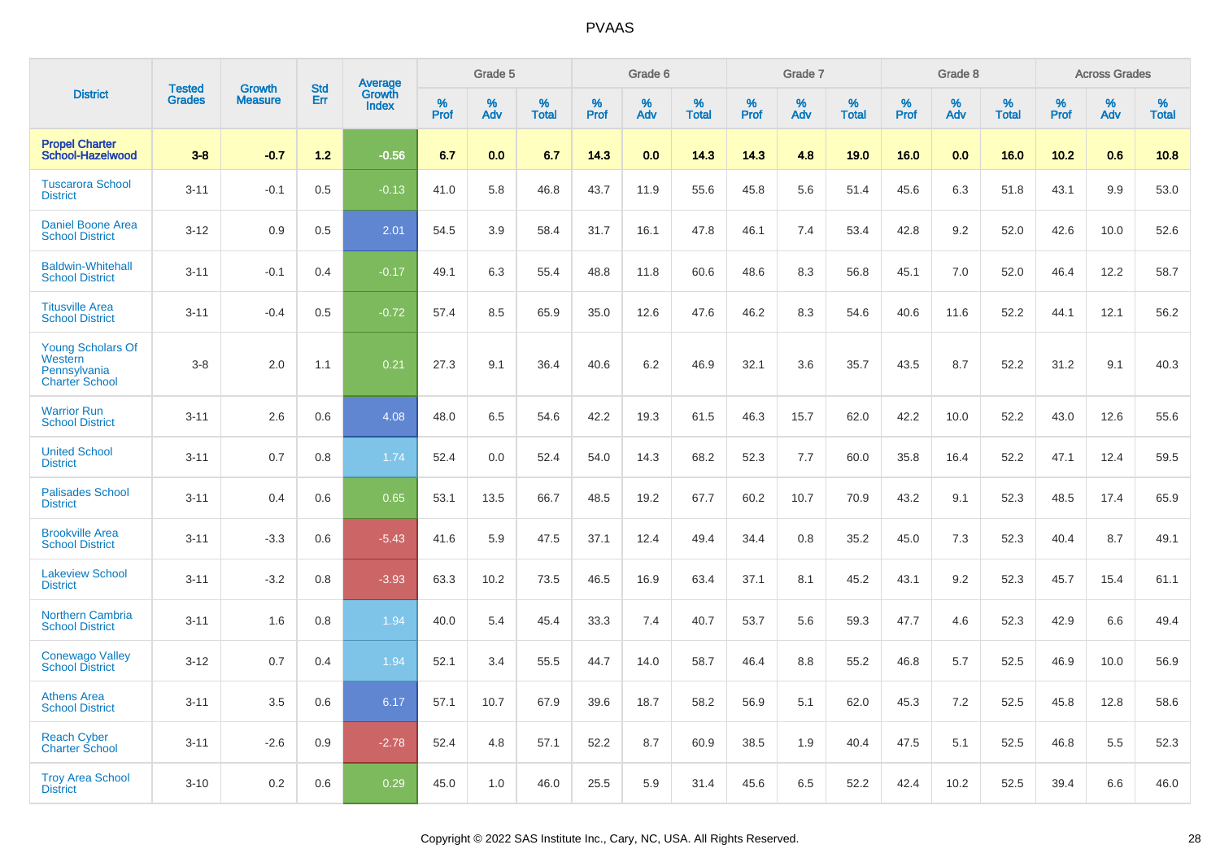PVAAS

| District | Tested Grades | Growth Measure | Std Err | Average Growth Index | Grade 5 | | | Grade 6 | | | Grade 7 | | | Grade 8 | | | Across Grades | | |
|---|---|---|---|---|---|---|---|---|---|---|---|---|---|---|---|---|---|---|---|
| | | | | | % Prof | % Adv | % Total | % Prof | % Adv | % Total | % Prof | % Adv | % Total | % Prof | % Adv | % Total | % Prof | % Adv | % Total |
| **Propel Charter School-Hazelwood** | **3-8** | **-0.7** | **1.2** | **-0.56** | **6.7** | **0.0** | **6.7** | **14.3** | **0.0** | **14.3** | **14.3** | **4.8** | **19.0** | **16.0** | **0.0** | **16.0** | **10.2** | **0.6** | **10.8** |
| Tuscarora School District | 3-11 | -0.1 | 0.5 | -0.13 | 41.0 | 5.8 | 46.8 | 43.7 | 11.9 | 55.6 | 45.8 | 5.6 | 51.4 | 45.6 | 6.3 | 51.8 | 43.1 | 9.9 | 53.0 |
| Daniel Boone Area School District | 3-12 | 0.9 | 0.5 | 2.01 | 54.5 | 3.9 | 58.4 | 31.7 | 16.1 | 47.8 | 46.1 | 7.4 | 53.4 | 42.8 | 9.2 | 52.0 | 42.6 | 10.0 | 52.6 |
| Baldwin-Whitehall School District | 3-11 | -0.1 | 0.4 | -0.17 | 49.1 | 6.3 | 55.4 | 48.8 | 11.8 | 60.6 | 48.6 | 8.3 | 56.8 | 45.1 | 7.0 | 52.0 | 46.4 | 12.2 | 58.7 |
| Titusville Area School District | 3-11 | -0.4 | 0.5 | -0.72 | 57.4 | 8.5 | 65.9 | 35.0 | 12.6 | 47.6 | 46.2 | 8.3 | 54.6 | 40.6 | 11.6 | 52.2 | 44.1 | 12.1 | 56.2 |
| Young Scholars Of Western Pennsylvania Charter School | 3-8 | 2.0 | 1.1 | 0.21 | 27.3 | 9.1 | 36.4 | 40.6 | 6.2 | 46.9 | 32.1 | 3.6 | 35.7 | 43.5 | 8.7 | 52.2 | 31.2 | 9.1 | 40.3 |
| Warrior Run School District | 3-11 | 2.6 | 0.6 | 4.08 | 48.0 | 6.5 | 54.6 | 42.2 | 19.3 | 61.5 | 46.3 | 15.7 | 62.0 | 42.2 | 10.0 | 52.2 | 43.0 | 12.6 | 55.6 |
| United School District | 3-11 | 0.7 | 0.8 | 1.74 | 52.4 | 0.0 | 52.4 | 54.0 | 14.3 | 68.2 | 52.3 | 7.7 | 60.0 | 35.8 | 16.4 | 52.2 | 47.1 | 12.4 | 59.5 |
| Palisades School District | 3-11 | 0.4 | 0.6 | 0.65 | 53.1 | 13.5 | 66.7 | 48.5 | 19.2 | 67.7 | 60.2 | 10.7 | 70.9 | 43.2 | 9.1 | 52.3 | 48.5 | 17.4 | 65.9 |
| Brookville Area School District | 3-11 | -3.3 | 0.6 | -5.43 | 41.6 | 5.9 | 47.5 | 37.1 | 12.4 | 49.4 | 34.4 | 0.8 | 35.2 | 45.0 | 7.3 | 52.3 | 40.4 | 8.7 | 49.1 |
| Lakeview School District | 3-11 | -3.2 | 0.8 | -3.93 | 63.3 | 10.2 | 73.5 | 46.5 | 16.9 | 63.4 | 37.1 | 8.1 | 45.2 | 43.1 | 9.2 | 52.3 | 45.7 | 15.4 | 61.1 |
| Northern Cambria School District | 3-11 | 1.6 | 0.8 | 1.94 | 40.0 | 5.4 | 45.4 | 33.3 | 7.4 | 40.7 | 53.7 | 5.6 | 59.3 | 47.7 | 4.6 | 52.3 | 42.9 | 6.6 | 49.4 |
| Conewago Valley School District | 3-12 | 0.7 | 0.4 | 1.94 | 52.1 | 3.4 | 55.5 | 44.7 | 14.0 | 58.7 | 46.4 | 8.8 | 55.2 | 46.8 | 5.7 | 52.5 | 46.9 | 10.0 | 56.9 |
| Athens Area School District | 3-11 | 3.5 | 0.6 | 6.17 | 57.1 | 10.7 | 67.9 | 39.6 | 18.7 | 58.2 | 56.9 | 5.1 | 62.0 | 45.3 | 7.2 | 52.5 | 45.8 | 12.8 | 58.6 |
| Reach Cyber Charter School | 3-11 | -2.6 | 0.9 | -2.78 | 52.4 | 4.8 | 57.1 | 52.2 | 8.7 | 60.9 | 38.5 | 1.9 | 40.4 | 47.5 | 5.1 | 52.5 | 46.8 | 5.5 | 52.3 |
| Troy Area School District | 3-10 | 0.2 | 0.6 | 0.29 | 45.0 | 1.0 | 46.0 | 25.5 | 5.9 | 31.4 | 45.6 | 6.5 | 52.2 | 42.4 | 10.2 | 52.5 | 39.4 | 6.6 | 46.0 |

Copyright © 2022 SAS Institute Inc., Cary, NC, USA. All Rights Reserved.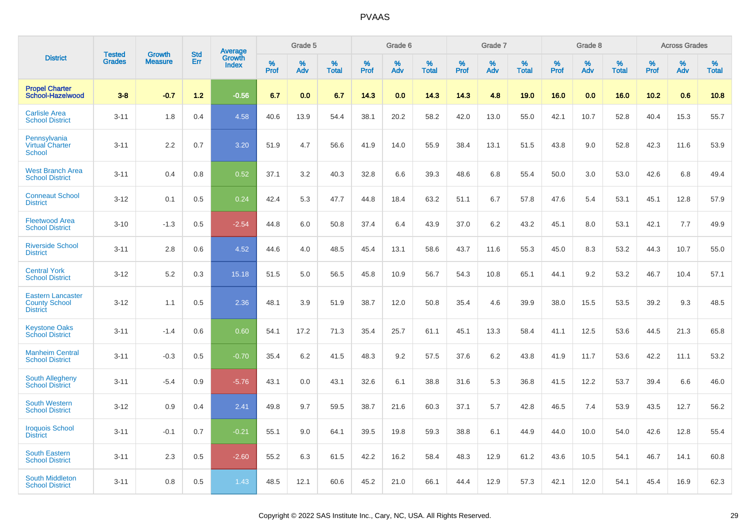# PVAAS

| District | Tested Grades | Growth Measure | Std Err | Average Growth Index | Grade 5 | | | Grade 6 | | | Grade 7 | | | Grade 8 | | | Across Grades | | |
|---|---|---|---|---|---|---|---|---|---|---|---|---|---|---|---|---|---|---|---|
| | | | | | % Prof | % Adv | % Total | % Prof | % Adv | % Total | % Prof | % Adv | % Total | % Prof | % Adv | % Total | % Prof | % Adv | % Total |
| **Propel Charter School-Hazelwood** | **3-8** | **-0.7** | **1.2** | **-0.56** | **6.7** | **0.0** | **6.7** | **14.3** | **0.0** | **14.3** | **14.3** | **4.8** | **19.0** | **16.0** | **0.0** | **16.0** | **10.2** | **0.6** | **10.8** |
| Carlisle Area School District | 3-11 | 1.8 | 0.4 | 4.58 | 40.6 | 13.9 | 54.4 | 38.1 | 20.2 | 58.2 | 42.0 | 13.0 | 55.0 | 42.1 | 10.7 | 52.8 | 40.4 | 15.3 | 55.7 |
| Pennsylvania Virtual Charter School | 3-11 | 2.2 | 0.7 | 3.20 | 51.9 | 4.7 | 56.6 | 41.9 | 14.0 | 55.9 | 38.4 | 13.1 | 51.5 | 43.8 | 9.0 | 52.8 | 42.3 | 11.6 | 53.9 |
| West Branch Area School District | 3-11 | 0.4 | 0.8 | 0.52 | 37.1 | 3.2 | 40.3 | 32.8 | 6.6 | 39.3 | 48.6 | 6.8 | 55.4 | 50.0 | 3.0 | 53.0 | 42.6 | 6.8 | 49.4 |
| Conneaut School District | 3-12 | 0.1 | 0.5 | 0.24 | 42.4 | 5.3 | 47.7 | 44.8 | 18.4 | 63.2 | 51.1 | 6.7 | 57.8 | 47.6 | 5.4 | 53.1 | 45.1 | 12.8 | 57.9 |
| Fleetwood Area School District | 3-10 | -1.3 | 0.5 | -2.54 | 44.8 | 6.0 | 50.8 | 37.4 | 6.4 | 43.9 | 37.0 | 6.2 | 43.2 | 45.1 | 8.0 | 53.1 | 42.1 | 7.7 | 49.9 |
| Riverside School District | 3-11 | 2.8 | 0.6 | 4.52 | 44.6 | 4.0 | 48.5 | 45.4 | 13.1 | 58.6 | 43.7 | 11.6 | 55.3 | 45.0 | 8.3 | 53.2 | 44.3 | 10.7 | 55.0 |
| Central York School District | 3-12 | 5.2 | 0.3 | 15.18 | 51.5 | 5.0 | 56.5 | 45.8 | 10.9 | 56.7 | 54.3 | 10.8 | 65.1 | 44.1 | 9.2 | 53.2 | 46.7 | 10.4 | 57.1 |
| Eastern Lancaster County School District | 3-12 | 1.1 | 0.5 | 2.36 | 48.1 | 3.9 | 51.9 | 38.7 | 12.0 | 50.8 | 35.4 | 4.6 | 39.9 | 38.0 | 15.5 | 53.5 | 39.2 | 9.3 | 48.5 |
| Keystone Oaks School District | 3-11 | -1.4 | 0.6 | 0.60 | 54.1 | 17.2 | 71.3 | 35.4 | 25.7 | 61.1 | 45.1 | 13.3 | 58.4 | 41.1 | 12.5 | 53.6 | 44.5 | 21.3 | 65.8 |
| Manheim Central School District | 3-11 | -0.3 | 0.5 | -0.70 | 35.4 | 6.2 | 41.5 | 48.3 | 9.2 | 57.5 | 37.6 | 6.2 | 43.8 | 41.9 | 11.7 | 53.6 | 42.2 | 11.1 | 53.2 |
| South Allegheny School District | 3-11 | -5.4 | 0.9 | -5.76 | 43.1 | 0.0 | 43.1 | 32.6 | 6.1 | 38.8 | 31.6 | 5.3 | 36.8 | 41.5 | 12.2 | 53.7 | 39.4 | 6.6 | 46.0 |
| South Western School District | 3-12 | 0.9 | 0.4 | 2.41 | 49.8 | 9.7 | 59.5 | 38.7 | 21.6 | 60.3 | 37.1 | 5.7 | 42.8 | 46.5 | 7.4 | 53.9 | 43.5 | 12.7 | 56.2 |
| Iroquois School District | 3-11 | -0.1 | 0.7 | -0.21 | 55.1 | 9.0 | 64.1 | 39.5 | 19.8 | 59.3 | 38.8 | 6.1 | 44.9 | 44.0 | 10.0 | 54.0 | 42.6 | 12.8 | 55.4 |
| South Eastern School District | 3-11 | 2.3 | 0.5 | -2.60 | 55.2 | 6.3 | 61.5 | 42.2 | 16.2 | 58.4 | 48.3 | 12.9 | 61.2 | 43.6 | 10.5 | 54.1 | 46.7 | 14.1 | 60.8 |
| South Middleton School District | 3-11 | 0.8 | 0.5 | 1.43 | 48.5 | 12.1 | 60.6 | 45.2 | 21.0 | 66.1 | 44.4 | 12.9 | 57.3 | 42.1 | 12.0 | 54.1 | 45.4 | 16.9 | 62.3 |

Copyright © 2022 SAS Institute Inc., Cary, NC, USA. All Rights Reserved.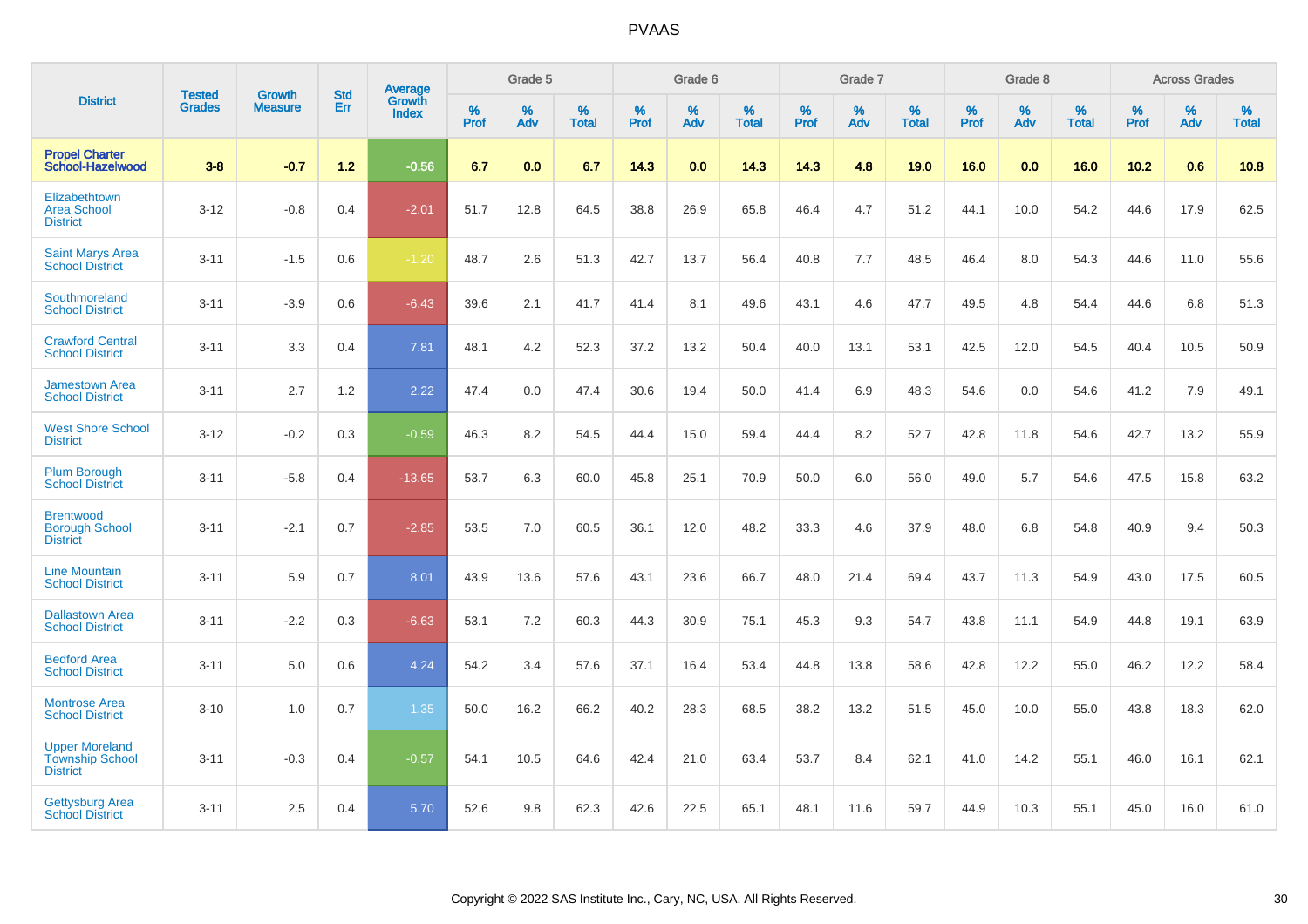# PVAAS

| District | Tested Grades | Growth Measure | Std Err | Average Growth Index | Grade 5 | | | Grade 6 | | | Grade 7 | | | Grade 8 | | | Across Grades | | |
|---|---|---|---|---|---|---|---|---|---|---|---|---|---|---|---|---|---|---|---|
| | | | | | % Prof | % Adv | % Total | % Prof | % Adv | % Total | % Prof | % Adv | % Total | % Prof | % Adv | % Total | % Prof | % Adv | % Total |
| **Propel Charter School-Hazelwood** | **3-8** | **-0.7** | **1.2** | **-0.56** | **6.7** | **0.0** | **6.7** | **14.3** | **0.0** | **14.3** | **14.3** | **4.8** | **19.0** | **16.0** | **0.0** | **16.0** | **10.2** | **0.6** | **10.8** |
| Elizabethtown Area School District | 3-12 | -0.8 | 0.4 | -2.01 | 51.7 | 12.8 | 64.5 | 38.8 | 26.9 | 65.8 | 46.4 | 4.7 | 51.2 | 44.1 | 10.0 | 54.2 | 44.6 | 17.9 | 62.5 |
| Saint Marys Area School District | 3-11 | -1.5 | 0.6 | -1.20 | 48.7 | 2.6 | 51.3 | 42.7 | 13.7 | 56.4 | 40.8 | 7.7 | 48.5 | 46.4 | 8.0 | 54.3 | 44.6 | 11.0 | 55.6 |
| Southmoreland School District | 3-11 | -3.9 | 0.6 | -6.43 | 39.6 | 2.1 | 41.7 | 41.4 | 8.1 | 49.6 | 43.1 | 4.6 | 47.7 | 49.5 | 4.8 | 54.4 | 44.6 | 6.8 | 51.3 |
| Crawford Central School District | 3-11 | 3.3 | 0.4 | 7.81 | 48.1 | 4.2 | 52.3 | 37.2 | 13.2 | 50.4 | 40.0 | 13.1 | 53.1 | 42.5 | 12.0 | 54.5 | 40.4 | 10.5 | 50.9 |
| Jamestown Area School District | 3-11 | 2.7 | 1.2 | 2.22 | 47.4 | 0.0 | 47.4 | 30.6 | 19.4 | 50.0 | 41.4 | 6.9 | 48.3 | 54.6 | 0.0 | 54.6 | 41.2 | 7.9 | 49.1 |
| West Shore School District | 3-12 | -0.2 | 0.3 | -0.59 | 46.3 | 8.2 | 54.5 | 44.4 | 15.0 | 59.4 | 44.4 | 8.2 | 52.7 | 42.8 | 11.8 | 54.6 | 42.7 | 13.2 | 55.9 |
| Plum Borough School District | 3-11 | -5.8 | 0.4 | -13.65 | 53.7 | 6.3 | 60.0 | 45.8 | 25.1 | 70.9 | 50.0 | 6.0 | 56.0 | 49.0 | 5.7 | 54.6 | 47.5 | 15.8 | 63.2 |
| Brentwood Borough School District | 3-11 | -2.1 | 0.7 | -2.85 | 53.5 | 7.0 | 60.5 | 36.1 | 12.0 | 48.2 | 33.3 | 4.6 | 37.9 | 48.0 | 6.8 | 54.8 | 40.9 | 9.4 | 50.3 |
| Line Mountain School District | 3-11 | 5.9 | 0.7 | 8.01 | 43.9 | 13.6 | 57.6 | 43.1 | 23.6 | 66.7 | 48.0 | 21.4 | 69.4 | 43.7 | 11.3 | 54.9 | 43.0 | 17.5 | 60.5 |
| Dallastown Area School District | 3-11 | -2.2 | 0.3 | -6.63 | 53.1 | 7.2 | 60.3 | 44.3 | 30.9 | 75.1 | 45.3 | 9.3 | 54.7 | 43.8 | 11.1 | 54.9 | 44.8 | 19.1 | 63.9 |
| Bedford Area School District | 3-11 | 5.0 | 0.6 | 4.24 | 54.2 | 3.4 | 57.6 | 37.1 | 16.4 | 53.4 | 44.8 | 13.8 | 58.6 | 42.8 | 12.2 | 55.0 | 46.2 | 12.2 | 58.4 |
| Montrose Area School District | 3-10 | 1.0 | 0.7 | 1.35 | 50.0 | 16.2 | 66.2 | 40.2 | 28.3 | 68.5 | 38.2 | 13.2 | 51.5 | 45.0 | 10.0 | 55.0 | 43.8 | 18.3 | 62.0 |
| Upper Moreland Township School District | 3-11 | -0.3 | 0.4 | -0.57 | 54.1 | 10.5 | 64.6 | 42.4 | 21.0 | 63.4 | 53.7 | 8.4 | 62.1 | 41.0 | 14.2 | 55.1 | 46.0 | 16.1 | 62.1 |
| Gettysburg Area School District | 3-11 | 2.5 | 0.4 | 5.70 | 52.6 | 9.8 | 62.3 | 42.6 | 22.5 | 65.1 | 48.1 | 11.6 | 59.7 | 44.9 | 10.3 | 55.1 | 45.0 | 16.0 | 61.0 |

Copyright © 2022 SAS Institute Inc., Cary, NC, USA. All Rights Reserved.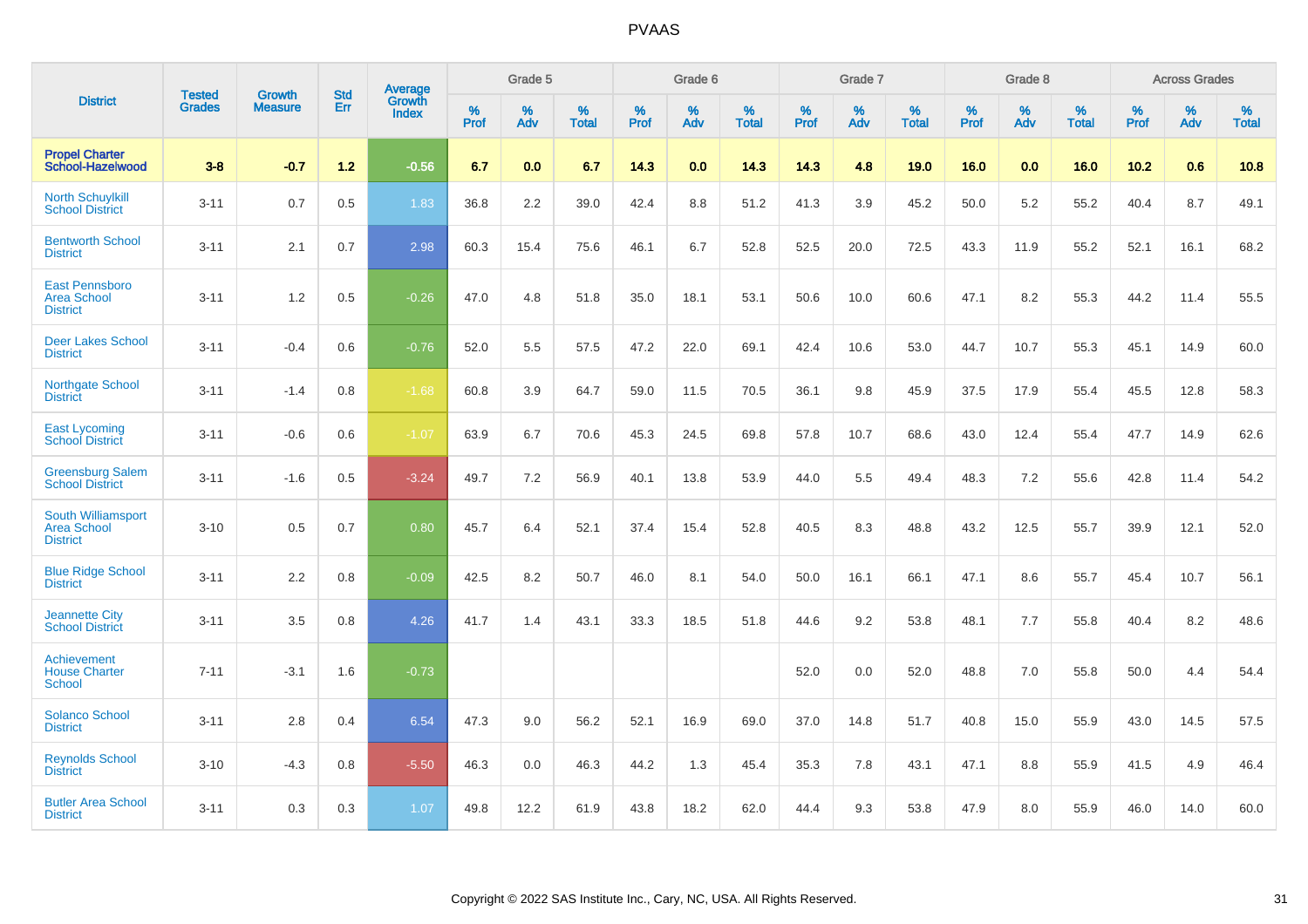# PVAAS

| District | Tested Grades | Growth Measure | Std Err | Average Growth Index | Grade 5 | | | Grade 6 | | | Grade 7 | | | Grade 8 | | | Across Grades | | |
|---|---|---|---|---|---|---|---|---|---|---|---|---|---|---|---|---|---|---|---|
| | | | | | % Prof | % Adv | % Total | % Prof | % Adv | % Total | % Prof | % Adv | % Total | % Prof | % Adv | % Total | % Prof | % Adv | % Total |
| **Propel Charter School-Hazelwood** | **3-8** | **-0.7** | **1.2** | **-0.56** | **6.7** | **0.0** | **6.7** | **14.3** | **0.0** | **14.3** | **14.3** | **4.8** | **19.0** | **16.0** | **0.0** | **16.0** | **10.2** | **0.6** | **10.8** |
| North Schuylkill School District | 3-11 | 0.7 | 0.5 | 1.83 | 36.8 | 2.2 | 39.0 | 42.4 | 8.8 | 51.2 | 41.3 | 3.9 | 45.2 | 50.0 | 5.2 | 55.2 | 40.4 | 8.7 | 49.1 |
| Bentworth School District | 3-11 | 2.1 | 0.7 | 2.98 | 60.3 | 15.4 | 75.6 | 46.1 | 6.7 | 52.8 | 52.5 | 20.0 | 72.5 | 43.3 | 11.9 | 55.2 | 52.1 | 16.1 | 68.2 |
| East Pennsboro Area School District | 3-11 | 1.2 | 0.5 | -0.26 | 47.0 | 4.8 | 51.8 | 35.0 | 18.1 | 53.1 | 50.6 | 10.0 | 60.6 | 47.1 | 8.2 | 55.3 | 44.2 | 11.4 | 55.5 |
| Deer Lakes School District | 3-11 | -0.4 | 0.6 | -0.76 | 52.0 | 5.5 | 57.5 | 47.2 | 22.0 | 69.1 | 42.4 | 10.6 | 53.0 | 44.7 | 10.7 | 55.3 | 45.1 | 14.9 | 60.0 |
| Northgate School District | 3-11 | -1.4 | 0.8 | -1.68 | 60.8 | 3.9 | 64.7 | 59.0 | 11.5 | 70.5 | 36.1 | 9.8 | 45.9 | 37.5 | 17.9 | 55.4 | 45.5 | 12.8 | 58.3 |
| East Lycoming School District | 3-11 | -0.6 | 0.6 | -1.07 | 63.9 | 6.7 | 70.6 | 45.3 | 24.5 | 69.8 | 57.8 | 10.7 | 68.6 | 43.0 | 12.4 | 55.4 | 47.7 | 14.9 | 62.6 |
| Greensburg Salem School District | 3-11 | -1.6 | 0.5 | -3.24 | 49.7 | 7.2 | 56.9 | 40.1 | 13.8 | 53.9 | 44.0 | 5.5 | 49.4 | 48.3 | 7.2 | 55.6 | 42.8 | 11.4 | 54.2 |
| South Williamsport Area School District | 3-10 | 0.5 | 0.7 | 0.80 | 45.7 | 6.4 | 52.1 | 37.4 | 15.4 | 52.8 | 40.5 | 8.3 | 48.8 | 43.2 | 12.5 | 55.7 | 39.9 | 12.1 | 52.0 |
| Blue Ridge School District | 3-11 | 2.2 | 0.8 | -0.09 | 42.5 | 8.2 | 50.7 | 46.0 | 8.1 | 54.0 | 50.0 | 16.1 | 66.1 | 47.1 | 8.6 | 55.7 | 45.4 | 10.7 | 56.1 |
| Jeannette City School District | 3-11 | 3.5 | 0.8 | 4.26 | 41.7 | 1.4 | 43.1 | 33.3 | 18.5 | 51.8 | 44.6 | 9.2 | 53.8 | 48.1 | 7.7 | 55.8 | 40.4 | 8.2 | 48.6 |
| Achievement House Charter School | 7-11 | -3.1 | 1.6 | -0.73 | | | | | | | 52.0 | 0.0 | 52.0 | 48.8 | 7.0 | 55.8 | 50.0 | 4.4 | 54.4 |
| Solanco School District | 3-11 | 2.8 | 0.4 | 6.54 | 47.3 | 9.0 | 56.2 | 52.1 | 16.9 | 69.0 | 37.0 | 14.8 | 51.7 | 40.8 | 15.0 | 55.9 | 43.0 | 14.5 | 57.5 |
| Reynolds School District | 3-10 | -4.3 | 0.8 | -5.50 | 46.3 | 0.0 | 46.3 | 44.2 | 1.3 | 45.4 | 35.3 | 7.8 | 43.1 | 47.1 | 8.8 | 55.9 | 41.5 | 4.9 | 46.4 |
| Butler Area School District | 3-11 | 0.3 | 0.3 | 1.07 | 49.8 | 12.2 | 61.9 | 43.8 | 18.2 | 62.0 | 44.4 | 9.3 | 53.8 | 47.9 | 8.0 | 55.9 | 46.0 | 14.0 | 60.0 |

Copyright © 2022 SAS Institute Inc., Cary, NC, USA. All Rights Reserved.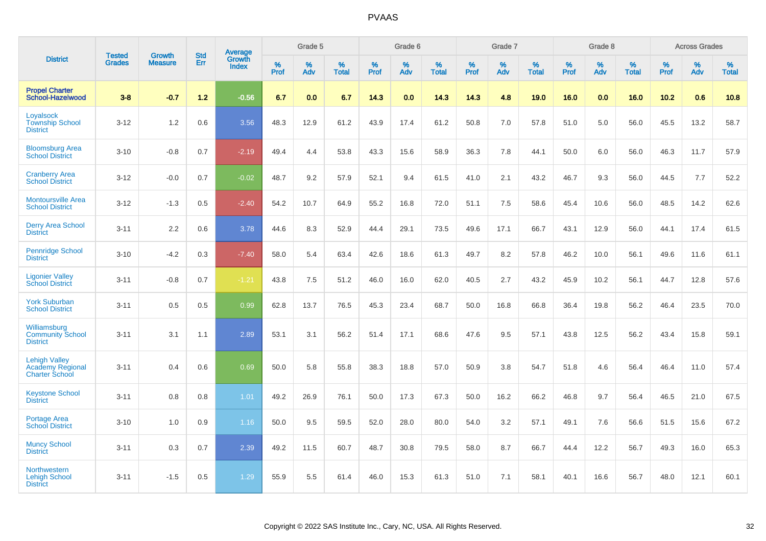# PVAAS

| District | Tested Grades | Growth Measure | Std Err | Average Growth Index | Grade 5 | | | Grade 6 | | | Grade 7 | | | Grade 8 | | | Across Grades | | |
|---|---|---|---|---|---|---|---|---|---|---|---|---|---|---|---|---|---|---|---|
| | | | | | % Prof | % Adv | % Total | % Prof | % Adv | % Total | % Prof | % Adv | % Total | % Prof | % Adv | % Total | % Prof | % Adv | % Total |
| **Propel Charter School-Hazelwood** | **3-8** | **-0.7** | **1.2** | **-0.56** | **6.7** | **0.0** | **6.7** | **14.3** | **0.0** | **14.3** | **14.3** | **4.8** | **19.0** | **16.0** | **0.0** | **16.0** | **10.2** | **0.6** | **10.8** |
| Loyalsock Township School District | 3-12 | 1.2 | 0.6 | 3.56 | 48.3 | 12.9 | 61.2 | 43.9 | 17.4 | 61.2 | 50.8 | 7.0 | 57.8 | 51.0 | 5.0 | 56.0 | 45.5 | 13.2 | 58.7 |
| Bloomsburg Area School District | 3-10 | -0.8 | 0.7 | -2.19 | 49.4 | 4.4 | 53.8 | 43.3 | 15.6 | 58.9 | 36.3 | 7.8 | 44.1 | 50.0 | 6.0 | 56.0 | 46.3 | 11.7 | 57.9 |
| Cranberry Area School District | 3-12 | -0.0 | 0.7 | -0.02 | 48.7 | 9.2 | 57.9 | 52.1 | 9.4 | 61.5 | 41.0 | 2.1 | 43.2 | 46.7 | 9.3 | 56.0 | 44.5 | 7.7 | 52.2 |
| Montoursville Area School District | 3-12 | -1.3 | 0.5 | -2.40 | 54.2 | 10.7 | 64.9 | 55.2 | 16.8 | 72.0 | 51.1 | 7.5 | 58.6 | 45.4 | 10.6 | 56.0 | 48.5 | 14.2 | 62.6 |
| Derry Area School District | 3-11 | 2.2 | 0.6 | 3.78 | 44.6 | 8.3 | 52.9 | 44.4 | 29.1 | 73.5 | 49.6 | 17.1 | 66.7 | 43.1 | 12.9 | 56.0 | 44.1 | 17.4 | 61.5 |
| Pennridge School District | 3-10 | -4.2 | 0.3 | -7.40 | 58.0 | 5.4 | 63.4 | 42.6 | 18.6 | 61.3 | 49.7 | 8.2 | 57.8 | 46.2 | 10.0 | 56.1 | 49.6 | 11.6 | 61.1 |
| Ligonier Valley School District | 3-11 | -0.8 | 0.7 | -1.21 | 43.8 | 7.5 | 51.2 | 46.0 | 16.0 | 62.0 | 40.5 | 2.7 | 43.2 | 45.9 | 10.2 | 56.1 | 44.7 | 12.8 | 57.6 |
| York Suburban School District | 3-11 | 0.5 | 0.5 | 0.99 | 62.8 | 13.7 | 76.5 | 45.3 | 23.4 | 68.7 | 50.0 | 16.8 | 66.8 | 36.4 | 19.8 | 56.2 | 46.4 | 23.5 | 70.0 |
| Williamsburg Community School District | 3-11 | 3.1 | 1.1 | 2.89 | 53.1 | 3.1 | 56.2 | 51.4 | 17.1 | 68.6 | 47.6 | 9.5 | 57.1 | 43.8 | 12.5 | 56.2 | 43.4 | 15.8 | 59.1 |
| Lehigh Valley Academy Regional Charter School | 3-11 | 0.4 | 0.6 | 0.69 | 50.0 | 5.8 | 55.8 | 38.3 | 18.8 | 57.0 | 50.9 | 3.8 | 54.7 | 51.8 | 4.6 | 56.4 | 46.4 | 11.0 | 57.4 |
| Keystone School District | 3-11 | 0.8 | 0.8 | 1.01 | 49.2 | 26.9 | 76.1 | 50.0 | 17.3 | 67.3 | 50.0 | 16.2 | 66.2 | 46.8 | 9.7 | 56.4 | 46.5 | 21.0 | 67.5 |
| Portage Area School District | 3-10 | 1.0 | 0.9 | 1.16 | 50.0 | 9.5 | 59.5 | 52.0 | 28.0 | 80.0 | 54.0 | 3.2 | 57.1 | 49.1 | 7.6 | 56.6 | 51.5 | 15.6 | 67.2 |
| Muncy School District | 3-11 | 0.3 | 0.7 | 2.39 | 49.2 | 11.5 | 60.7 | 48.7 | 30.8 | 79.5 | 58.0 | 8.7 | 66.7 | 44.4 | 12.2 | 56.7 | 49.3 | 16.0 | 65.3 |
| Northwestern Lehigh School District | 3-11 | -1.5 | 0.5 | 1.29 | 55.9 | 5.5 | 61.4 | 46.0 | 15.3 | 61.3 | 51.0 | 7.1 | 58.1 | 40.1 | 16.6 | 56.7 | 48.0 | 12.1 | 60.1 |

Copyright © 2022 SAS Institute Inc., Cary, NC, USA. All Rights Reserved.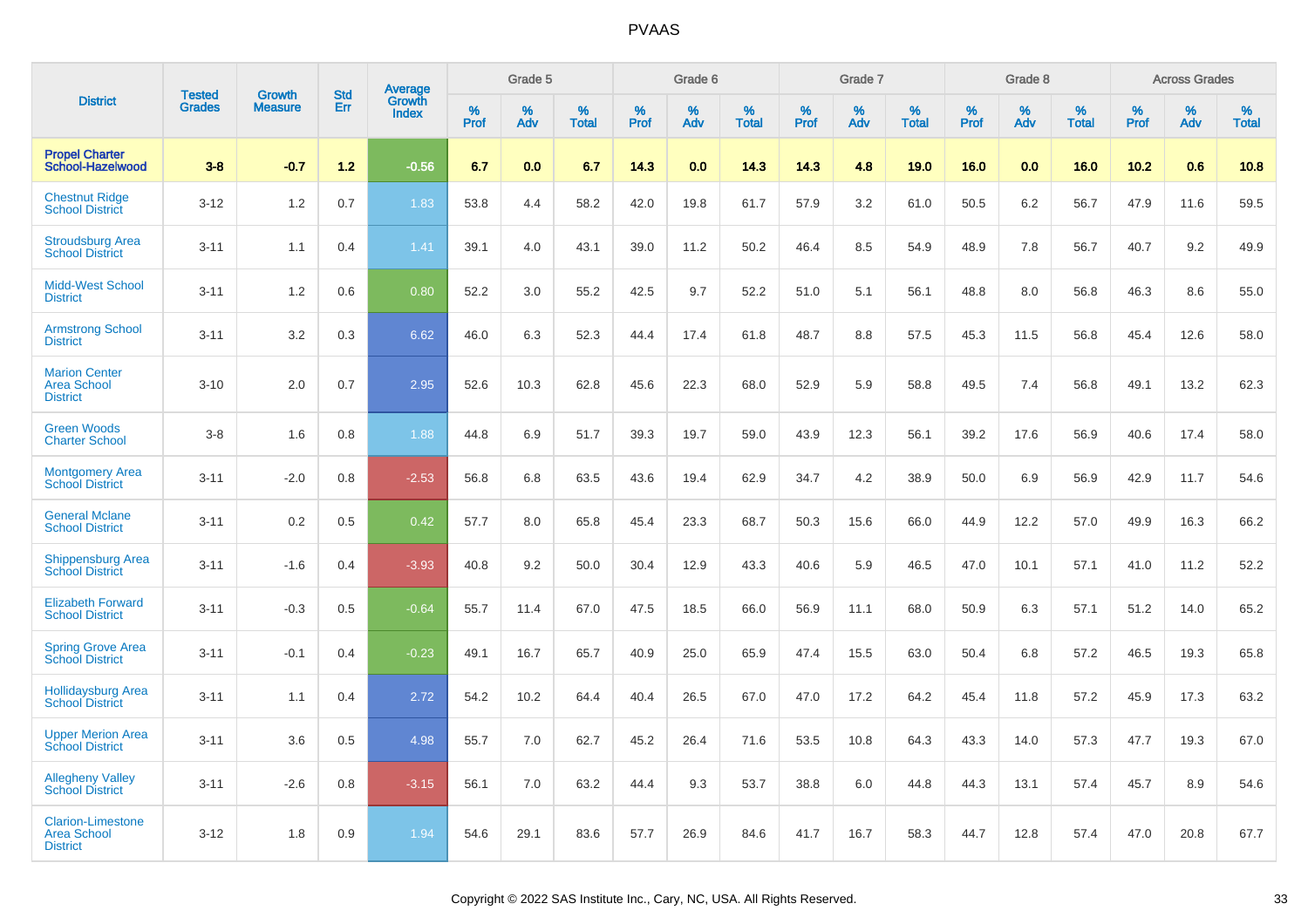| District | Tested Grades | Growth Measure | Std Err | Average Growth Index | Grade 5 | | | Grade 6 | | | Grade 7 | | | Grade 8 | | | Across Grades | | |
|---|---|---|---|---|---|---|---|---|---|---|---|---|---|---|---|---|---|---|---|
| | | | | | % Prof | % Adv | % Total | % Prof | % Adv | % Total | % Prof | % Adv | % Total | % Prof | % Adv | % Total | % Prof | % Adv | % Total |
| **Propel Charter School-Hazelwood** | **3-8** | **-0.7** | **1.2** | **-0.56** | **6.7** | **0.0** | **6.7** | **14.3** | **0.0** | **14.3** | **14.3** | **4.8** | **19.0** | **16.0** | **0.0** | **16.0** | **10.2** | **0.6** | **10.8** |
| Chestnut Ridge School District | 3-12 | 1.2 | 0.7 | 1.83 | 53.8 | 4.4 | 58.2 | 42.0 | 19.8 | 61.7 | 57.9 | 3.2 | 61.0 | 50.5 | 6.2 | 56.7 | 47.9 | 11.6 | 59.5 |
| Stroudsburg Area School District | 3-11 | 1.1 | 0.4 | 1.41 | 39.1 | 4.0 | 43.1 | 39.0 | 11.2 | 50.2 | 46.4 | 8.5 | 54.9 | 48.9 | 7.8 | 56.7 | 40.7 | 9.2 | 49.9 |
| Midd-West School District | 3-11 | 1.2 | 0.6 | 0.80 | 52.2 | 3.0 | 55.2 | 42.5 | 9.7 | 52.2 | 51.0 | 5.1 | 56.1 | 48.8 | 8.0 | 56.8 | 46.3 | 8.6 | 55.0 |
| Armstrong School District | 3-11 | 3.2 | 0.3 | 6.62 | 46.0 | 6.3 | 52.3 | 44.4 | 17.4 | 61.8 | 48.7 | 8.8 | 57.5 | 45.3 | 11.5 | 56.8 | 45.4 | 12.6 | 58.0 |
| Marion Center Area School District | 3-10 | 2.0 | 0.7 | 2.95 | 52.6 | 10.3 | 62.8 | 45.6 | 22.3 | 68.0 | 52.9 | 5.9 | 58.8 | 49.5 | 7.4 | 56.8 | 49.1 | 13.2 | 62.3 |
| Green Woods Charter School | 3-8 | 1.6 | 0.8 | 1.88 | 44.8 | 6.9 | 51.7 | 39.3 | 19.7 | 59.0 | 43.9 | 12.3 | 56.1 | 39.2 | 17.6 | 56.9 | 40.6 | 17.4 | 58.0 |
| Montgomery Area School District | 3-11 | -2.0 | 0.8 | -2.53 | 56.8 | 6.8 | 63.5 | 43.6 | 19.4 | 62.9 | 34.7 | 4.2 | 38.9 | 50.0 | 6.9 | 56.9 | 42.9 | 11.7 | 54.6 |
| General Mclane School District | 3-11 | 0.2 | 0.5 | 0.42 | 57.7 | 8.0 | 65.8 | 45.4 | 23.3 | 68.7 | 50.3 | 15.6 | 66.0 | 44.9 | 12.2 | 57.0 | 49.9 | 16.3 | 66.2 |
| Shippensburg Area School District | 3-11 | -1.6 | 0.4 | -3.93 | 40.8 | 9.2 | 50.0 | 30.4 | 12.9 | 43.3 | 40.6 | 5.9 | 46.5 | 47.0 | 10.1 | 57.1 | 41.0 | 11.2 | 52.2 |
| Elizabeth Forward School District | 3-11 | -0.3 | 0.5 | -0.64 | 55.7 | 11.4 | 67.0 | 47.5 | 18.5 | 66.0 | 56.9 | 11.1 | 68.0 | 50.9 | 6.3 | 57.1 | 51.2 | 14.0 | 65.2 |
| Spring Grove Area School District | 3-11 | -0.1 | 0.4 | -0.23 | 49.1 | 16.7 | 65.7 | 40.9 | 25.0 | 65.9 | 47.4 | 15.5 | 63.0 | 50.4 | 6.8 | 57.2 | 46.5 | 19.3 | 65.8 |
| Hollidaysburg Area School District | 3-11 | 1.1 | 0.4 | 2.72 | 54.2 | 10.2 | 64.4 | 40.4 | 26.5 | 67.0 | 47.0 | 17.2 | 64.2 | 45.4 | 11.8 | 57.2 | 45.9 | 17.3 | 63.2 |
| Upper Merion Area School District | 3-11 | 3.6 | 0.5 | 4.98 | 55.7 | 7.0 | 62.7 | 45.2 | 26.4 | 71.6 | 53.5 | 10.8 | 64.3 | 43.3 | 14.0 | 57.3 | 47.7 | 19.3 | 67.0 |
| Allegheny Valley School District | 3-11 | -2.6 | 0.8 | -3.15 | 56.1 | 7.0 | 63.2 | 44.4 | 9.3 | 53.7 | 38.8 | 6.0 | 44.8 | 44.3 | 13.1 | 57.4 | 45.7 | 8.9 | 54.6 |
| Clarion-Limestone Area School District | 3-12 | 1.8 | 0.9 | 1.94 | 54.6 | 29.1 | 83.6 | 57.7 | 26.9 | 84.6 | 41.7 | 16.7 | 58.3 | 44.7 | 12.8 | 57.4 | 47.0 | 20.8 | 67.7 |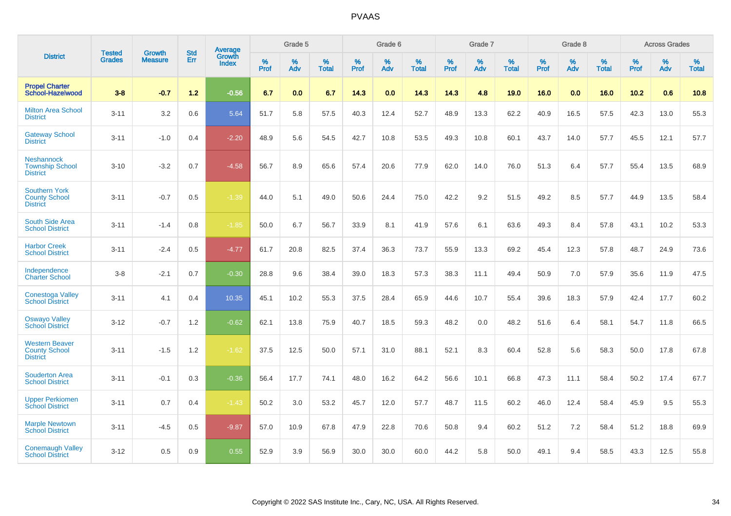# PVAAS

| District | Tested Grades | Growth Measure | Std Err | Average Growth Index | Grade 5 | | | Grade 6 | | | Grade 7 | | | Grade 8 | | | Across Grades | | |
|---|---|---|---|---|---|---|---|---|---|---|---|---|---|---|---|---|---|---|---|
| | | | | | % Prof | % Adv | % Total | % Prof | % Adv | % Total | % Prof | % Adv | % Total | % Prof | % Adv | % Total | % Prof | % Adv | % Total |
| **Propel Charter School-Hazelwood** | **3-8** | **-0.7** | **1.2** | **-0.56** | **6.7** | **0.0** | **6.7** | **14.3** | **0.0** | **14.3** | **14.3** | **4.8** | **19.0** | **16.0** | **0.0** | **16.0** | **10.2** | **0.6** | **10.8** |
| Milton Area School District | 3-11 | 3.2 | 0.6 | 5.64 | 51.7 | 5.8 | 57.5 | 40.3 | 12.4 | 52.7 | 48.9 | 13.3 | 62.2 | 40.9 | 16.5 | 57.5 | 42.3 | 13.0 | 55.3 |
| Gateway School District | 3-11 | -1.0 | 0.4 | -2.20 | 48.9 | 5.6 | 54.5 | 42.7 | 10.8 | 53.5 | 49.3 | 10.8 | 60.1 | 43.7 | 14.0 | 57.7 | 45.5 | 12.1 | 57.7 |
| Neshannock Township School District | 3-10 | -3.2 | 0.7 | -4.58 | 56.7 | 8.9 | 65.6 | 57.4 | 20.6 | 77.9 | 62.0 | 14.0 | 76.0 | 51.3 | 6.4 | 57.7 | 55.4 | 13.5 | 68.9 |
| Southern York County School District | 3-11 | -0.7 | 0.5 | -1.39 | 44.0 | 5.1 | 49.0 | 50.6 | 24.4 | 75.0 | 42.2 | 9.2 | 51.5 | 49.2 | 8.5 | 57.7 | 44.9 | 13.5 | 58.4 |
| South Side Area School District | 3-11 | -1.4 | 0.8 | -1.85 | 50.0 | 6.7 | 56.7 | 33.9 | 8.1 | 41.9 | 57.6 | 6.1 | 63.6 | 49.3 | 8.4 | 57.8 | 43.1 | 10.2 | 53.3 |
| Harbor Creek School District | 3-11 | -2.4 | 0.5 | -4.77 | 61.7 | 20.8 | 82.5 | 37.4 | 36.3 | 73.7 | 55.9 | 13.3 | 69.2 | 45.4 | 12.3 | 57.8 | 48.7 | 24.9 | 73.6 |
| Independence Charter School | 3-8 | -2.1 | 0.7 | -0.30 | 28.8 | 9.6 | 38.4 | 39.0 | 18.3 | 57.3 | 38.3 | 11.1 | 49.4 | 50.9 | 7.0 | 57.9 | 35.6 | 11.9 | 47.5 |
| Conestoga Valley School District | 3-11 | 4.1 | 0.4 | 10.35 | 45.1 | 10.2 | 55.3 | 37.5 | 28.4 | 65.9 | 44.6 | 10.7 | 55.4 | 39.6 | 18.3 | 57.9 | 42.4 | 17.7 | 60.2 |
| Oswayo Valley School District | 3-12 | -0.7 | 1.2 | -0.62 | 62.1 | 13.8 | 75.9 | 40.7 | 18.5 | 59.3 | 48.2 | 0.0 | 48.2 | 51.6 | 6.4 | 58.1 | 54.7 | 11.8 | 66.5 |
| Western Beaver County School District | 3-11 | -1.5 | 1.2 | -1.62 | 37.5 | 12.5 | 50.0 | 57.1 | 31.0 | 88.1 | 52.1 | 8.3 | 60.4 | 52.8 | 5.6 | 58.3 | 50.0 | 17.8 | 67.8 |
| Souderton Area School District | 3-11 | -0.1 | 0.3 | -0.36 | 56.4 | 17.7 | 74.1 | 48.0 | 16.2 | 64.2 | 56.6 | 10.1 | 66.8 | 47.3 | 11.1 | 58.4 | 50.2 | 17.4 | 67.7 |
| Upper Perkiomen School District | 3-11 | 0.7 | 0.4 | -1.43 | 50.2 | 3.0 | 53.2 | 45.7 | 12.0 | 57.7 | 48.7 | 11.5 | 60.2 | 46.0 | 12.4 | 58.4 | 45.9 | 9.5 | 55.3 |
| Marple Newtown School District | 3-11 | -4.5 | 0.5 | -9.87 | 57.0 | 10.9 | 67.8 | 47.9 | 22.8 | 70.6 | 50.8 | 9.4 | 60.2 | 51.2 | 7.2 | 58.4 | 51.2 | 18.8 | 69.9 |
| Conemaugh Valley School District | 3-12 | 0.5 | 0.9 | 0.55 | 52.9 | 3.9 | 56.9 | 30.0 | 30.0 | 60.0 | 44.2 | 5.8 | 50.0 | 49.1 | 9.4 | 58.5 | 43.3 | 12.5 | 55.8 |

Copyright © 2022 SAS Institute Inc., Cary, NC, USA. All Rights Reserved.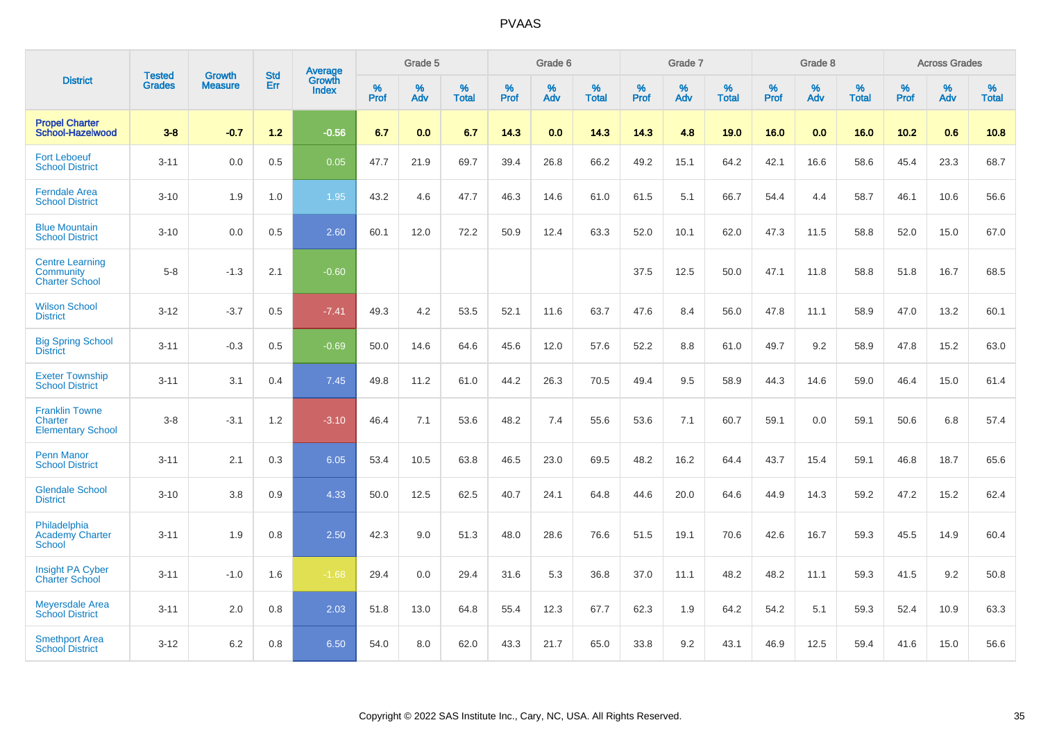# PVAAS

| District | Tested Grades | Growth Measure | Std Err | Average Growth Index | Grade 5 | | | Grade 6 | | | Grade 7 | | | Grade 8 | | | Across Grades | | |
|---|---|---|---|---|---|---|---|---|---|---|---|---|---|---|---|---|---|---|---|
| | | | | | % Prof | % Adv | % Total | % Prof | % Adv | % Total | % Prof | % Adv | % Total | % Prof | % Adv | % Total | % Prof | % Adv | % Total |
| **Propel Charter School-Hazelwood** | **3-8** | **-0.7** | **1.2** | **-0.56** | **6.7** | **0.0** | **6.7** | **14.3** | **0.0** | **14.3** | **14.3** | **4.8** | **19.0** | **16.0** | **0.0** | **16.0** | **10.2** | **0.6** | **10.8** |
| Fort Leboeuf School District | 3-11 | 0.0 | 0.5 | 0.05 | 47.7 | 21.9 | 69.7 | 39.4 | 26.8 | 66.2 | 49.2 | 15.1 | 64.2 | 42.1 | 16.6 | 58.6 | 45.4 | 23.3 | 68.7 |
| Ferndale Area School District | 3-10 | 1.9 | 1.0 | 1.95 | 43.2 | 4.6 | 47.7 | 46.3 | 14.6 | 61.0 | 61.5 | 5.1 | 66.7 | 54.4 | 4.4 | 58.7 | 46.1 | 10.6 | 56.6 |
| Blue Mountain School District | 3-10 | 0.0 | 0.5 | 2.60 | 60.1 | 12.0 | 72.2 | 50.9 | 12.4 | 63.3 | 52.0 | 10.1 | 62.0 | 47.3 | 11.5 | 58.8 | 52.0 | 15.0 | 67.0 |
| Centre Learning Community Charter School | 5-8 | -1.3 | 2.1 | -0.60 | | | | | | | 37.5 | 12.5 | 50.0 | 47.1 | 11.8 | 58.8 | 51.8 | 16.7 | 68.5 |
| Wilson School District | 3-12 | -3.7 | 0.5 | -7.41 | 49.3 | 4.2 | 53.5 | 52.1 | 11.6 | 63.7 | 47.6 | 8.4 | 56.0 | 47.8 | 11.1 | 58.9 | 47.0 | 13.2 | 60.1 |
| Big Spring School District | 3-11 | -0.3 | 0.5 | -0.69 | 50.0 | 14.6 | 64.6 | 45.6 | 12.0 | 57.6 | 52.2 | 8.8 | 61.0 | 49.7 | 9.2 | 58.9 | 47.8 | 15.2 | 63.0 |
| Exeter Township School District | 3-11 | 3.1 | 0.4 | 7.45 | 49.8 | 11.2 | 61.0 | 44.2 | 26.3 | 70.5 | 49.4 | 9.5 | 58.9 | 44.3 | 14.6 | 59.0 | 46.4 | 15.0 | 61.4 |
| Franklin Towne Charter Elementary School | 3-8 | -3.1 | 1.2 | -3.10 | 46.4 | 7.1 | 53.6 | 48.2 | 7.4 | 55.6 | 53.6 | 7.1 | 60.7 | 59.1 | 0.0 | 59.1 | 50.6 | 6.8 | 57.4 |
| Penn Manor School District | 3-11 | 2.1 | 0.3 | 6.05 | 53.4 | 10.5 | 63.8 | 46.5 | 23.0 | 69.5 | 48.2 | 16.2 | 64.4 | 43.7 | 15.4 | 59.1 | 46.8 | 18.7 | 65.6 |
| Glendale School District | 3-10 | 3.8 | 0.9 | 4.33 | 50.0 | 12.5 | 62.5 | 40.7 | 24.1 | 64.8 | 44.6 | 20.0 | 64.6 | 44.9 | 14.3 | 59.2 | 47.2 | 15.2 | 62.4 |
| Philadelphia Academy Charter School | 3-11 | 1.9 | 0.8 | 2.50 | 42.3 | 9.0 | 51.3 | 48.0 | 28.6 | 76.6 | 51.5 | 19.1 | 70.6 | 42.6 | 16.7 | 59.3 | 45.5 | 14.9 | 60.4 |
| Insight PA Cyber Charter School | 3-11 | -1.0 | 1.6 | -1.68 | 29.4 | 0.0 | 29.4 | 31.6 | 5.3 | 36.8 | 37.0 | 11.1 | 48.2 | 48.2 | 11.1 | 59.3 | 41.5 | 9.2 | 50.8 |
| Meyersdale Area School District | 3-11 | 2.0 | 0.8 | 2.03 | 51.8 | 13.0 | 64.8 | 55.4 | 12.3 | 67.7 | 62.3 | 1.9 | 64.2 | 54.2 | 5.1 | 59.3 | 52.4 | 10.9 | 63.3 |
| Smethport Area School District | 3-12 | 6.2 | 0.8 | 6.50 | 54.0 | 8.0 | 62.0 | 43.3 | 21.7 | 65.0 | 33.8 | 9.2 | 43.1 | 46.9 | 12.5 | 59.4 | 41.6 | 15.0 | 56.6 |

Copyright © 2022 SAS Institute Inc., Cary, NC, USA. All Rights Reserved.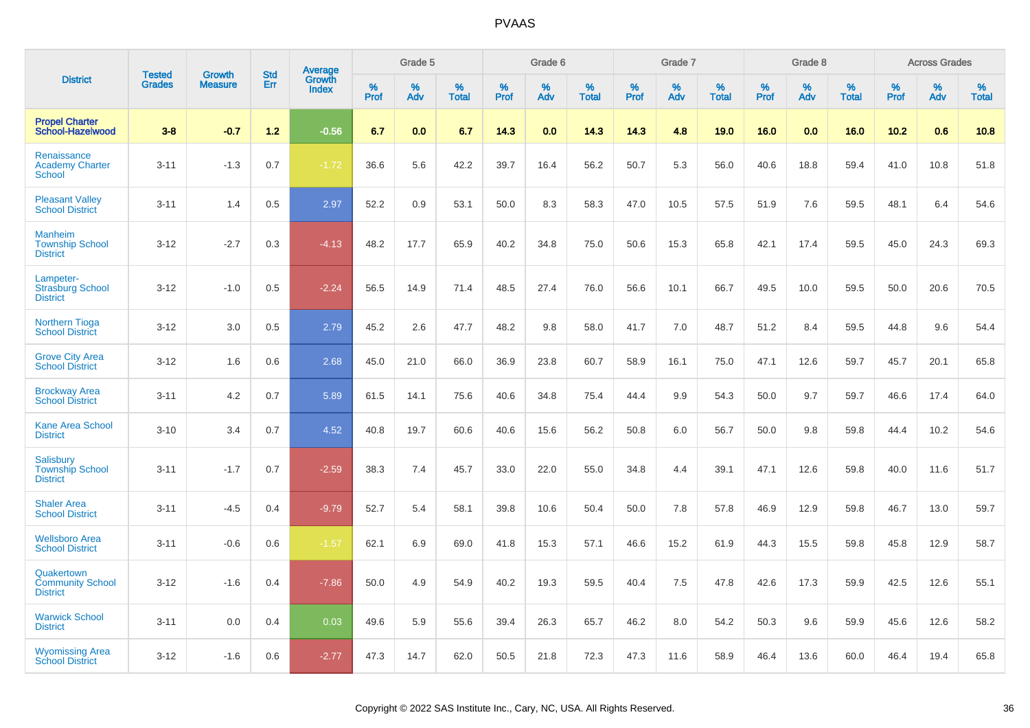| District | Tested Grades | Growth Measure | Std Err | Average Growth Index | Grade 5 | | | Grade 6 | | | Grade 7 | | | Grade 8 | | | Across Grades | | |
|---|---|---|---|---|---|---|---|---|---|---|---|---|---|---|---|---|---|---|---|
| | | | | | % Prof | % Adv | % Total | % Prof | % Adv | % Total | % Prof | % Adv | % Total | % Prof | % Adv | % Total | % Prof | % Adv | % Total |
| **Propel Charter School-Hazelwood** | **3-8** | **-0.7** | **1.2** | **-0.56** | **6.7** | **0.0** | **6.7** | **14.3** | **0.0** | **14.3** | **14.3** | **4.8** | **19.0** | **16.0** | **0.0** | **16.0** | **10.2** | **0.6** | **10.8** |
| Renaissance Academy Charter School | 3-11 | -1.3 | 0.7 | -1.72 | 36.6 | 5.6 | 42.2 | 39.7 | 16.4 | 56.2 | 50.7 | 5.3 | 56.0 | 40.6 | 18.8 | 59.4 | 41.0 | 10.8 | 51.8 |
| Pleasant Valley School District | 3-11 | 1.4 | 0.5 | 2.97 | 52.2 | 0.9 | 53.1 | 50.0 | 8.3 | 58.3 | 47.0 | 10.5 | 57.5 | 51.9 | 7.6 | 59.5 | 48.1 | 6.4 | 54.6 |
| Manheim Township School District | 3-12 | -2.7 | 0.3 | -4.13 | 48.2 | 17.7 | 65.9 | 40.2 | 34.8 | 75.0 | 50.6 | 15.3 | 65.8 | 42.1 | 17.4 | 59.5 | 45.0 | 24.3 | 69.3 |
| Lampeter-Strasburg School District | 3-12 | -1.0 | 0.5 | -2.24 | 56.5 | 14.9 | 71.4 | 48.5 | 27.4 | 76.0 | 56.6 | 10.1 | 66.7 | 49.5 | 10.0 | 59.5 | 50.0 | 20.6 | 70.5 |
| Northern Tioga School District | 3-12 | 3.0 | 0.5 | 2.79 | 45.2 | 2.6 | 47.7 | 48.2 | 9.8 | 58.0 | 41.7 | 7.0 | 48.7 | 51.2 | 8.4 | 59.5 | 44.8 | 9.6 | 54.4 |
| Grove City Area School District | 3-12 | 1.6 | 0.6 | 2.68 | 45.0 | 21.0 | 66.0 | 36.9 | 23.8 | 60.7 | 58.9 | 16.1 | 75.0 | 47.1 | 12.6 | 59.7 | 45.7 | 20.1 | 65.8 |
| Brockway Area School District | 3-11 | 4.2 | 0.7 | 5.89 | 61.5 | 14.1 | 75.6 | 40.6 | 34.8 | 75.4 | 44.4 | 9.9 | 54.3 | 50.0 | 9.7 | 59.7 | 46.6 | 17.4 | 64.0 |
| Kane Area School District | 3-10 | 3.4 | 0.7 | 4.52 | 40.8 | 19.7 | 60.6 | 40.6 | 15.6 | 56.2 | 50.8 | 6.0 | 56.7 | 50.0 | 9.8 | 59.8 | 44.4 | 10.2 | 54.6 |
| Salisbury Township School District | 3-11 | -1.7 | 0.7 | -2.59 | 38.3 | 7.4 | 45.7 | 33.0 | 22.0 | 55.0 | 34.8 | 4.4 | 39.1 | 47.1 | 12.6 | 59.8 | 40.0 | 11.6 | 51.7 |
| Shaler Area School District | 3-11 | -4.5 | 0.4 | -9.79 | 52.7 | 5.4 | 58.1 | 39.8 | 10.6 | 50.4 | 50.0 | 7.8 | 57.8 | 46.9 | 12.9 | 59.8 | 46.7 | 13.0 | 59.7 |
| Wellsboro Area School District | 3-11 | -0.6 | 0.6 | -1.57 | 62.1 | 6.9 | 69.0 | 41.8 | 15.3 | 57.1 | 46.6 | 15.2 | 61.9 | 44.3 | 15.5 | 59.8 | 45.8 | 12.9 | 58.7 |
| Quakertown Community School District | 3-12 | -1.6 | 0.4 | -7.86 | 50.0 | 4.9 | 54.9 | 40.2 | 19.3 | 59.5 | 40.4 | 7.5 | 47.8 | 42.6 | 17.3 | 59.9 | 42.5 | 12.6 | 55.1 |
| Warwick School District | 3-11 | 0.0 | 0.4 | 0.03 | 49.6 | 5.9 | 55.6 | 39.4 | 26.3 | 65.7 | 46.2 | 8.0 | 54.2 | 50.3 | 9.6 | 59.9 | 45.6 | 12.6 | 58.2 |
| Wyomissing Area School District | 3-12 | -1.6 | 0.6 | -2.77 | 47.3 | 14.7 | 62.0 | 50.5 | 21.8 | 72.3 | 47.3 | 11.6 | 58.9 | 46.4 | 13.6 | 60.0 | 46.4 | 19.4 | 65.8 |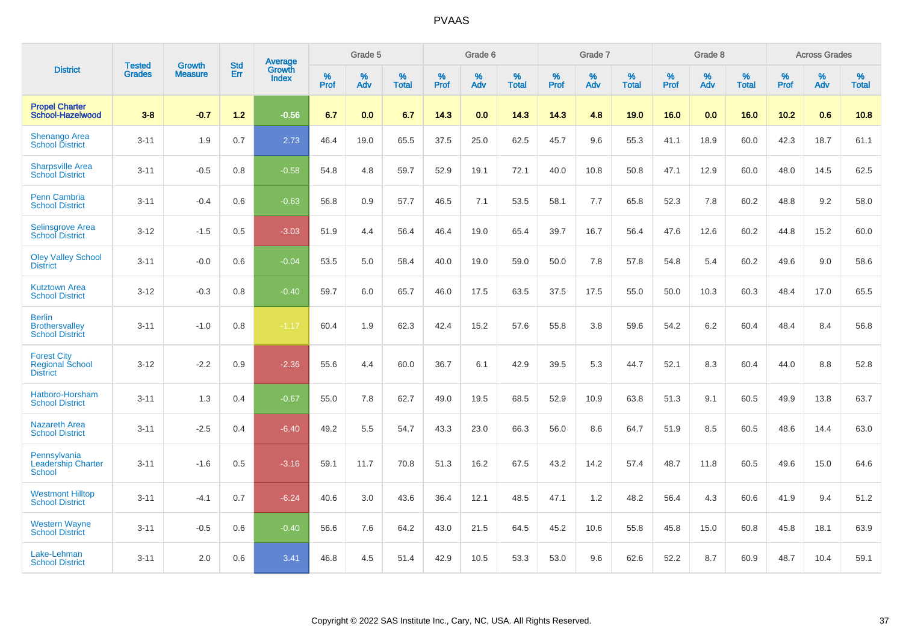# PVAAS

| District | Tested Grades | Growth Measure | Std Err | Average Growth Index | Grade 5 | | | Grade 6 | | | Grade 7 | | | Grade 8 | | | Across Grades | | |
|---|---|---|---|---|---|---|---|---|---|---|---|---|---|---|---|---|---|---|---|
| | | | | | % Prof | % Adv | % Total | % Prof | % Adv | % Total | % Prof | % Adv | % Total | % Prof | % Adv | % Total | % Prof | % Adv | % Total |
| **Propel Charter School-Hazelwood** | **3-8** | **-0.7** | **1.2** | **-0.56** | **6.7** | **0.0** | **6.7** | **14.3** | **0.0** | **14.3** | **14.3** | **4.8** | **19.0** | **16.0** | **0.0** | **16.0** | **10.2** | **0.6** | **10.8** |
| Shenango Area School District | 3-11 | 1.9 | 0.7 | 2.73 | 46.4 | 19.0 | 65.5 | 37.5 | 25.0 | 62.5 | 45.7 | 9.6 | 55.3 | 41.1 | 18.9 | 60.0 | 42.3 | 18.7 | 61.1 |
| Sharpsville Area School District | 3-11 | -0.5 | 0.8 | -0.58 | 54.8 | 4.8 | 59.7 | 52.9 | 19.1 | 72.1 | 40.0 | 10.8 | 50.8 | 47.1 | 12.9 | 60.0 | 48.0 | 14.5 | 62.5 |
| Penn Cambria School District | 3-11 | -0.4 | 0.6 | -0.63 | 56.8 | 0.9 | 57.7 | 46.5 | 7.1 | 53.5 | 58.1 | 7.7 | 65.8 | 52.3 | 7.8 | 60.2 | 48.8 | 9.2 | 58.0 |
| Selinsgrove Area School District | 3-12 | -1.5 | 0.5 | -3.03 | 51.9 | 4.4 | 56.4 | 46.4 | 19.0 | 65.4 | 39.7 | 16.7 | 56.4 | 47.6 | 12.6 | 60.2 | 44.8 | 15.2 | 60.0 |
| Oley Valley School District | 3-11 | -0.0 | 0.6 | -0.04 | 53.5 | 5.0 | 58.4 | 40.0 | 19.0 | 59.0 | 50.0 | 7.8 | 57.8 | 54.8 | 5.4 | 60.2 | 49.6 | 9.0 | 58.6 |
| Kutztown Area School District | 3-12 | -0.3 | 0.8 | -0.40 | 59.7 | 6.0 | 65.7 | 46.0 | 17.5 | 63.5 | 37.5 | 17.5 | 55.0 | 50.0 | 10.3 | 60.3 | 48.4 | 17.0 | 65.5 |
| Berlin Brothersvalley School District | 3-11 | -1.0 | 0.8 | -1.17 | 60.4 | 1.9 | 62.3 | 42.4 | 15.2 | 57.6 | 55.8 | 3.8 | 59.6 | 54.2 | 6.2 | 60.4 | 48.4 | 8.4 | 56.8 |
| Forest City Regional School District | 3-12 | -2.2 | 0.9 | -2.36 | 55.6 | 4.4 | 60.0 | 36.7 | 6.1 | 42.9 | 39.5 | 5.3 | 44.7 | 52.1 | 8.3 | 60.4 | 44.0 | 8.8 | 52.8 |
| Hatboro-Horsham School District | 3-11 | 1.3 | 0.4 | -0.67 | 55.0 | 7.8 | 62.7 | 49.0 | 19.5 | 68.5 | 52.9 | 10.9 | 63.8 | 51.3 | 9.1 | 60.5 | 49.9 | 13.8 | 63.7 |
| Nazareth Area School District | 3-11 | -2.5 | 0.4 | -6.40 | 49.2 | 5.5 | 54.7 | 43.3 | 23.0 | 66.3 | 56.0 | 8.6 | 64.7 | 51.9 | 8.5 | 60.5 | 48.6 | 14.4 | 63.0 |
| Pennsylvania Leadership Charter School | 3-11 | -1.6 | 0.5 | -3.16 | 59.1 | 11.7 | 70.8 | 51.3 | 16.2 | 67.5 | 43.2 | 14.2 | 57.4 | 48.7 | 11.8 | 60.5 | 49.6 | 15.0 | 64.6 |
| Westmont Hilltop School District | 3-11 | -4.1 | 0.7 | -6.24 | 40.6 | 3.0 | 43.6 | 36.4 | 12.1 | 48.5 | 47.1 | 1.2 | 48.2 | 56.4 | 4.3 | 60.6 | 41.9 | 9.4 | 51.2 |
| Western Wayne School District | 3-11 | -0.5 | 0.6 | -0.40 | 56.6 | 7.6 | 64.2 | 43.0 | 21.5 | 64.5 | 45.2 | 10.6 | 55.8 | 45.8 | 15.0 | 60.8 | 45.8 | 18.1 | 63.9 |
| Lake-Lehman School District | 3-11 | 2.0 | 0.6 | 3.41 | 46.8 | 4.5 | 51.4 | 42.9 | 10.5 | 53.3 | 53.0 | 9.6 | 62.6 | 52.2 | 8.7 | 60.9 | 48.7 | 10.4 | 59.1 |

Copyright © 2022 SAS Institute Inc., Cary, NC, USA. All Rights Reserved.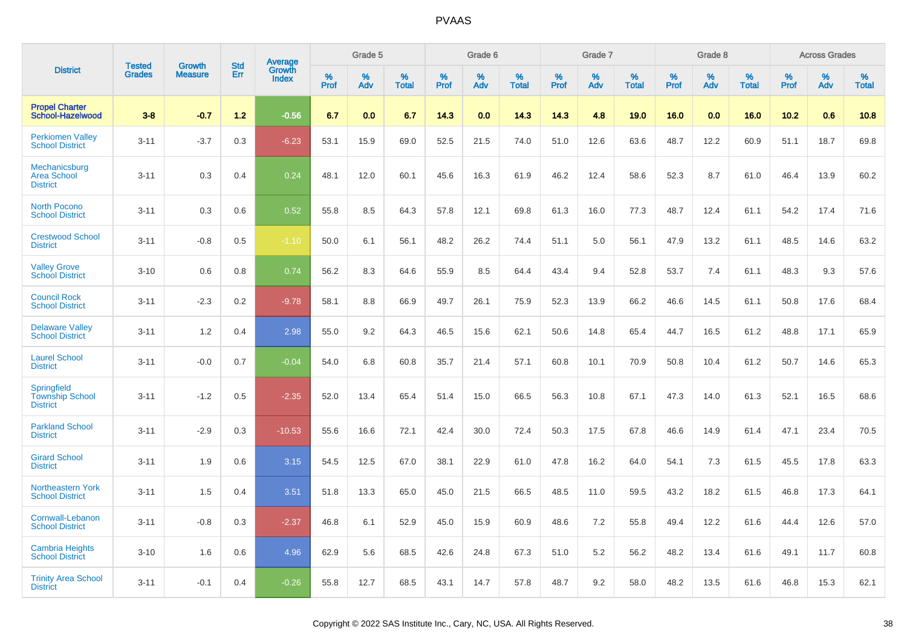# PVAAS

| District | Tested Grades | Growth Measure | Std Err | Average Growth Index | Grade 5 | | | Grade 6 | | | Grade 7 | | | Grade 8 | | | Across Grades | | |
|---|---|---|---|---|---|---|---|---|---|---|---|---|---|---|---|---|---|---|---|
| | | | | | % Prof | % Adv | % Total | % Prof | % Adv | % Total | % Prof | % Adv | % Total | % Prof | % Adv | % Total | % Prof | % Adv | % Total |
| **Propel Charter School-Hazelwood** | **3-8** | **-0.7** | **1.2** | **-0.56** | **6.7** | **0.0** | **6.7** | **14.3** | **0.0** | **14.3** | **14.3** | **4.8** | **19.0** | **16.0** | **0.0** | **16.0** | **10.2** | **0.6** | **10.8** |
| Perkiomen Valley School District | 3-11 | -3.7 | 0.3 | -6.23 | 53.1 | 15.9 | 69.0 | 52.5 | 21.5 | 74.0 | 51.0 | 12.6 | 63.6 | 48.7 | 12.2 | 60.9 | 51.1 | 18.7 | 69.8 |
| Mechanicsburg Area School District | 3-11 | 0.3 | 0.4 | 0.24 | 48.1 | 12.0 | 60.1 | 45.6 | 16.3 | 61.9 | 46.2 | 12.4 | 58.6 | 52.3 | 8.7 | 61.0 | 46.4 | 13.9 | 60.2 |
| North Pocono School District | 3-11 | 0.3 | 0.6 | 0.52 | 55.8 | 8.5 | 64.3 | 57.8 | 12.1 | 69.8 | 61.3 | 16.0 | 77.3 | 48.7 | 12.4 | 61.1 | 54.2 | 17.4 | 71.6 |
| Crestwood School District | 3-11 | -0.8 | 0.5 | -1.10 | 50.0 | 6.1 | 56.1 | 48.2 | 26.2 | 74.4 | 51.1 | 5.0 | 56.1 | 47.9 | 13.2 | 61.1 | 48.5 | 14.6 | 63.2 |
| Valley Grove School District | 3-10 | 0.6 | 0.8 | 0.74 | 56.2 | 8.3 | 64.6 | 55.9 | 8.5 | 64.4 | 43.4 | 9.4 | 52.8 | 53.7 | 7.4 | 61.1 | 48.3 | 9.3 | 57.6 |
| Council Rock School District | 3-11 | -2.3 | 0.2 | -9.78 | 58.1 | 8.8 | 66.9 | 49.7 | 26.1 | 75.9 | 52.3 | 13.9 | 66.2 | 46.6 | 14.5 | 61.1 | 50.8 | 17.6 | 68.4 |
| Delaware Valley School District | 3-11 | 1.2 | 0.4 | 2.98 | 55.0 | 9.2 | 64.3 | 46.5 | 15.6 | 62.1 | 50.6 | 14.8 | 65.4 | 44.7 | 16.5 | 61.2 | 48.8 | 17.1 | 65.9 |
| Laurel School District | 3-11 | -0.0 | 0.7 | -0.04 | 54.0 | 6.8 | 60.8 | 35.7 | 21.4 | 57.1 | 60.8 | 10.1 | 70.9 | 50.8 | 10.4 | 61.2 | 50.7 | 14.6 | 65.3 |
| Springfield Township School District | 3-11 | -1.2 | 0.5 | -2.35 | 52.0 | 13.4 | 65.4 | 51.4 | 15.0 | 66.5 | 56.3 | 10.8 | 67.1 | 47.3 | 14.0 | 61.3 | 52.1 | 16.5 | 68.6 |
| Parkland School District | 3-11 | -2.9 | 0.3 | -10.53 | 55.6 | 16.6 | 72.1 | 42.4 | 30.0 | 72.4 | 50.3 | 17.5 | 67.8 | 46.6 | 14.9 | 61.4 | 47.1 | 23.4 | 70.5 |
| Girard School District | 3-11 | 1.9 | 0.6 | 3.15 | 54.5 | 12.5 | 67.0 | 38.1 | 22.9 | 61.0 | 47.8 | 16.2 | 64.0 | 54.1 | 7.3 | 61.5 | 45.5 | 17.8 | 63.3 |
| Northeastern York School District | 3-11 | 1.5 | 0.4 | 3.51 | 51.8 | 13.3 | 65.0 | 45.0 | 21.5 | 66.5 | 48.5 | 11.0 | 59.5 | 43.2 | 18.2 | 61.5 | 46.8 | 17.3 | 64.1 |
| Cornwall-Lebanon School District | 3-11 | -0.8 | 0.3 | -2.37 | 46.8 | 6.1 | 52.9 | 45.0 | 15.9 | 60.9 | 48.6 | 7.2 | 55.8 | 49.4 | 12.2 | 61.6 | 44.4 | 12.6 | 57.0 |
| Cambria Heights School District | 3-10 | 1.6 | 0.6 | 4.96 | 62.9 | 5.6 | 68.5 | 42.6 | 24.8 | 67.3 | 51.0 | 5.2 | 56.2 | 48.2 | 13.4 | 61.6 | 49.1 | 11.7 | 60.8 |
| Trinity Area School District | 3-11 | -0.1 | 0.4 | -0.26 | 55.8 | 12.7 | 68.5 | 43.1 | 14.7 | 57.8 | 48.7 | 9.2 | 58.0 | 48.2 | 13.5 | 61.6 | 46.8 | 15.3 | 62.1 |

Copyright © 2022 SAS Institute Inc., Cary, NC, USA. All Rights Reserved.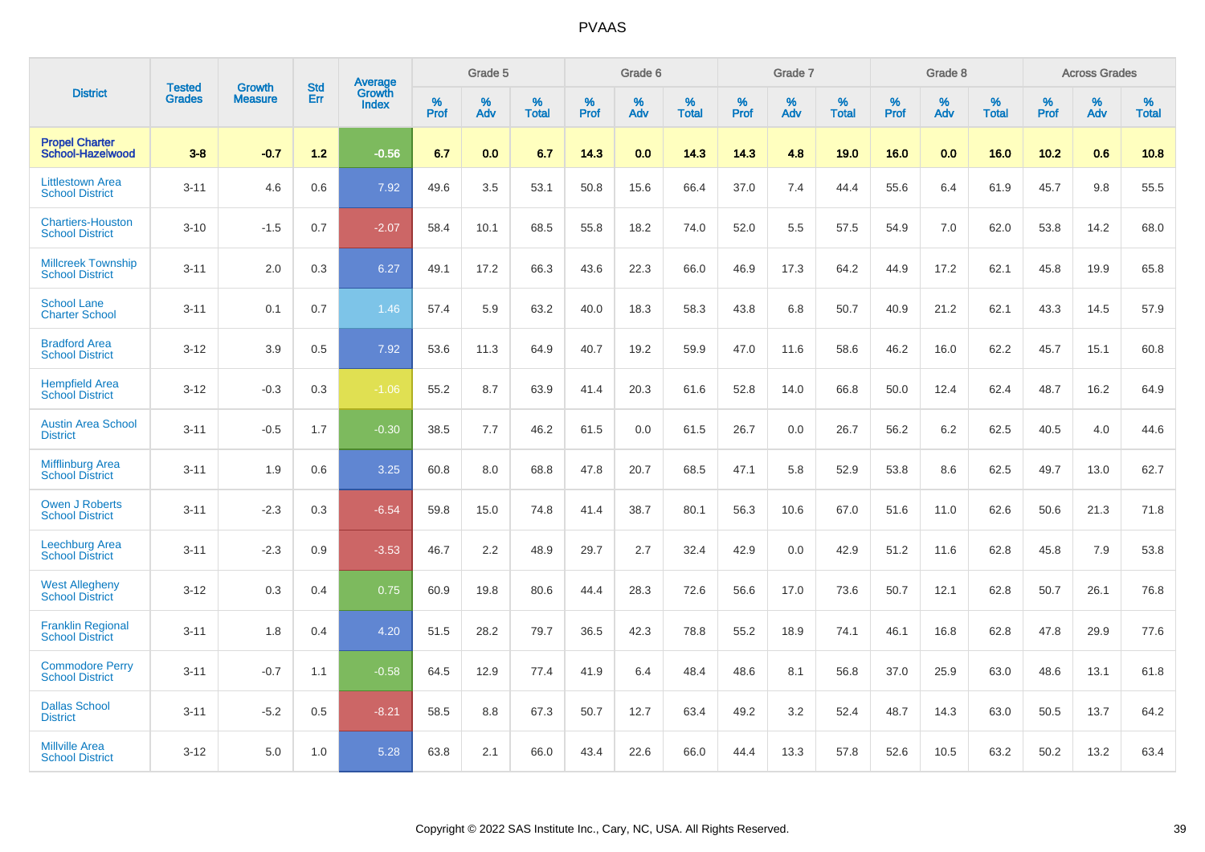# PVAAS

| District | Tested Grades | Growth Measure | Std Err | Average Growth Index | Grade 5 | | | Grade 6 | | | Grade 7 | | | Grade 8 | | | Across Grades | | |
|---|---|---|---|---|---|---|---|---|---|---|---|---|---|---|---|---|---|---|---|
| | | | | | % Prof | % Adv | % Total | % Prof | % Adv | % Total | % Prof | % Adv | % Total | % Prof | % Adv | % Total | % Prof | % Adv | % Total |
| **Propel Charter School-Hazelwood** | **3-8** | **-0.7** | **1.2** | **-0.56** | **6.7** | **0.0** | **6.7** | **14.3** | **0.0** | **14.3** | **14.3** | **4.8** | **19.0** | **16.0** | **0.0** | **16.0** | **10.2** | **0.6** | **10.8** |
| Littlestown Area School District | 3-11 | 4.6 | 0.6 | 7.92 | 49.6 | 3.5 | 53.1 | 50.8 | 15.6 | 66.4 | 37.0 | 7.4 | 44.4 | 55.6 | 6.4 | 61.9 | 45.7 | 9.8 | 55.5 |
| Chartiers-Houston School District | 3-10 | -1.5 | 0.7 | -2.07 | 58.4 | 10.1 | 68.5 | 55.8 | 18.2 | 74.0 | 52.0 | 5.5 | 57.5 | 54.9 | 7.0 | 62.0 | 53.8 | 14.2 | 68.0 |
| Millcreek Township School District | 3-11 | 2.0 | 0.3 | 6.27 | 49.1 | 17.2 | 66.3 | 43.6 | 22.3 | 66.0 | 46.9 | 17.3 | 64.2 | 44.9 | 17.2 | 62.1 | 45.8 | 19.9 | 65.8 |
| School Lane Charter School | 3-11 | 0.1 | 0.7 | 1.46 | 57.4 | 5.9 | 63.2 | 40.0 | 18.3 | 58.3 | 43.8 | 6.8 | 50.7 | 40.9 | 21.2 | 62.1 | 43.3 | 14.5 | 57.9 |
| Bradford Area School District | 3-12 | 3.9 | 0.5 | 7.92 | 53.6 | 11.3 | 64.9 | 40.7 | 19.2 | 59.9 | 47.0 | 11.6 | 58.6 | 46.2 | 16.0 | 62.2 | 45.7 | 15.1 | 60.8 |
| Hempfield Area School District | 3-12 | -0.3 | 0.3 | -1.06 | 55.2 | 8.7 | 63.9 | 41.4 | 20.3 | 61.6 | 52.8 | 14.0 | 66.8 | 50.0 | 12.4 | 62.4 | 48.7 | 16.2 | 64.9 |
| Austin Area School District | 3-11 | -0.5 | 1.7 | -0.30 | 38.5 | 7.7 | 46.2 | 61.5 | 0.0 | 61.5 | 26.7 | 0.0 | 26.7 | 56.2 | 6.2 | 62.5 | 40.5 | 4.0 | 44.6 |
| Mifflinburg Area School District | 3-11 | 1.9 | 0.6 | 3.25 | 60.8 | 8.0 | 68.8 | 47.8 | 20.7 | 68.5 | 47.1 | 5.8 | 52.9 | 53.8 | 8.6 | 62.5 | 49.7 | 13.0 | 62.7 |
| Owen J Roberts School District | 3-11 | -2.3 | 0.3 | -6.54 | 59.8 | 15.0 | 74.8 | 41.4 | 38.7 | 80.1 | 56.3 | 10.6 | 67.0 | 51.6 | 11.0 | 62.6 | 50.6 | 21.3 | 71.8 |
| Leechburg Area School District | 3-11 | -2.3 | 0.9 | -3.53 | 46.7 | 2.2 | 48.9 | 29.7 | 2.7 | 32.4 | 42.9 | 0.0 | 42.9 | 51.2 | 11.6 | 62.8 | 45.8 | 7.9 | 53.8 |
| West Allegheny School District | 3-12 | 0.3 | 0.4 | 0.75 | 60.9 | 19.8 | 80.6 | 44.4 | 28.3 | 72.6 | 56.6 | 17.0 | 73.6 | 50.7 | 12.1 | 62.8 | 50.7 | 26.1 | 76.8 |
| Franklin Regional School District | 3-11 | 1.8 | 0.4 | 4.20 | 51.5 | 28.2 | 79.7 | 36.5 | 42.3 | 78.8 | 55.2 | 18.9 | 74.1 | 46.1 | 16.8 | 62.8 | 47.8 | 29.9 | 77.6 |
| Commodore Perry School District | 3-11 | -0.7 | 1.1 | -0.58 | 64.5 | 12.9 | 77.4 | 41.9 | 6.4 | 48.4 | 48.6 | 8.1 | 56.8 | 37.0 | 25.9 | 63.0 | 48.6 | 13.1 | 61.8 |
| Dallas School District | 3-11 | -5.2 | 0.5 | -8.21 | 58.5 | 8.8 | 67.3 | 50.7 | 12.7 | 63.4 | 49.2 | 3.2 | 52.4 | 48.7 | 14.3 | 63.0 | 50.5 | 13.7 | 64.2 |
| Millville Area School District | 3-12 | 5.0 | 1.0 | 5.28 | 63.8 | 2.1 | 66.0 | 43.4 | 22.6 | 66.0 | 44.4 | 13.3 | 57.8 | 52.6 | 10.5 | 63.2 | 50.2 | 13.2 | 63.4 |

Copyright © 2022 SAS Institute Inc., Cary, NC, USA. All Rights Reserved.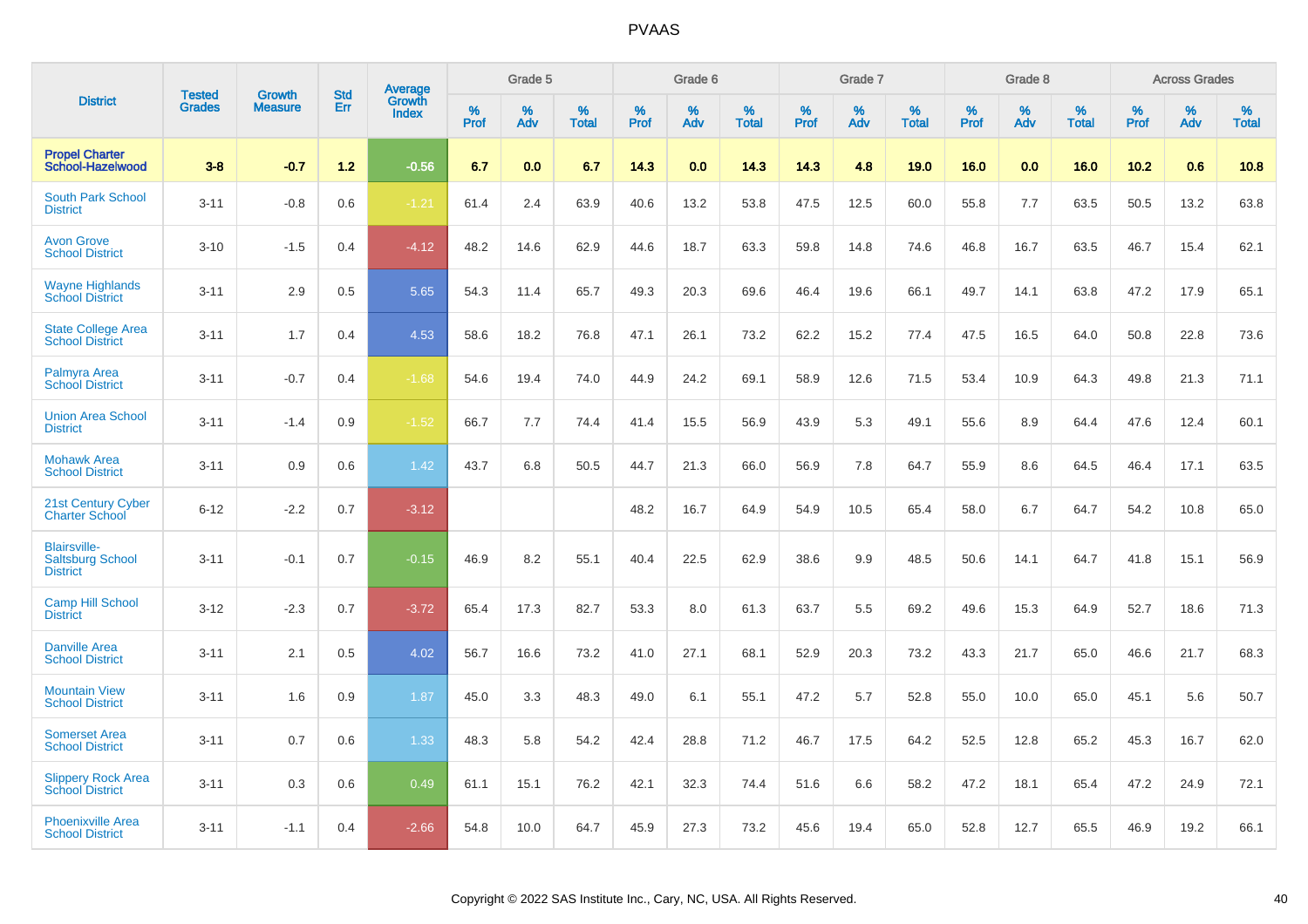| District | Tested Grades | Growth Measure | Std Err | Average Growth Index | Grade 5 | | | Grade 6 | | | Grade 7 | | | Grade 8 | | | Across Grades | | |
|---|---|---|---|---|---|---|---|---|---|---|---|---|---|---|---|---|---|---|---|
| | | | | | % Prof | % Adv | % Total | % Prof | % Adv | % Total | % Prof | % Adv | % Total | % Prof | % Adv | % Total | % Prof | % Adv | % Total |
| **Propel Charter School-Hazelwood** | **3-8** | **-0.7** | **1.2** | **-0.56** | **6.7** | **0.0** | **6.7** | **14.3** | **0.0** | **14.3** | **14.3** | **4.8** | **19.0** | **16.0** | **0.0** | **16.0** | **10.2** | **0.6** | **10.8** |
| South Park School District | 3-11 | -0.8 | 0.6 | -1.21 | 61.4 | 2.4 | 63.9 | 40.6 | 13.2 | 53.8 | 47.5 | 12.5 | 60.0 | 55.8 | 7.7 | 63.5 | 50.5 | 13.2 | 63.8 |
| Avon Grove School District | 3-10 | -1.5 | 0.4 | -4.12 | 48.2 | 14.6 | 62.9 | 44.6 | 18.7 | 63.3 | 59.8 | 14.8 | 74.6 | 46.8 | 16.7 | 63.5 | 46.7 | 15.4 | 62.1 |
| Wayne Highlands School District | 3-11 | 2.9 | 0.5 | 5.65 | 54.3 | 11.4 | 65.7 | 49.3 | 20.3 | 69.6 | 46.4 | 19.6 | 66.1 | 49.7 | 14.1 | 63.8 | 47.2 | 17.9 | 65.1 |
| State College Area School District | 3-11 | 1.7 | 0.4 | 4.53 | 58.6 | 18.2 | 76.8 | 47.1 | 26.1 | 73.2 | 62.2 | 15.2 | 77.4 | 47.5 | 16.5 | 64.0 | 50.8 | 22.8 | 73.6 |
| Palmyra Area School District | 3-11 | -0.7 | 0.4 | -1.68 | 54.6 | 19.4 | 74.0 | 44.9 | 24.2 | 69.1 | 58.9 | 12.6 | 71.5 | 53.4 | 10.9 | 64.3 | 49.8 | 21.3 | 71.1 |
| Union Area School District | 3-11 | -1.4 | 0.9 | -1.52 | 66.7 | 7.7 | 74.4 | 41.4 | 15.5 | 56.9 | 43.9 | 5.3 | 49.1 | 55.6 | 8.9 | 64.4 | 47.6 | 12.4 | 60.1 |
| Mohawk Area School District | 3-11 | 0.9 | 0.6 | 1.42 | 43.7 | 6.8 | 50.5 | 44.7 | 21.3 | 66.0 | 56.9 | 7.8 | 64.7 | 55.9 | 8.6 | 64.5 | 46.4 | 17.1 | 63.5 |
| 21st Century Cyber Charter School | 6-12 | -2.2 | 0.7 | -3.12 | | | | 48.2 | 16.7 | 64.9 | 54.9 | 10.5 | 65.4 | 58.0 | 6.7 | 64.7 | 54.2 | 10.8 | 65.0 |
| Blairsville-Saltsburg School District | 3-11 | -0.1 | 0.7 | -0.15 | 46.9 | 8.2 | 55.1 | 40.4 | 22.5 | 62.9 | 38.6 | 9.9 | 48.5 | 50.6 | 14.1 | 64.7 | 41.8 | 15.1 | 56.9 |
| Camp Hill School District | 3-12 | -2.3 | 0.7 | -3.72 | 65.4 | 17.3 | 82.7 | 53.3 | 8.0 | 61.3 | 63.7 | 5.5 | 69.2 | 49.6 | 15.3 | 64.9 | 52.7 | 18.6 | 71.3 |
| Danville Area School District | 3-11 | 2.1 | 0.5 | 4.02 | 56.7 | 16.6 | 73.2 | 41.0 | 27.1 | 68.1 | 52.9 | 20.3 | 73.2 | 43.3 | 21.7 | 65.0 | 46.6 | 21.7 | 68.3 |
| Mountain View School District | 3-11 | 1.6 | 0.9 | 1.87 | 45.0 | 3.3 | 48.3 | 49.0 | 6.1 | 55.1 | 47.2 | 5.7 | 52.8 | 55.0 | 10.0 | 65.0 | 45.1 | 5.6 | 50.7 |
| Somerset Area School District | 3-11 | 0.7 | 0.6 | 1.33 | 48.3 | 5.8 | 54.2 | 42.4 | 28.8 | 71.2 | 46.7 | 17.5 | 64.2 | 52.5 | 12.8 | 65.2 | 45.3 | 16.7 | 62.0 |
| Slippery Rock Area School District | 3-11 | 0.3 | 0.6 | 0.49 | 61.1 | 15.1 | 76.2 | 42.1 | 32.3 | 74.4 | 51.6 | 6.6 | 58.2 | 47.2 | 18.1 | 65.4 | 47.2 | 24.9 | 72.1 |
| Phoenixville Area School District | 3-11 | -1.1 | 0.4 | -2.66 | 54.8 | 10.0 | 64.7 | 45.9 | 27.3 | 73.2 | 45.6 | 19.4 | 65.0 | 52.8 | 12.7 | 65.5 | 46.9 | 19.2 | 66.1 |

Copyright © 2022 SAS Institute Inc., Cary, NC, USA. All Rights Reserved.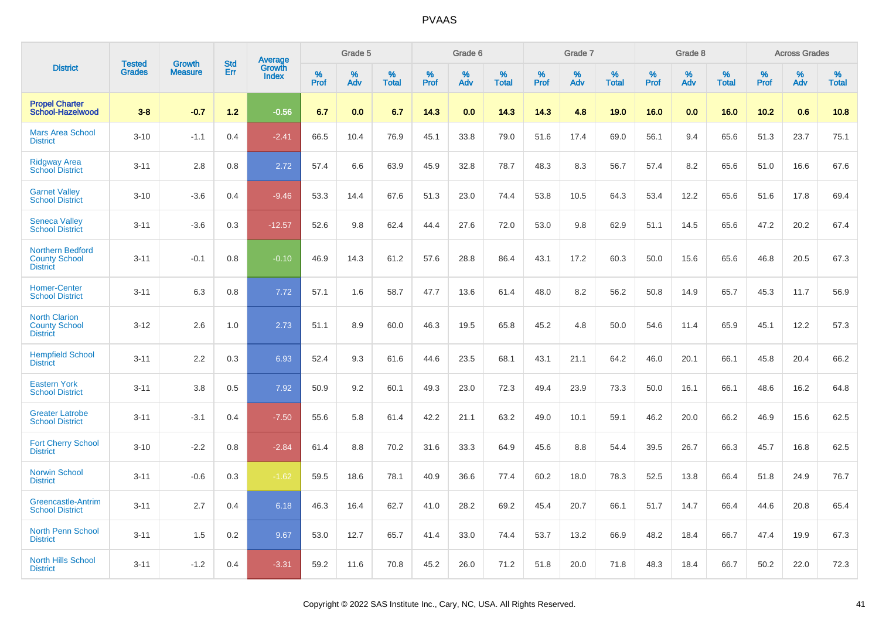| District | Tested Grades | Growth Measure | Std Err | Average Growth Index | Grade 5 | | | Grade 6 | | | Grade 7 | | | Grade 8 | | | Across Grades | | |
|---|---|---|---|---|---|---|---|---|---|---|---|---|---|---|---|---|---|---|---|
| | | | | | % Prof | % Adv | % Total | % Prof | % Adv | % Total | % Prof | % Adv | % Total | % Prof | % Adv | % Total | % Prof | % Adv | % Total |
| **Propel Charter School-Hazelwood** | **3-8** | **-0.7** | **1.2** | **-0.56** | **6.7** | **0.0** | **6.7** | **14.3** | **0.0** | **14.3** | **14.3** | **4.8** | **19.0** | **16.0** | **0.0** | **16.0** | **10.2** | **0.6** | **10.8** |
| Mars Area School District | 3-10 | -1.1 | 0.4 | -2.41 | 66.5 | 10.4 | 76.9 | 45.1 | 33.8 | 79.0 | 51.6 | 17.4 | 69.0 | 56.1 | 9.4 | 65.6 | 51.3 | 23.7 | 75.1 |
| Ridgway Area School District | 3-11 | 2.8 | 0.8 | 2.72 | 57.4 | 6.6 | 63.9 | 45.9 | 32.8 | 78.7 | 48.3 | 8.3 | 56.7 | 57.4 | 8.2 | 65.6 | 51.0 | 16.6 | 67.6 |
| Garnet Valley School District | 3-10 | -3.6 | 0.4 | -9.46 | 53.3 | 14.4 | 67.6 | 51.3 | 23.0 | 74.4 | 53.8 | 10.5 | 64.3 | 53.4 | 12.2 | 65.6 | 51.6 | 17.8 | 69.4 |
| Seneca Valley School District | 3-11 | -3.6 | 0.3 | -12.57 | 52.6 | 9.8 | 62.4 | 44.4 | 27.6 | 72.0 | 53.0 | 9.8 | 62.9 | 51.1 | 14.5 | 65.6 | 47.2 | 20.2 | 67.4 |
| Northern Bedford County School District | 3-11 | -0.1 | 0.8 | -0.10 | 46.9 | 14.3 | 61.2 | 57.6 | 28.8 | 86.4 | 43.1 | 17.2 | 60.3 | 50.0 | 15.6 | 65.6 | 46.8 | 20.5 | 67.3 |
| Homer-Center School District | 3-11 | 6.3 | 0.8 | 7.72 | 57.1 | 1.6 | 58.7 | 47.7 | 13.6 | 61.4 | 48.0 | 8.2 | 56.2 | 50.8 | 14.9 | 65.7 | 45.3 | 11.7 | 56.9 |
| North Clarion County School District | 3-12 | 2.6 | 1.0 | 2.73 | 51.1 | 8.9 | 60.0 | 46.3 | 19.5 | 65.8 | 45.2 | 4.8 | 50.0 | 54.6 | 11.4 | 65.9 | 45.1 | 12.2 | 57.3 |
| Hempfield School District | 3-11 | 2.2 | 0.3 | 6.93 | 52.4 | 9.3 | 61.6 | 44.6 | 23.5 | 68.1 | 43.1 | 21.1 | 64.2 | 46.0 | 20.1 | 66.1 | 45.8 | 20.4 | 66.2 |
| Eastern York School District | 3-11 | 3.8 | 0.5 | 7.92 | 50.9 | 9.2 | 60.1 | 49.3 | 23.0 | 72.3 | 49.4 | 23.9 | 73.3 | 50.0 | 16.1 | 66.1 | 48.6 | 16.2 | 64.8 |
| Greater Latrobe School District | 3-11 | -3.1 | 0.4 | -7.50 | 55.6 | 5.8 | 61.4 | 42.2 | 21.1 | 63.2 | 49.0 | 10.1 | 59.1 | 46.2 | 20.0 | 66.2 | 46.9 | 15.6 | 62.5 |
| Fort Cherry School District | 3-10 | -2.2 | 0.8 | -2.84 | 61.4 | 8.8 | 70.2 | 31.6 | 33.3 | 64.9 | 45.6 | 8.8 | 54.4 | 39.5 | 26.7 | 66.3 | 45.7 | 16.8 | 62.5 |
| Norwin School District | 3-11 | -0.6 | 0.3 | -1.62 | 59.5 | 18.6 | 78.1 | 40.9 | 36.6 | 77.4 | 60.2 | 18.0 | 78.3 | 52.5 | 13.8 | 66.4 | 51.8 | 24.9 | 76.7 |
| Greencastle-Antrim School District | 3-11 | 2.7 | 0.4 | 6.18 | 46.3 | 16.4 | 62.7 | 41.0 | 28.2 | 69.2 | 45.4 | 20.7 | 66.1 | 51.7 | 14.7 | 66.4 | 44.6 | 20.8 | 65.4 |
| North Penn School District | 3-11 | 1.5 | 0.2 | 9.67 | 53.0 | 12.7 | 65.7 | 41.4 | 33.0 | 74.4 | 53.7 | 13.2 | 66.9 | 48.2 | 18.4 | 66.7 | 47.4 | 19.9 | 67.3 |
| North Hills School District | 3-11 | -1.2 | 0.4 | -3.31 | 59.2 | 11.6 | 70.8 | 45.2 | 26.0 | 71.2 | 51.8 | 20.0 | 71.8 | 48.3 | 18.4 | 66.7 | 50.2 | 22.0 | 72.3 |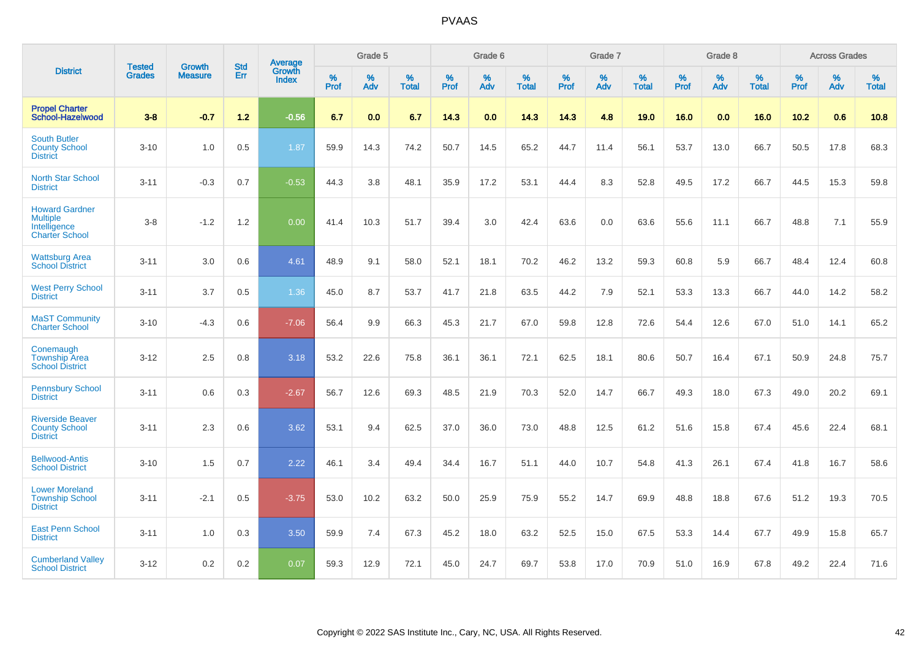# PVAAS

| District | Tested Grades | Growth Measure | Std Err | Average Growth Index | Grade 5 | | | Grade 6 | | | Grade 7 | | | Grade 8 | | | Across Grades | | |
|---|---|---|---|---|---|---|---|---|---|---|---|---|---|---|---|---|---|---|---|
| | | | | | % Prof | % Adv | % Total | % Prof | % Adv | % Total | % Prof | % Adv | % Total | % Prof | % Adv | % Total | % Prof | % Adv | % Total |
| **Propel Charter School-Hazelwood** | **3-8** | **-0.7** | **1.2** | **-0.56** | **6.7** | **0.0** | **6.7** | **14.3** | **0.0** | **14.3** | **14.3** | **4.8** | **19.0** | **16.0** | **0.0** | **16.0** | **10.2** | **0.6** | **10.8** |
| South Butler County School District | 3-10 | 1.0 | 0.5 | 1.87 | 59.9 | 14.3 | 74.2 | 50.7 | 14.5 | 65.2 | 44.7 | 11.4 | 56.1 | 53.7 | 13.0 | 66.7 | 50.5 | 17.8 | 68.3 |
| North Star School District | 3-11 | -0.3 | 0.7 | -0.53 | 44.3 | 3.8 | 48.1 | 35.9 | 17.2 | 53.1 | 44.4 | 8.3 | 52.8 | 49.5 | 17.2 | 66.7 | 44.5 | 15.3 | 59.8 |
| Howard Gardner Multiple Intelligence Charter School | 3-8 | -1.2 | 1.2 | 0.00 | 41.4 | 10.3 | 51.7 | 39.4 | 3.0 | 42.4 | 63.6 | 0.0 | 63.6 | 55.6 | 11.1 | 66.7 | 48.8 | 7.1 | 55.9 |
| Wattsburg Area School District | 3-11 | 3.0 | 0.6 | 4.61 | 48.9 | 9.1 | 58.0 | 52.1 | 18.1 | 70.2 | 46.2 | 13.2 | 59.3 | 60.8 | 5.9 | 66.7 | 48.4 | 12.4 | 60.8 |
| West Perry School District | 3-11 | 3.7 | 0.5 | 1.36 | 45.0 | 8.7 | 53.7 | 41.7 | 21.8 | 63.5 | 44.2 | 7.9 | 52.1 | 53.3 | 13.3 | 66.7 | 44.0 | 14.2 | 58.2 |
| MaST Community Charter School | 3-10 | -4.3 | 0.6 | -7.06 | 56.4 | 9.9 | 66.3 | 45.3 | 21.7 | 67.0 | 59.8 | 12.8 | 72.6 | 54.4 | 12.6 | 67.0 | 51.0 | 14.1 | 65.2 |
| Conemaugh Township Area School District | 3-12 | 2.5 | 0.8 | 3.18 | 53.2 | 22.6 | 75.8 | 36.1 | 36.1 | 72.1 | 62.5 | 18.1 | 80.6 | 50.7 | 16.4 | 67.1 | 50.9 | 24.8 | 75.7 |
| Pennsbury School District | 3-11 | 0.6 | 0.3 | -2.67 | 56.7 | 12.6 | 69.3 | 48.5 | 21.9 | 70.3 | 52.0 | 14.7 | 66.7 | 49.3 | 18.0 | 67.3 | 49.0 | 20.2 | 69.1 |
| Riverside Beaver County School District | 3-11 | 2.3 | 0.6 | 3.62 | 53.1 | 9.4 | 62.5 | 37.0 | 36.0 | 73.0 | 48.8 | 12.5 | 61.2 | 51.6 | 15.8 | 67.4 | 45.6 | 22.4 | 68.1 |
| Bellwood-Antis School District | 3-10 | 1.5 | 0.7 | 2.22 | 46.1 | 3.4 | 49.4 | 34.4 | 16.7 | 51.1 | 44.0 | 10.7 | 54.8 | 41.3 | 26.1 | 67.4 | 41.8 | 16.7 | 58.6 |
| Lower Moreland Township School District | 3-11 | -2.1 | 0.5 | -3.75 | 53.0 | 10.2 | 63.2 | 50.0 | 25.9 | 75.9 | 55.2 | 14.7 | 69.9 | 48.8 | 18.8 | 67.6 | 51.2 | 19.3 | 70.5 |
| East Penn School District | 3-11 | 1.0 | 0.3 | 3.50 | 59.9 | 7.4 | 67.3 | 45.2 | 18.0 | 63.2 | 52.5 | 15.0 | 67.5 | 53.3 | 14.4 | 67.7 | 49.9 | 15.8 | 65.7 |
| Cumberland Valley School District | 3-12 | 0.2 | 0.2 | 0.07 | 59.3 | 12.9 | 72.1 | 45.0 | 24.7 | 69.7 | 53.8 | 17.0 | 70.9 | 51.0 | 16.9 | 67.8 | 49.2 | 22.4 | 71.6 |

Copyright © 2022 SAS Institute Inc., Cary, NC, USA. All Rights Reserved.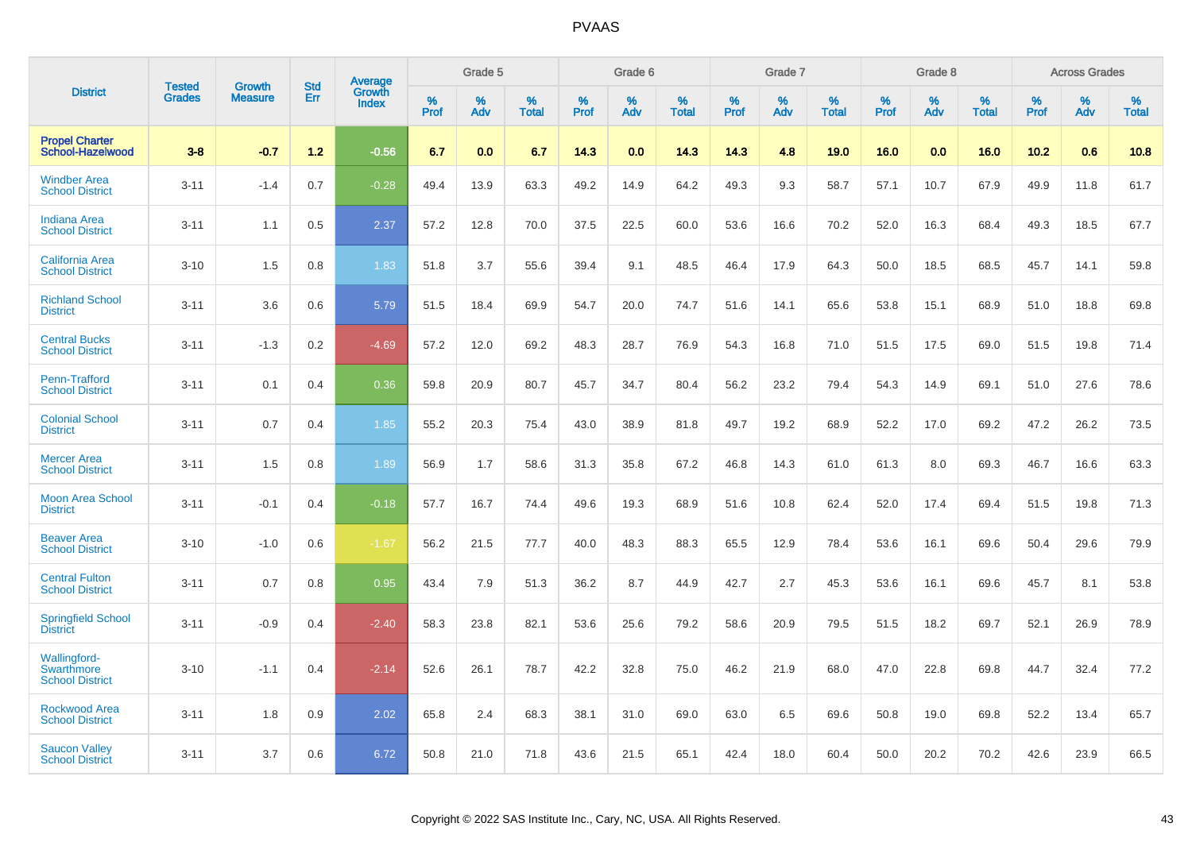# PVAAS

| District | Tested Grades | Growth Measure | Std Err | Average Growth Index | Grade 5 | | | Grade 6 | | | Grade 7 | | | Grade 8 | | | Across Grades | | |
|---|---|---|---|---|---|---|---|---|---|---|---|---|---|---|---|---|---|---|---|
| | | | | | % Prof | % Adv | % Total | % Prof | % Adv | % Total | % Prof | % Adv | % Total | % Prof | % Adv | % Total | % Prof | % Adv | % Total |
| **Propel Charter School-Hazelwood** | **3-8** | **-0.7** | **1.2** | **-0.56** | **6.7** | **0.0** | **6.7** | **14.3** | **0.0** | **14.3** | **14.3** | **4.8** | **19.0** | **16.0** | **0.0** | **16.0** | **10.2** | **0.6** | **10.8** |
| Windber Area School District | 3-11 | -1.4 | 0.7 | -0.28 | 49.4 | 13.9 | 63.3 | 49.2 | 14.9 | 64.2 | 49.3 | 9.3 | 58.7 | 57.1 | 10.7 | 67.9 | 49.9 | 11.8 | 61.7 |
| Indiana Area School District | 3-11 | 1.1 | 0.5 | 2.37 | 57.2 | 12.8 | 70.0 | 37.5 | 22.5 | 60.0 | 53.6 | 16.6 | 70.2 | 52.0 | 16.3 | 68.4 | 49.3 | 18.5 | 67.7 |
| California Area School District | 3-10 | 1.5 | 0.8 | 1.83 | 51.8 | 3.7 | 55.6 | 39.4 | 9.1 | 48.5 | 46.4 | 17.9 | 64.3 | 50.0 | 18.5 | 68.5 | 45.7 | 14.1 | 59.8 |
| Richland School District | 3-11 | 3.6 | 0.6 | 5.79 | 51.5 | 18.4 | 69.9 | 54.7 | 20.0 | 74.7 | 51.6 | 14.1 | 65.6 | 53.8 | 15.1 | 68.9 | 51.0 | 18.8 | 69.8 |
| Central Bucks School District | 3-11 | -1.3 | 0.2 | -4.69 | 57.2 | 12.0 | 69.2 | 48.3 | 28.7 | 76.9 | 54.3 | 16.8 | 71.0 | 51.5 | 17.5 | 69.0 | 51.5 | 19.8 | 71.4 |
| Penn-Trafford School District | 3-11 | 0.1 | 0.4 | 0.36 | 59.8 | 20.9 | 80.7 | 45.7 | 34.7 | 80.4 | 56.2 | 23.2 | 79.4 | 54.3 | 14.9 | 69.1 | 51.0 | 27.6 | 78.6 |
| Colonial School District | 3-11 | 0.7 | 0.4 | 1.85 | 55.2 | 20.3 | 75.4 | 43.0 | 38.9 | 81.8 | 49.7 | 19.2 | 68.9 | 52.2 | 17.0 | 69.2 | 47.2 | 26.2 | 73.5 |
| Mercer Area School District | 3-11 | 1.5 | 0.8 | 1.89 | 56.9 | 1.7 | 58.6 | 31.3 | 35.8 | 67.2 | 46.8 | 14.3 | 61.0 | 61.3 | 8.0 | 69.3 | 46.7 | 16.6 | 63.3 |
| Moon Area School District | 3-11 | -0.1 | 0.4 | -0.18 | 57.7 | 16.7 | 74.4 | 49.6 | 19.3 | 68.9 | 51.6 | 10.8 | 62.4 | 52.0 | 17.4 | 69.4 | 51.5 | 19.8 | 71.3 |
| Beaver Area School District | 3-10 | -1.0 | 0.6 | -1.67 | 56.2 | 21.5 | 77.7 | 40.0 | 48.3 | 88.3 | 65.5 | 12.9 | 78.4 | 53.6 | 16.1 | 69.6 | 50.4 | 29.6 | 79.9 |
| Central Fulton School District | 3-11 | 0.7 | 0.8 | 0.95 | 43.4 | 7.9 | 51.3 | 36.2 | 8.7 | 44.9 | 42.7 | 2.7 | 45.3 | 53.6 | 16.1 | 69.6 | 45.7 | 8.1 | 53.8 |
| Springfield School District | 3-11 | -0.9 | 0.4 | -2.40 | 58.3 | 23.8 | 82.1 | 53.6 | 25.6 | 79.2 | 58.6 | 20.9 | 79.5 | 51.5 | 18.2 | 69.7 | 52.1 | 26.9 | 78.9 |
| Wallingford-Swarthmore School District | 3-10 | -1.1 | 0.4 | -2.14 | 52.6 | 26.1 | 78.7 | 42.2 | 32.8 | 75.0 | 46.2 | 21.9 | 68.0 | 47.0 | 22.8 | 69.8 | 44.7 | 32.4 | 77.2 |
| Rockwood Area School District | 3-11 | 1.8 | 0.9 | 2.02 | 65.8 | 2.4 | 68.3 | 38.1 | 31.0 | 69.0 | 63.0 | 6.5 | 69.6 | 50.8 | 19.0 | 69.8 | 52.2 | 13.4 | 65.7 |
| Saucon Valley School District | 3-11 | 3.7 | 0.6 | 6.72 | 50.8 | 21.0 | 71.8 | 43.6 | 21.5 | 65.1 | 42.4 | 18.0 | 60.4 | 50.0 | 20.2 | 70.2 | 42.6 | 23.9 | 66.5 |

Copyright © 2022 SAS Institute Inc., Cary, NC, USA. All Rights Reserved.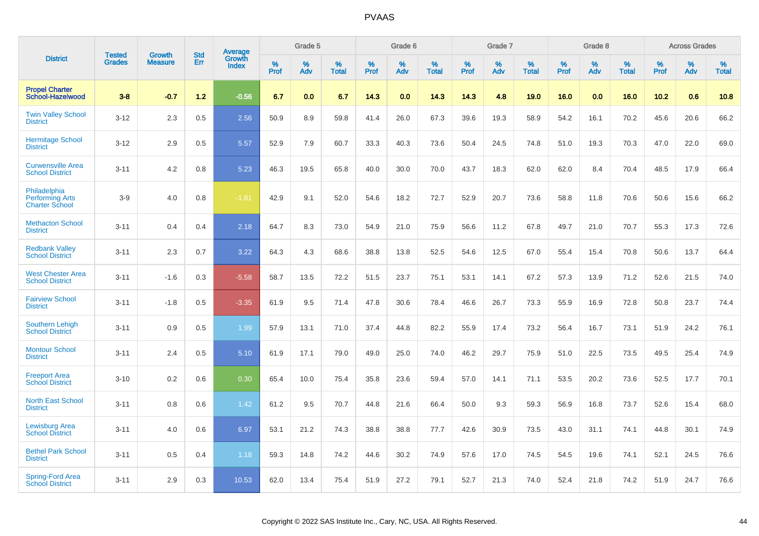| District | Tested Grades | Growth Measure | Std Err | Average Growth Index | Grade 5 | | | Grade 6 | | | Grade 7 | | | Grade 8 | | | Across Grades | | |
|---|---|---|---|---|---|---|---|---|---|---|---|---|---|---|---|---|---|---|---|
| | | | | | % Prof | % Adv | % Total | % Prof | % Adv | % Total | % Prof | % Adv | % Total | % Prof | % Adv | % Total | % Prof | % Adv | % Total |
| **Propel Charter School-Hazelwood** | **3-8** | **-0.7** | **1.2** | **-0.56** | **6.7** | **0.0** | **6.7** | **14.3** | **0.0** | **14.3** | **14.3** | **4.8** | **19.0** | **16.0** | **0.0** | **16.0** | **10.2** | **0.6** | **10.8** |
| Twin Valley School District | 3-12 | 2.3 | 0.5 | 2.56 | 50.9 | 8.9 | 59.8 | 41.4 | 26.0 | 67.3 | 39.6 | 19.3 | 58.9 | 54.2 | 16.1 | 70.2 | 45.6 | 20.6 | 66.2 |
| Hermitage School District | 3-12 | 2.9 | 0.5 | 5.57 | 52.9 | 7.9 | 60.7 | 33.3 | 40.3 | 73.6 | 50.4 | 24.5 | 74.8 | 51.0 | 19.3 | 70.3 | 47.0 | 22.0 | 69.0 |
| Curwensville Area School District | 3-11 | 4.2 | 0.8 | 5.23 | 46.3 | 19.5 | 65.8 | 40.0 | 30.0 | 70.0 | 43.7 | 18.3 | 62.0 | 62.0 | 8.4 | 70.4 | 48.5 | 17.9 | 66.4 |
| Philadelphia Performing Arts Charter School | 3-9 | 4.0 | 0.8 | -1.81 | 42.9 | 9.1 | 52.0 | 54.6 | 18.2 | 72.7 | 52.9 | 20.7 | 73.6 | 58.8 | 11.8 | 70.6 | 50.6 | 15.6 | 66.2 |
| Methacton School District | 3-11 | 0.4 | 0.4 | 2.18 | 64.7 | 8.3 | 73.0 | 54.9 | 21.0 | 75.9 | 56.6 | 11.2 | 67.8 | 49.7 | 21.0 | 70.7 | 55.3 | 17.3 | 72.6 |
| Redbank Valley School District | 3-11 | 2.3 | 0.7 | 3.22 | 64.3 | 4.3 | 68.6 | 38.8 | 13.8 | 52.5 | 54.6 | 12.5 | 67.0 | 55.4 | 15.4 | 70.8 | 50.6 | 13.7 | 64.4 |
| West Chester Area School District | 3-11 | -1.6 | 0.3 | -5.58 | 58.7 | 13.5 | 72.2 | 51.5 | 23.7 | 75.1 | 53.1 | 14.1 | 67.2 | 57.3 | 13.9 | 71.2 | 52.6 | 21.5 | 74.0 |
| Fairview School District | 3-11 | -1.8 | 0.5 | -3.35 | 61.9 | 9.5 | 71.4 | 47.8 | 30.6 | 78.4 | 46.6 | 26.7 | 73.3 | 55.9 | 16.9 | 72.8 | 50.8 | 23.7 | 74.4 |
| Southern Lehigh School District | 3-11 | 0.9 | 0.5 | 1.99 | 57.9 | 13.1 | 71.0 | 37.4 | 44.8 | 82.2 | 55.9 | 17.4 | 73.2 | 56.4 | 16.7 | 73.1 | 51.9 | 24.2 | 76.1 |
| Montour School District | 3-11 | 2.4 | 0.5 | 5.10 | 61.9 | 17.1 | 79.0 | 49.0 | 25.0 | 74.0 | 46.2 | 29.7 | 75.9 | 51.0 | 22.5 | 73.5 | 49.5 | 25.4 | 74.9 |
| Freeport Area School District | 3-10 | 0.2 | 0.6 | 0.30 | 65.4 | 10.0 | 75.4 | 35.8 | 23.6 | 59.4 | 57.0 | 14.1 | 71.1 | 53.5 | 20.2 | 73.6 | 52.5 | 17.7 | 70.1 |
| North East School District | 3-11 | 0.8 | 0.6 | 1.42 | 61.2 | 9.5 | 70.7 | 44.8 | 21.6 | 66.4 | 50.0 | 9.3 | 59.3 | 56.9 | 16.8 | 73.7 | 52.6 | 15.4 | 68.0 |
| Lewisburg Area School District | 3-11 | 4.0 | 0.6 | 6.97 | 53.1 | 21.2 | 74.3 | 38.8 | 38.8 | 77.7 | 42.6 | 30.9 | 73.5 | 43.0 | 31.1 | 74.1 | 44.8 | 30.1 | 74.9 |
| Bethel Park School District | 3-11 | 0.5 | 0.4 | 1.18 | 59.3 | 14.8 | 74.2 | 44.6 | 30.2 | 74.9 | 57.6 | 17.0 | 74.5 | 54.5 | 19.6 | 74.1 | 52.1 | 24.5 | 76.6 |
| Spring-Ford Area School District | 3-11 | 2.9 | 0.3 | 10.53 | 62.0 | 13.4 | 75.4 | 51.9 | 27.2 | 79.1 | 52.7 | 21.3 | 74.0 | 52.4 | 21.8 | 74.2 | 51.9 | 24.7 | 76.6 |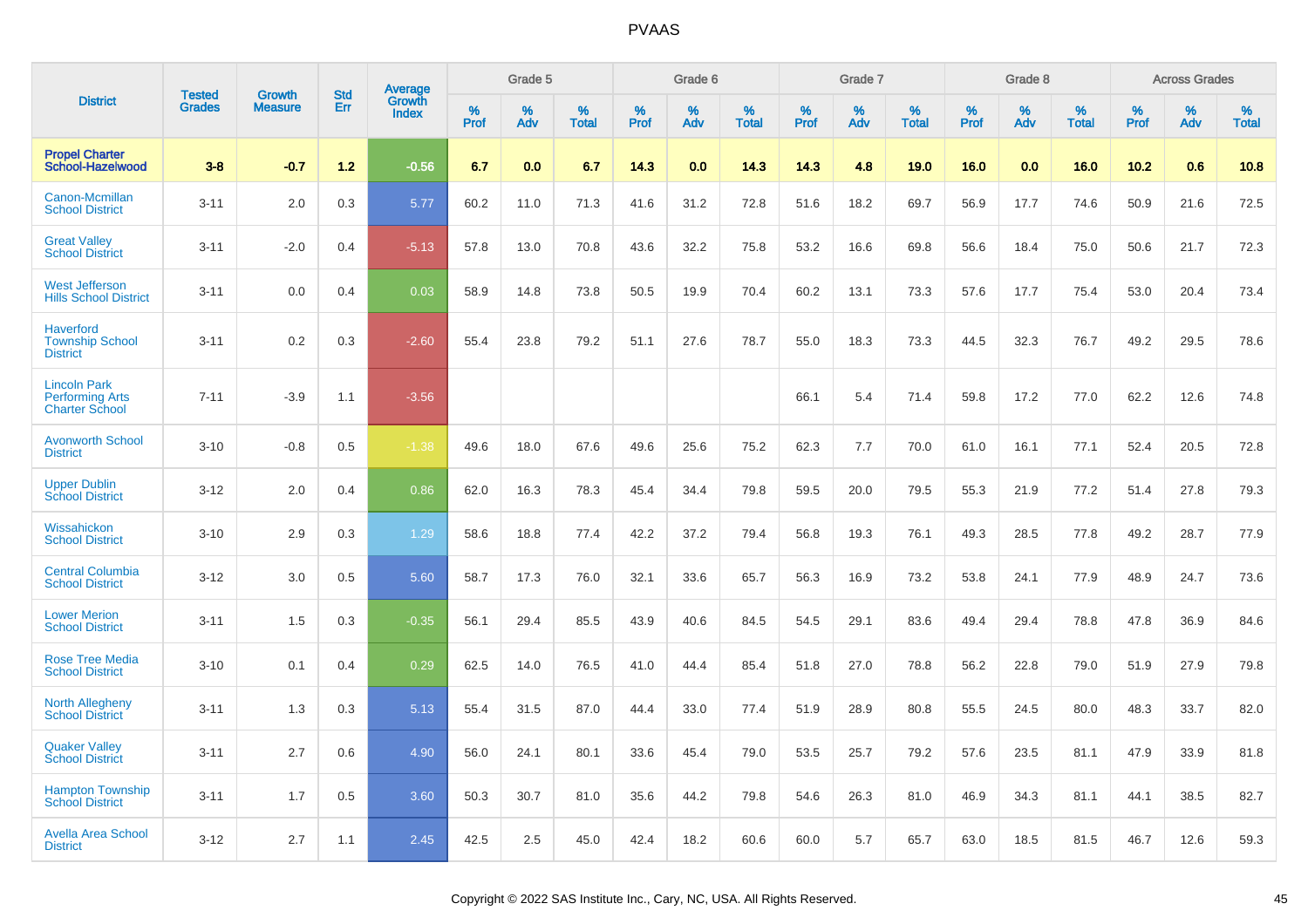# PVAAS

| District | Tested Grades | Growth Measure | Std Err | Average Growth Index | Grade 5 | | | Grade 6 | | | Grade 7 | | | Grade 8 | | | Across Grades | | |
|---|---|---|---|---|---|---|---|---|---|---|---|---|---|---|---|---|---|---|---|
| | | | | | % Prof | % Adv | % Total | % Prof | % Adv | % Total | % Prof | % Adv | % Total | % Prof | % Adv | % Total | % Prof | % Adv | % Total |
| **Propel Charter School-Hazelwood** | **3-8** | **-0.7** | **1.2** | **-0.56** | **6.7** | **0.0** | **6.7** | **14.3** | **0.0** | **14.3** | **14.3** | **4.8** | **19.0** | **16.0** | **0.0** | **16.0** | **10.2** | **0.6** | **10.8** |
| Canon-Mcmillan School District | 3-11 | 2.0 | 0.3 | 5.77 | 60.2 | 11.0 | 71.3 | 41.6 | 31.2 | 72.8 | 51.6 | 18.2 | 69.7 | 56.9 | 17.7 | 74.6 | 50.9 | 21.6 | 72.5 |
| Great Valley School District | 3-11 | -2.0 | 0.4 | -5.13 | 57.8 | 13.0 | 70.8 | 43.6 | 32.2 | 75.8 | 53.2 | 16.6 | 69.8 | 56.6 | 18.4 | 75.0 | 50.6 | 21.7 | 72.3 |
| West Jefferson Hills School District | 3-11 | 0.0 | 0.4 | 0.03 | 58.9 | 14.8 | 73.8 | 50.5 | 19.9 | 70.4 | 60.2 | 13.1 | 73.3 | 57.6 | 17.7 | 75.4 | 53.0 | 20.4 | 73.4 |
| Haverford Township School District | 3-11 | 0.2 | 0.3 | -2.60 | 55.4 | 23.8 | 79.2 | 51.1 | 27.6 | 78.7 | 55.0 | 18.3 | 73.3 | 44.5 | 32.3 | 76.7 | 49.2 | 29.5 | 78.6 |
| Lincoln Park Performing Arts Charter School | 7-11 | -3.9 | 1.1 | -3.56 | | | | | | | 66.1 | 5.4 | 71.4 | 59.8 | 17.2 | 77.0 | 62.2 | 12.6 | 74.8 |
| Avonworth School District | 3-10 | -0.8 | 0.5 | -1.38 | 49.6 | 18.0 | 67.6 | 49.6 | 25.6 | 75.2 | 62.3 | 7.7 | 70.0 | 61.0 | 16.1 | 77.1 | 52.4 | 20.5 | 72.8 |
| Upper Dublin School District | 3-12 | 2.0 | 0.4 | 0.86 | 62.0 | 16.3 | 78.3 | 45.4 | 34.4 | 79.8 | 59.5 | 20.0 | 79.5 | 55.3 | 21.9 | 77.2 | 51.4 | 27.8 | 79.3 |
| Wissahickon School District | 3-10 | 2.9 | 0.3 | 1.29 | 58.6 | 18.8 | 77.4 | 42.2 | 37.2 | 79.4 | 56.8 | 19.3 | 76.1 | 49.3 | 28.5 | 77.8 | 49.2 | 28.7 | 77.9 |
| Central Columbia School District | 3-12 | 3.0 | 0.5 | 5.60 | 58.7 | 17.3 | 76.0 | 32.1 | 33.6 | 65.7 | 56.3 | 16.9 | 73.2 | 53.8 | 24.1 | 77.9 | 48.9 | 24.7 | 73.6 |
| Lower Merion School District | 3-11 | 1.5 | 0.3 | -0.35 | 56.1 | 29.4 | 85.5 | 43.9 | 40.6 | 84.5 | 54.5 | 29.1 | 83.6 | 49.4 | 29.4 | 78.8 | 47.8 | 36.9 | 84.6 |
| Rose Tree Media School District | 3-10 | 0.1 | 0.4 | 0.29 | 62.5 | 14.0 | 76.5 | 41.0 | 44.4 | 85.4 | 51.8 | 27.0 | 78.8 | 56.2 | 22.8 | 79.0 | 51.9 | 27.9 | 79.8 |
| North Allegheny School District | 3-11 | 1.3 | 0.3 | 5.13 | 55.4 | 31.5 | 87.0 | 44.4 | 33.0 | 77.4 | 51.9 | 28.9 | 80.8 | 55.5 | 24.5 | 80.0 | 48.3 | 33.7 | 82.0 |
| Quaker Valley School District | 3-11 | 2.7 | 0.6 | 4.90 | 56.0 | 24.1 | 80.1 | 33.6 | 45.4 | 79.0 | 53.5 | 25.7 | 79.2 | 57.6 | 23.5 | 81.1 | 47.9 | 33.9 | 81.8 |
| Hampton Township School District | 3-11 | 1.7 | 0.5 | 3.60 | 50.3 | 30.7 | 81.0 | 35.6 | 44.2 | 79.8 | 54.6 | 26.3 | 81.0 | 46.9 | 34.3 | 81.1 | 44.1 | 38.5 | 82.7 |
| Avella Area School District | 3-12 | 2.7 | 1.1 | 2.45 | 42.5 | 2.5 | 45.0 | 42.4 | 18.2 | 60.6 | 60.0 | 5.7 | 65.7 | 63.0 | 18.5 | 81.5 | 46.7 | 12.6 | 59.3 |

Copyright © 2022 SAS Institute Inc., Cary, NC, USA. All Rights Reserved.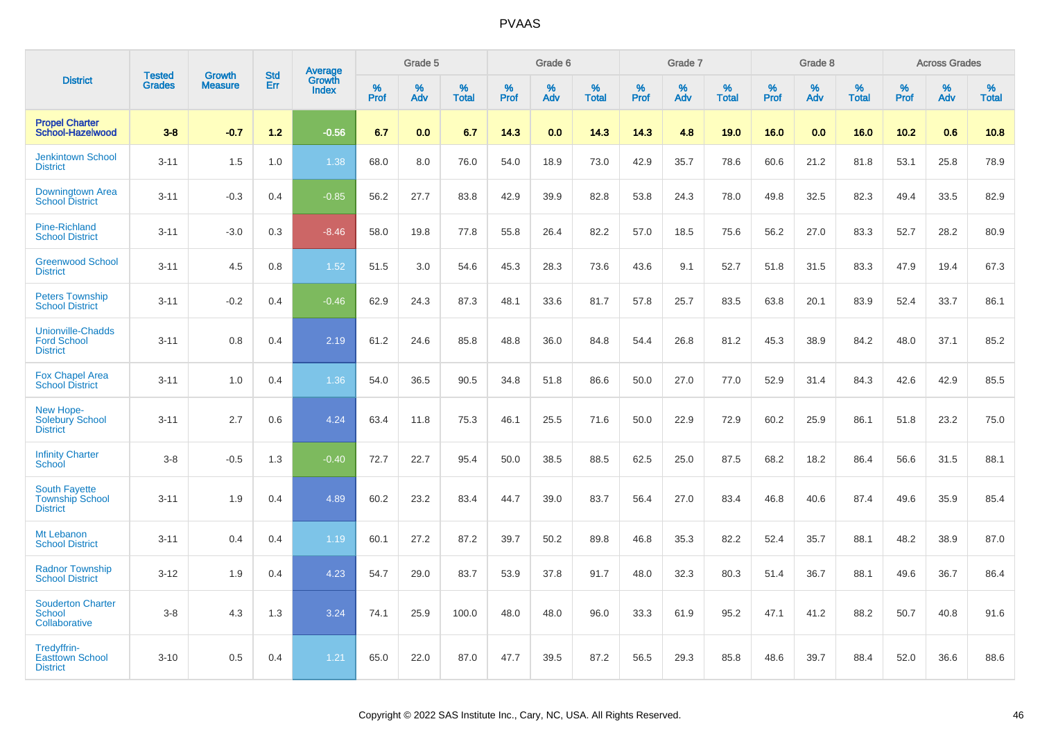# PVAAS

| District | Tested Grades | Growth Measure | Std Err | Average Growth Index | Grade 5 | | | Grade 6 | | | Grade 7 | | | Grade 8 | | | Across Grades | | |
|---|---|---|---|---|---|---|---|---|---|---|---|---|---|---|---|---|---|---|---|
| | | | | | % Prof | % Adv | % Total | % Prof | % Adv | % Total | % Prof | % Adv | % Total | % Prof | % Adv | % Total | % Prof | % Adv | % Total |
| **Propel Charter School-Hazelwood** | **3-8** | **-0.7** | **1.2** | **-0.56** | **6.7** | **0.0** | **6.7** | **14.3** | **0.0** | **14.3** | **14.3** | **4.8** | **19.0** | **16.0** | **0.0** | **16.0** | **10.2** | **0.6** | **10.8** |
| Jenkintown School District | 3-11 | 1.5 | 1.0 | 1.38 | 68.0 | 8.0 | 76.0 | 54.0 | 18.9 | 73.0 | 42.9 | 35.7 | 78.6 | 60.6 | 21.2 | 81.8 | 53.1 | 25.8 | 78.9 |
| Downingtown Area School District | 3-11 | -0.3 | 0.4 | -0.85 | 56.2 | 27.7 | 83.8 | 42.9 | 39.9 | 82.8 | 53.8 | 24.3 | 78.0 | 49.8 | 32.5 | 82.3 | 49.4 | 33.5 | 82.9 |
| Pine-Richland School District | 3-11 | -3.0 | 0.3 | -8.46 | 58.0 | 19.8 | 77.8 | 55.8 | 26.4 | 82.2 | 57.0 | 18.5 | 75.6 | 56.2 | 27.0 | 83.3 | 52.7 | 28.2 | 80.9 |
| Greenwood School District | 3-11 | 4.5 | 0.8 | 1.52 | 51.5 | 3.0 | 54.6 | 45.3 | 28.3 | 73.6 | 43.6 | 9.1 | 52.7 | 51.8 | 31.5 | 83.3 | 47.9 | 19.4 | 67.3 |
| Peters Township School District | 3-11 | -0.2 | 0.4 | -0.46 | 62.9 | 24.3 | 87.3 | 48.1 | 33.6 | 81.7 | 57.8 | 25.7 | 83.5 | 63.8 | 20.1 | 83.9 | 52.4 | 33.7 | 86.1 |
| Unionville-Chadds Ford School District | 3-11 | 0.8 | 0.4 | 2.19 | 61.2 | 24.6 | 85.8 | 48.8 | 36.0 | 84.8 | 54.4 | 26.8 | 81.2 | 45.3 | 38.9 | 84.2 | 48.0 | 37.1 | 85.2 |
| Fox Chapel Area School District | 3-11 | 1.0 | 0.4 | 1.36 | 54.0 | 36.5 | 90.5 | 34.8 | 51.8 | 86.6 | 50.0 | 27.0 | 77.0 | 52.9 | 31.4 | 84.3 | 42.6 | 42.9 | 85.5 |
| New Hope-Solebury School District | 3-11 | 2.7 | 0.6 | 4.24 | 63.4 | 11.8 | 75.3 | 46.1 | 25.5 | 71.6 | 50.0 | 22.9 | 72.9 | 60.2 | 25.9 | 86.1 | 51.8 | 23.2 | 75.0 |
| Infinity Charter School | 3-8 | -0.5 | 1.3 | -0.40 | 72.7 | 22.7 | 95.4 | 50.0 | 38.5 | 88.5 | 62.5 | 25.0 | 87.5 | 68.2 | 18.2 | 86.4 | 56.6 | 31.5 | 88.1 |
| South Fayette Township School District | 3-11 | 1.9 | 0.4 | 4.89 | 60.2 | 23.2 | 83.4 | 44.7 | 39.0 | 83.7 | 56.4 | 27.0 | 83.4 | 46.8 | 40.6 | 87.4 | 49.6 | 35.9 | 85.4 |
| Mt Lebanon School District | 3-11 | 0.4 | 0.4 | 1.19 | 60.1 | 27.2 | 87.2 | 39.7 | 50.2 | 89.8 | 46.8 | 35.3 | 82.2 | 52.4 | 35.7 | 88.1 | 48.2 | 38.9 | 87.0 |
| Radnor Township School District | 3-12 | 1.9 | 0.4 | 4.23 | 54.7 | 29.0 | 83.7 | 53.9 | 37.8 | 91.7 | 48.0 | 32.3 | 80.3 | 51.4 | 36.7 | 88.1 | 49.6 | 36.7 | 86.4 |
| Souderton Charter School Collaborative | 3-8 | 4.3 | 1.3 | 3.24 | 74.1 | 25.9 | 100.0 | 48.0 | 48.0 | 96.0 | 33.3 | 61.9 | 95.2 | 47.1 | 41.2 | 88.2 | 50.7 | 40.8 | 91.6 |
| Tredyffrin-Easttown School District | 3-10 | 0.5 | 0.4 | 1.21 | 65.0 | 22.0 | 87.0 | 47.7 | 39.5 | 87.2 | 56.5 | 29.3 | 85.8 | 48.6 | 39.7 | 88.4 | 52.0 | 36.6 | 88.6 |

Copyright © 2022 SAS Institute Inc., Cary, NC, USA. All Rights Reserved.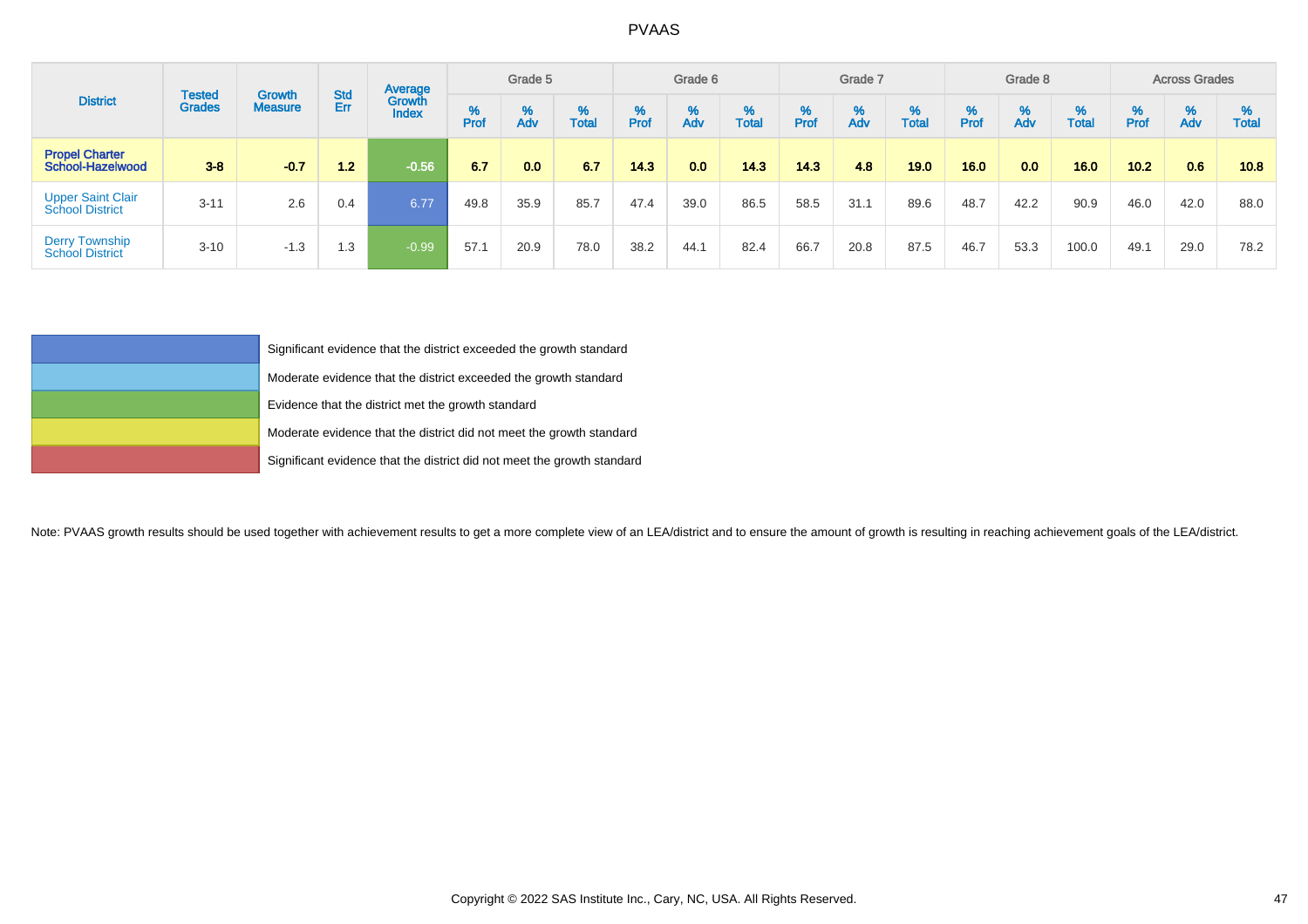# PVAAS

| District | Tested Grades | Growth Measure | Std Err | Average Growth Index | Grade 5 | | | Grade 6 | | | Grade 7 | | | Grade 8 | | | Across Grades | | |
|---|---|---|---|---|---|---|---|---|---|---|---|---|---|---|---|---|---|---|---|
| | | | | | % Prof | % Adv | % Total | % Prof | % Adv | % Total | % Prof | % Adv | % Total | % Prof | % Adv | % Total | % Prof | % Adv | % Total |
| **Propel Charter School-Hazelwood** | **3-8** | **-0.7** | **1.2** | **-0.56** | **6.7** | **0.0** | **6.7** | **14.3** | **0.0** | **14.3** | **14.3** | **4.8** | **19.0** | **16.0** | **0.0** | **16.0** | **10.2** | **0.6** | **10.8** |
| Upper Saint Clair School District | 3-11 | 2.6 | 0.4 | 6.77 | 49.8 | 35.9 | 85.7 | 47.4 | 39.0 | 86.5 | 58.5 | 31.1 | 89.6 | 48.7 | 42.2 | 90.9 | 46.0 | 42.0 | 88.0 |
| Derry Township School District | 3-10 | -1.3 | 1.3 | -0.99 | 57.1 | 20.9 | 78.0 | 38.2 | 44.1 | 82.4 | 66.7 | 20.8 | 87.5 | 46.7 | 53.3 | 100.0 | 49.1 | 29.0 | 78.2 |

Significant evidence that the district exceeded the growth standard

Moderate evidence that the district exceeded the growth standard

Evidence that the district met the growth standard

Moderate evidence that the district did not meet the growth standard

Significant evidence that the district did not meet the growth standard

Note: PVAAS growth results should be used together with achievement results to get a more complete view of an LEA/district and to ensure the amount of growth is resulting in reaching achievement goals of the LEA/district.

Copyright © 2022 SAS Institute Inc., Cary, NC, USA. All Rights Reserved.